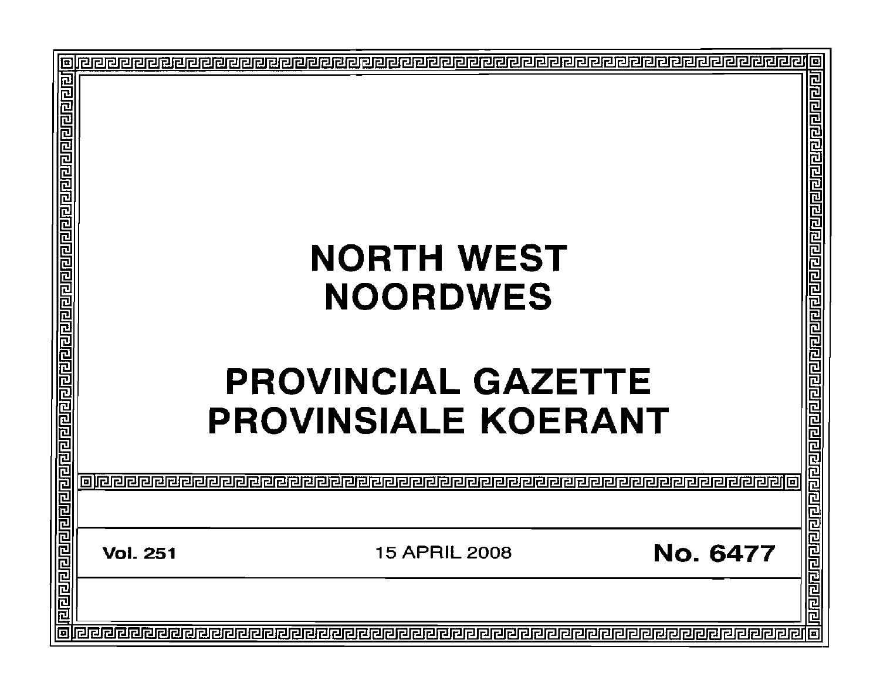# NORTH WEST
# NOORDWES

# PROVINCIAL GAZETTE
# PROVINSIALE KOERANT

**Vol. 251** 15 APRIL 2008 **No. 6477**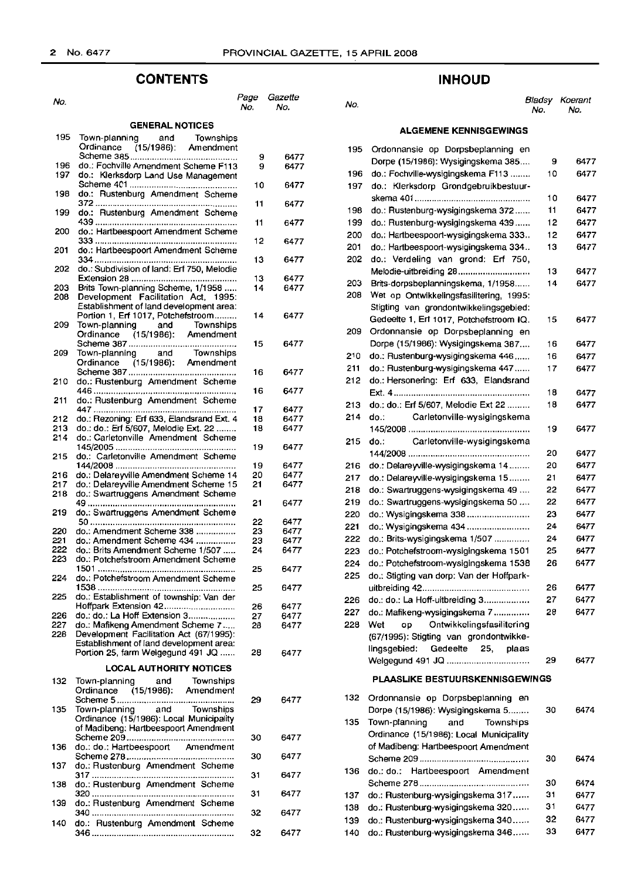## CONTENTS

| No. | | Page No. | Gazette No. |
|---|---|---|---|
| | **GENERAL NOTICES** | | |
| 195 | Town-planning and Townships Ordinance (15/1986): Amendment Scheme 385 | 9 | 6477 |
| 196 | do.: Fochville Amendment Scheme F113 | 9 | 6477 |
| 197 | do.: Klerksdorp Land Use Management Scheme 401 | 10 | 6477 |
| 198 | do.: Rustenburg Amendment Scheme 372 | 11 | 6477 |
| 199 | do.: Rustenburg Amendment Scheme 439 | 11 | 6477 |
| 200 | do.: Hartbeespoort Amendment Scheme 333 | 12 | 6477 |
| 201 | do.: Hartbeespoort Amendment Scheme 334 | 13 | 6477 |
| 202 | do.: Subdivision of land: Erf 750, Melodie Extension 28 | 13 | 6477 |
| 203 | Brits Town-planning Scheme, 1/1958 | 14 | 6477 |
| 208 | Development Facilitation Act, 1995: Establishment of land development area: Portion 1, Erf 1017, Potchefstroom | 14 | 6477 |
| 209 | Town-planning and Townships Ordinance (15/1986): Amendment Scheme 387 | 15 | 6477 |
| 209 | Town-planning and Townships Ordinance (15/1986): Amendment Scheme 387 | 16 | 6477 |
| 210 | do.: Rustenburg Amendment Scheme 446 | 16 | 6477 |
| 211 | do.: Rustenburg Amendment Scheme 447 | 17 | 6477 |
| 212 | do.: Rezoning: Erf 633, Elandsrand Ext. 4 | 18 | 6477 |
| 213 | do.: do.: Erf 5/607, Melodie Ext. 22 | 18 | 6477 |
| 214 | do.: Carletonville Amendment Scheme 145/2005 | 19 | 6477 |
| 215 | do.: Carletonville Amendment Scheme 144/2008 | 19 | 6477 |
| 216 | do.: Delareyville Amendment Scheme 14 | 20 | 6477 |
| 217 | do.: Delareyville Amendment Scheme 15 | 21 | 6477 |
| 218 | do.: Swartruggens Amendment Scheme 49 | 21 | 6477 |
| 219 | do.: Swartruggens Amendment Scheme 50 | 22 | 6477 |
| 220 | do.: Amendment Scheme 338 | 23 | 6477 |
| 221 | do.: Amendment Scheme 434 | 23 | 6477 |
| 222 | do.: Brits Amendment Scheme 1/507 | 24 | 6477 |
| 223 | do.: Potchefstroom Amendment Scheme 1501 | 25 | 6477 |
| 224 | do.: Potchefstroom Amendment Scheme 1538 | 25 | 6477 |
| 225 | do.: Establishment of township: Van der Hoffpark Extension 42 | 26 | 6477 |
| 226 | do.: do.: La Hoff Extension 3 | 27 | 6477 |
| 227 | do.: Mafikeng Amendment Scheme 7 | 28 | 6477 |
| 228 | Development Facilitation Act (67/1995): Establishment of land development area: Portion 25, farm Welgegund 491 JQ | 28 | 6477 |
| | **LOCAL AUTHORITY NOTICES** | | |
| 132 | Town-planning and Townships Ordinance (15/1986): Amendment Scheme 5 | 29 | 6477 |
| 135 | Town-planning and Townships Ordinance (15/1986): Local Municipality of Madibeng: Hartbeespoort Amendment Scheme 209 | 30 | 6477 |
| 136 | do.: do.: Hartbeespoort Amendment Scheme 278 | 30 | 6477 |
| 137 | do.: Rustenburg Amendment Scheme 317 | 31 | 6477 |
| 138 | do.: Rustenburg Amendment Scheme 320 | 31 | 6477 |
| 139 | do.: Rustenburg Amendment Scheme 340 | 32 | 6477 |
| 140 | do.: Rustenburg Amendment Scheme 346 | 32 | 6477 |

## INHOUD

| No. | | Bladsy No. | Koerant No. |
|---|---|---|---|
| | **ALGEMENE KENNISGEWINGS** | | |
| 195 | Ordonnansie op Dorpsbeplanning en Dorpe (15/1986): Wysigingskema 385 | 9 | 6477 |
| 196 | do.: Fochville-wysigingskema F113 | 10 | 6477 |
| 197 | do.: Klerksdorp Grondgebruikbestuurskema 401 | 10 | 6477 |
| 198 | do.: Rustenburg-wysigingskema 372 | 11 | 6477 |
| 199 | do.: Rustenburg-wysigingskema 439 | 12 | 6477 |
| 200 | do.: Hartbeespoort-wysigingskema 333 | 12 | 6477 |
| 201 | do.: Hartbeespoort-wysigingskema 334 | 13 | 6477 |
| 202 | do.: Verdeling van grond: Erf 750, Melodie-uitbreiding 28 | 13 | 6477 |
| 203 | Brits-dorpsbeplanningskema, 1/1958 | 14 | 6477 |
| 208 | Wet op Ontwikkelingsfasilitering, 1995: Stigting van grondontwikkelingsgebied: Gedeelte 1, Erf 1017, Potchefstroom IQ. | 15 | 6477 |
| 209 | Ordonnansie op Dorpsbeplanning en Dorpe (15/1986): Wysigingskema 387 | 16 | 6477 |
| 210 | do.: Rustenburg-wysigingskema 446 | 16 | 6477 |
| 211 | do.: Rustenburg-wysigingskema 447 | 17 | 6477 |
| 212 | do.: Hersonering: Erf 633, Elandsrand Ext. 4 | 18 | 6477 |
| 213 | do.: do.: Erf 5/607, Melodie Ext 22 | 18 | 6477 |
| 214 | do.: Carletonville-wysigingskema 145/2008 | 19 | 6477 |
| 215 | do.: Carletonville-wysigingskema 144/2008 | 20 | 6477 |
| 216 | do.: Delareyville-wysigingskema 14 | 20 | 6477 |
| 217 | do.: Delareyville-wysigingskema 15 | 21 | 6477 |
| 218 | do.: Swartruggens-wysigingskema 49 | 22 | 6477 |
| 219 | do.: Swartruggens-wysigingskema 50 | 22 | 6477 |
| 220 | do.: Wysigingskema 338 | 23 | 6477 |
| 221 | do.: Wysigingskema 434 | 24 | 6477 |
| 222 | do.: Brits-wysigingskema 1/507 | 24 | 6477 |
| 223 | do.: Potchefstroom-wysigingskema 1501 | 25 | 6477 |
| 224 | do.: Potchefstroom-wysigingskema 1538 | 26 | 6477 |
| 225 | do.: Stigting van dorp: Van der Hoffpark-uitbreiding 42 | 26 | 6477 |
| 226 | do.: do.: La Hoff-uitbreiding 3 | 27 | 6477 |
| 227 | do.: Mafikeng-wysigingskema 7 | 28 | 6477 |
| 228 | Wet op Ontwikkelingsfasilitering (67/1995): Stigting van grondontwikkelingsgebied: Gedeelte 25, plaas Welgegund 491 JQ | 29 | 6477 |
| | **PLAASLIKE BESTUURSKENNISGEWINGS** | | |
| 132 | Ordonnansie op Dorpsbeplanning en Dorpe (15/1986): Wysigingskema 5 | 30 | 6474 |
| 135 | Town-planning and Townships Ordinance (15/1986): Local Municipality of Madibeng: Hartbeespoort Amendment Scheme 209 | 30 | 6474 |
| 136 | do.: do.: Hartbeespoort Amendment Scheme 278 | 30 | 6474 |
| 137 | do.: Rustenburg-wysigingskema 317 | 31 | 6477 |
| 138 | do.: Rustenburg-wysigingskema 320 | 31 | 6477 |
| 139 | do.: Rustenburg-wysigingskema 340 | 32 | 6477 |
| 140 | do.: Rustenburg-wysigingskema 346 | 33 | 6477 |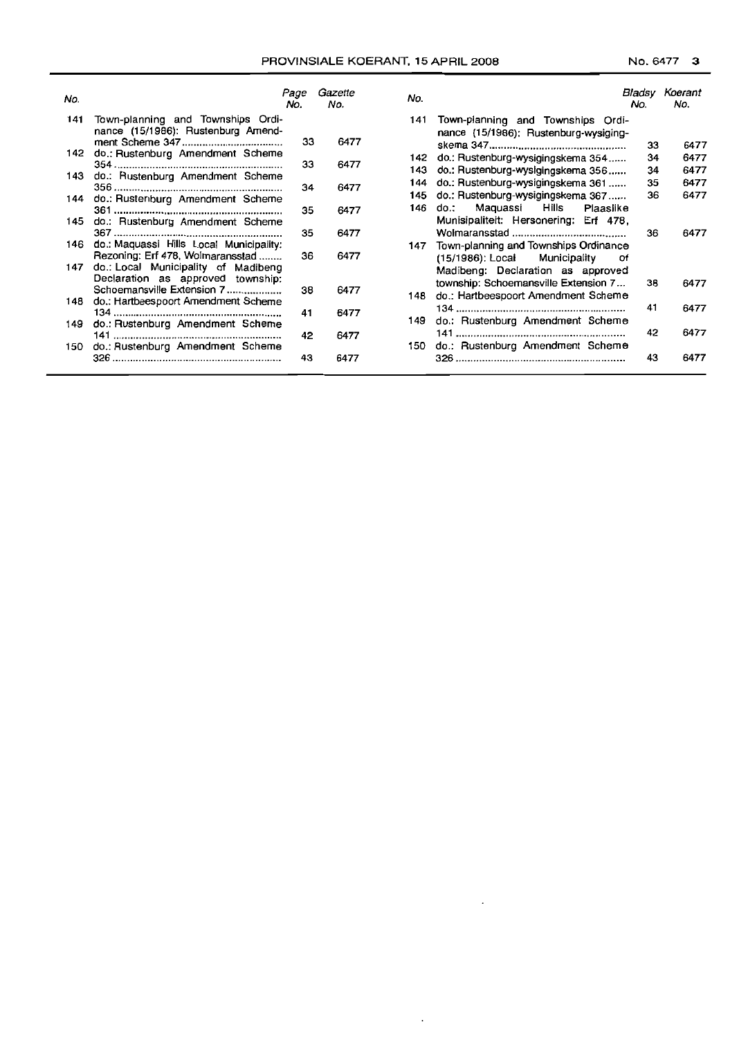| No. | | Page No. | Gazette No. |
|---|---|---|---|
| 141 | Town-planning and Townships Ordinance (15/1986): Rustenburg Amendment Scheme 347 | 33 | 6477 |
| 142 | do.: Rustenburg Amendment Scheme 354 | 33 | 6477 |
| 143 | do.: Rustenburg Amendment Scheme 356 | 34 | 6477 |
| 144 | do.: Rustenburg Amendment Scheme 361 | 35 | 6477 |
| 145 | do.: Rustenburg Amendment Scheme 367 | 35 | 6477 |
| 146 | do.: Maquassi Hills Local Municipality: Rezoning: Erf 478, Wolmaransstad | 36 | 6477 |
| 147 | do.: Local Municipality of Madibeng Declaration as approved township: Schoemansville Extension 7 | 38 | 6477 |
| 148 | do.: Hartbeespoort Amendment Scheme 134 | 41 | 6477 |
| 149 | do.: Rustenburg Amendment Scheme 141 | 42 | 6477 |
| 150 | do.: Rustenburg Amendment Scheme 326 | 43 | 6477 |

| No. | | Bladsy No. | Koerant No. |
|---|---|---|---|
| 141 | Town-planning and Townships Ordinance (15/1986): Rustenburg-wysigingskema 347 | 33 | 6477 |
| 142 | do.: Rustenburg-wysigingskema 354 | 34 | 6477 |
| 143 | do.: Rustenburg-wysigingskema 356 | 34 | 6477 |
| 144 | do.: Rustenburg-wysigingskema 361 | 35 | 6477 |
| 145 | do.: Rustenburg-wysigingskema 367 | 36 | 6477 |
| 146 | do.: Maquassi Hills Plaaslike Munisipaliteit: Hersonering: Erf 478, Wolmaransstad | 36 | 6477 |
| 147 | Town-planning and Townships Ordinance (15/1986): Local Municipality of Madibeng: Declaration as approved township: Schoemansville Extension 7 | 38 | 6477 |
| 148 | do.: Hartbeespoort Amendment Scheme 134 | 41 | 6477 |
| 149 | do.: Rustenburg Amendment Scheme 141 | 42 | 6477 |
| 150 | do.: Rustenburg Amendment Scheme 326 | 43 | 6477 |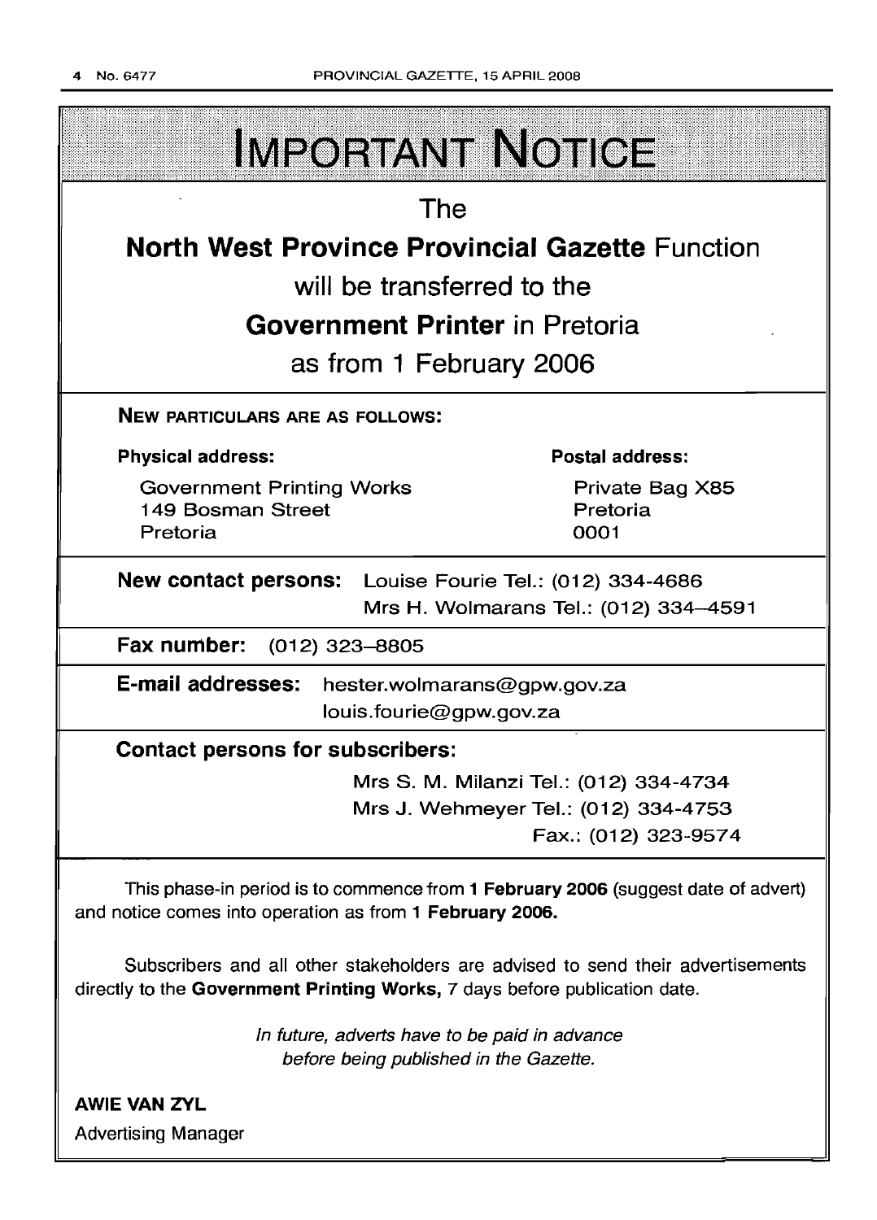# IMPORTANT NOTICE

The

**North West Province Provincial Gazette** Function

will be transferred to the

**Government Printer** in Pretoria

as from 1 February 2006

**NEW PARTICULARS ARE AS FOLLOWS:**

| **Physical address:** | **Postal address:** |
|---|---|
| Government Printing Works<br>149 Bosman Street<br>Pretoria | Private Bag X85<br>Pretoria<br>0001 |

**New contact persons:** Louise Fourie Tel.: (012) 334-4686
Mrs H. Wolmarans Tel.: (012) 334–4591

**Fax number:** (012) 323–8805

**E-mail addresses:** hester.wolmarans@gpw.gov.za
louis.fourie@gpw.gov.za

**Contact persons for subscribers:**

Mrs S. M. Milanzi Tel.: (012) 334-4734
Mrs J. Wehmeyer Tel.: (012) 334-4753
Fax.: (012) 323-9574

This phase-in period is to commence from **1 February 2006** (suggest date of advert) and notice comes into operation as from **1 February 2006.**

Subscribers and all other stakeholders are advised to send their advertisements directly to the **Government Printing Works,** 7 days before publication date.

*In future, adverts have to be paid in advance before being published in the Gazette.*

**AWIE VAN ZYL**
Advertising Manager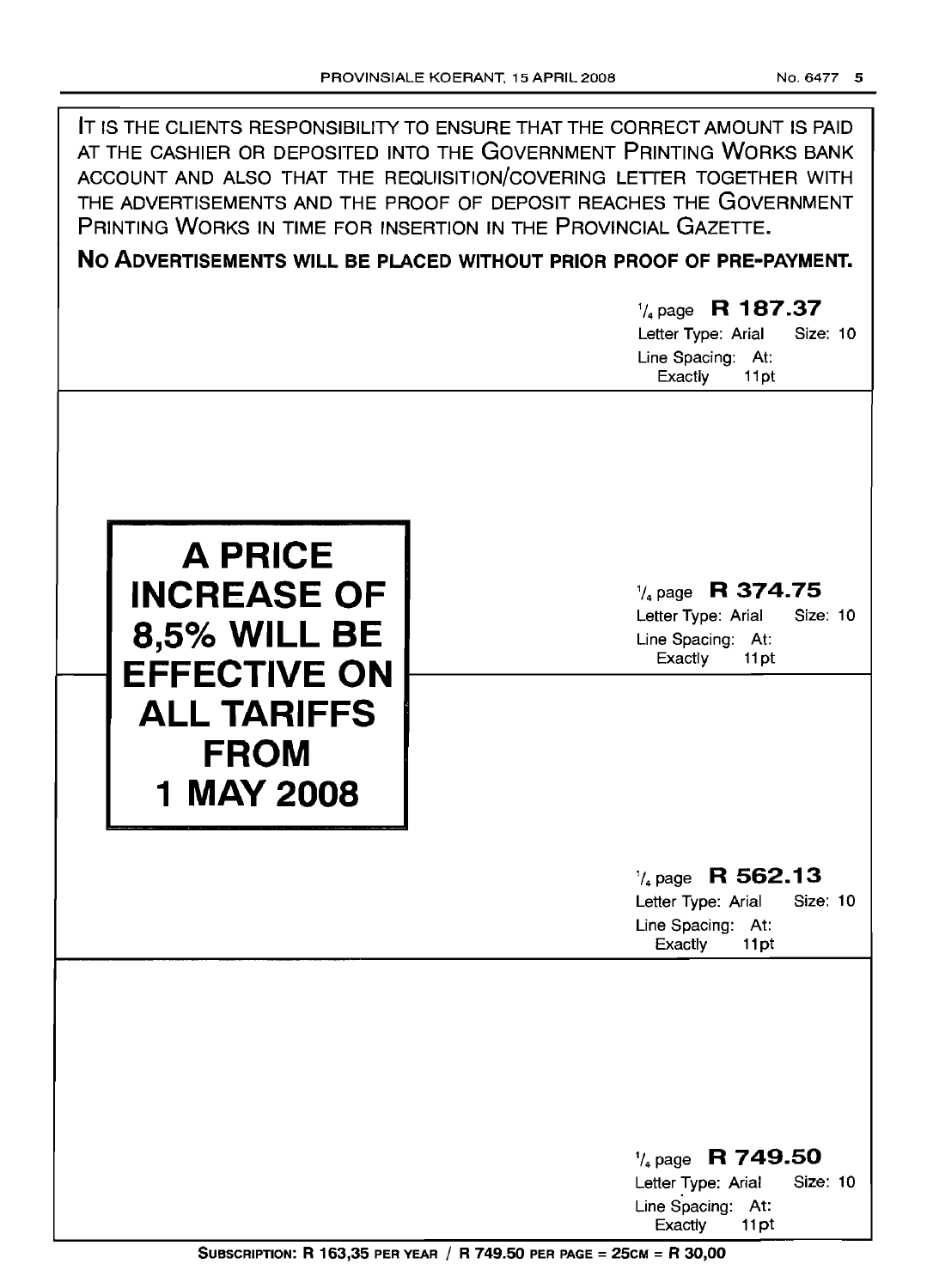IT IS THE CLIENTS RESPONSIBILITY TO ENSURE THAT THE CORRECT AMOUNT IS PAID AT THE CASHIER OR DEPOSITED INTO THE GOVERNMENT PRINTING WORKS BANK ACCOUNT AND ALSO THAT THE REQUISITION/COVERING LETTER TOGETHER WITH THE ADVERTISEMENTS AND THE PROOF OF DEPOSIT REACHES THE GOVERNMENT PRINTING WORKS IN TIME FOR INSERTION IN THE PROVINCIAL GAZETTE.

**NO ADVERTISEMENTS WILL BE PLACED WITHOUT PRIOR PROOF OF PRE-PAYMENT.**

1/4 page **R 187.37**
Letter Type: Arial Size: 10
Line Spacing: At: Exactly 11pt

**A PRICE INCREASE OF 8,5% WILL BE EFFECTIVE ON ALL TARIFFS FROM 1 MAY 2008**

1/4 page **R 374.75**
Letter Type: Arial Size: 10
Line Spacing: At: Exactly 11pt

1/4 page **R 562.13**
Letter Type: Arial Size: 10
Line Spacing: At: Exactly 11pt

1/4 page **R 749.50**
Letter Type: Arial Size: 10
Line Spacing: At: Exactly 11pt

**SUBSCRIPTION: R 163,35 PER YEAR / R 749.50 PER PAGE = 25CM = R 30,00**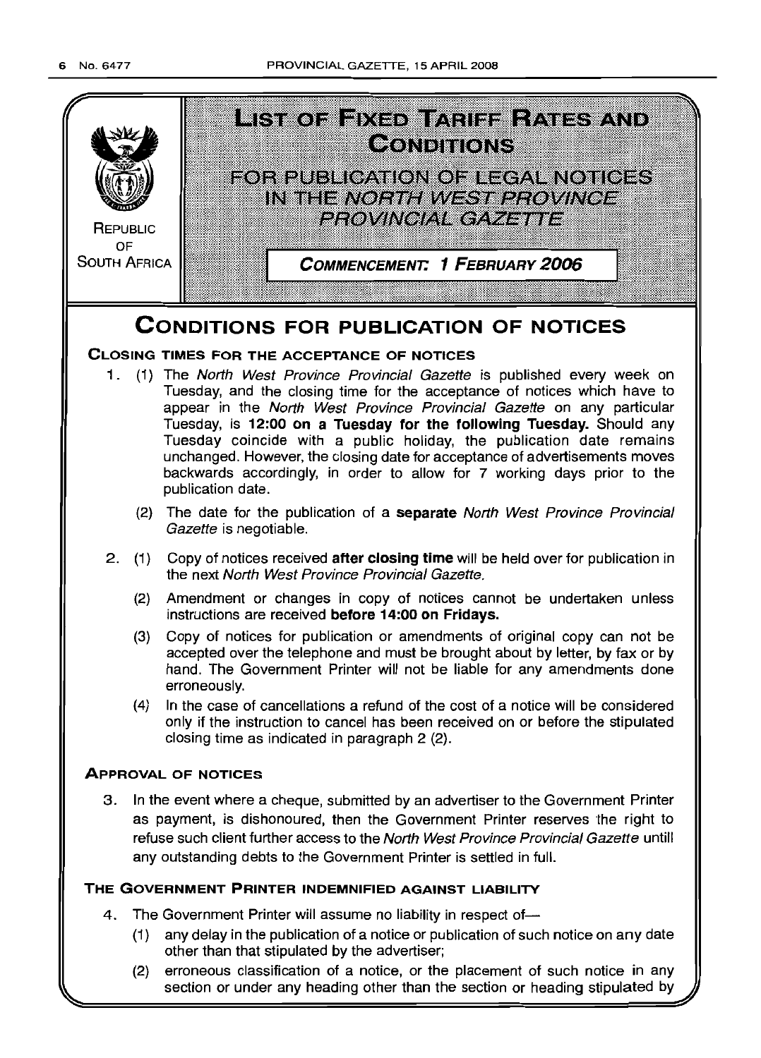REPUBLIC OF SOUTH AFRICA

# LIST OF FIXED TARIFF RATES AND CONDITIONS

FOR PUBLICATION OF LEGAL NOTICES IN THE *NORTH WEST PROVINCE PROVINCIAL GAZETTE*

**COMMENCEMENT: 1 FEBRUARY 2006**

## CONDITIONS FOR PUBLICATION OF NOTICES

### CLOSING TIMES FOR THE ACCEPTANCE OF NOTICES

1. (1) The *North West Province Provincial Gazette* is published every week on Tuesday, and the closing time for the acceptance of notices which have to appear in the *North West Province Provincial Gazette* on any particular Tuesday, is **12:00 on a Tuesday for the following Tuesday.** Should any Tuesday coincide with a public holiday, the publication date remains unchanged. However, the closing date for acceptance of advertisements moves backwards accordingly, in order to allow for 7 working days prior to the publication date.

   (2) The date for the publication of a **separate** *North West Province Provincial Gazette* is negotiable.

2. (1) Copy of notices received **after closing time** will be held over for publication in the next *North West Province Provincial Gazette*.

   (2) Amendment or changes in copy of notices cannot be undertaken unless instructions are received **before 14:00 on Fridays.**

   (3) Copy of notices for publication or amendments of original copy can not be accepted over the telephone and must be brought about by letter, by fax or by hand. The Government Printer will not be liable for any amendments done erroneously.

   (4) In the case of cancellations a refund of the cost of a notice will be considered only if the instruction to cancel has been received on or before the stipulated closing time as indicated in paragraph 2 (2).

### APPROVAL OF NOTICES

3. In the event where a cheque, submitted by an advertiser to the Government Printer as payment, is dishonoured, then the Government Printer reserves the right to refuse such client further access to the *North West Province Provincial Gazette* untill any outstanding debts to the Government Printer is settled in full.

### THE GOVERNMENT PRINTER INDEMNIFIED AGAINST LIABILITY

4. The Government Printer will assume no liability in respect of—

   (1) any delay in the publication of a notice or publication of such notice on any date other than that stipulated by the advertiser;

   (2) erroneous classification of a notice, or the placement of such notice in any section or under any heading other than the section or heading stipulated by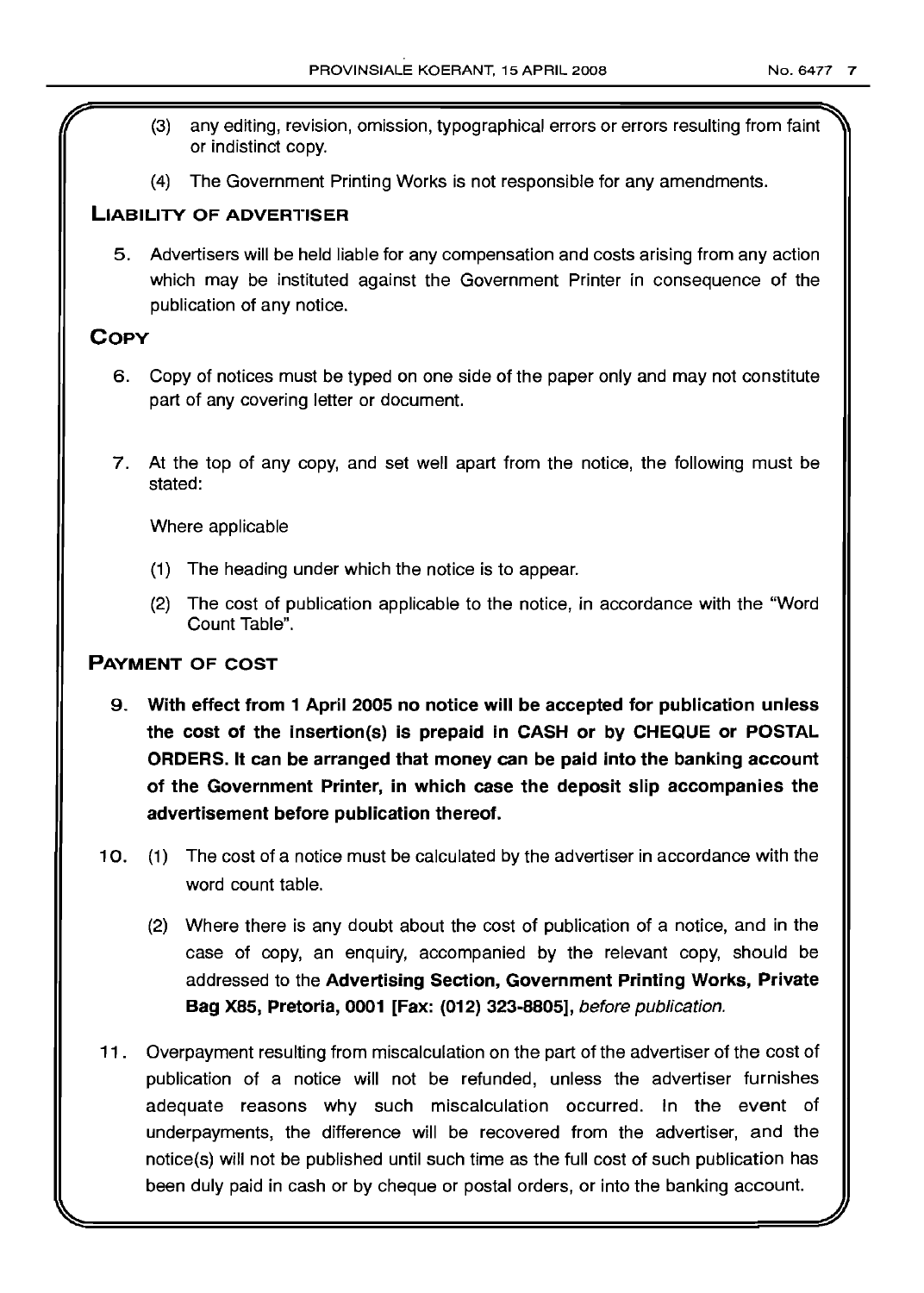(3) any editing, revision, omission, typographical errors or errors resulting from faint or indistinct copy.

(4) The Government Printing Works is not responsible for any amendments.

## LIABILITY OF ADVERTISER

5. Advertisers will be held liable for any compensation and costs arising from any action which may be instituted against the Government Printer in consequence of the publication of any notice.

## COPY

6. Copy of notices must be typed on one side of the paper only and may not constitute part of any covering letter or document.

7. At the top of any copy, and set well apart from the notice, the following must be stated:

   Where applicable

   (1) The heading under which the notice is to appear.

   (2) The cost of publication applicable to the notice, in accordance with the "Word Count Table".

## PAYMENT OF COST

9. **With effect from 1 April 2005 no notice will be accepted for publication unless the cost of the insertion(s) is prepaid in CASH or by CHEQUE or POSTAL ORDERS. It can be arranged that money can be paid into the banking account of the Government Printer, in which case the deposit slip accompanies the advertisement before publication thereof.**

10. (1) The cost of a notice must be calculated by the advertiser in accordance with the word count table.

    (2) Where there is any doubt about the cost of publication of a notice, and in the case of copy, an enquiry, accompanied by the relevant copy, should be addressed to the **Advertising Section, Government Printing Works, Private Bag X85, Pretoria, 0001 [Fax: (012) 323-8805]**, *before publication.*

11. Overpayment resulting from miscalculation on the part of the advertiser of the cost of publication of a notice will not be refunded, unless the advertiser furnishes adequate reasons why such miscalculation occurred. In the event of underpayments, the difference will be recovered from the advertiser, and the notice(s) will not be published until such time as the full cost of such publication has been duly paid in cash or by cheque or postal orders, or into the banking account.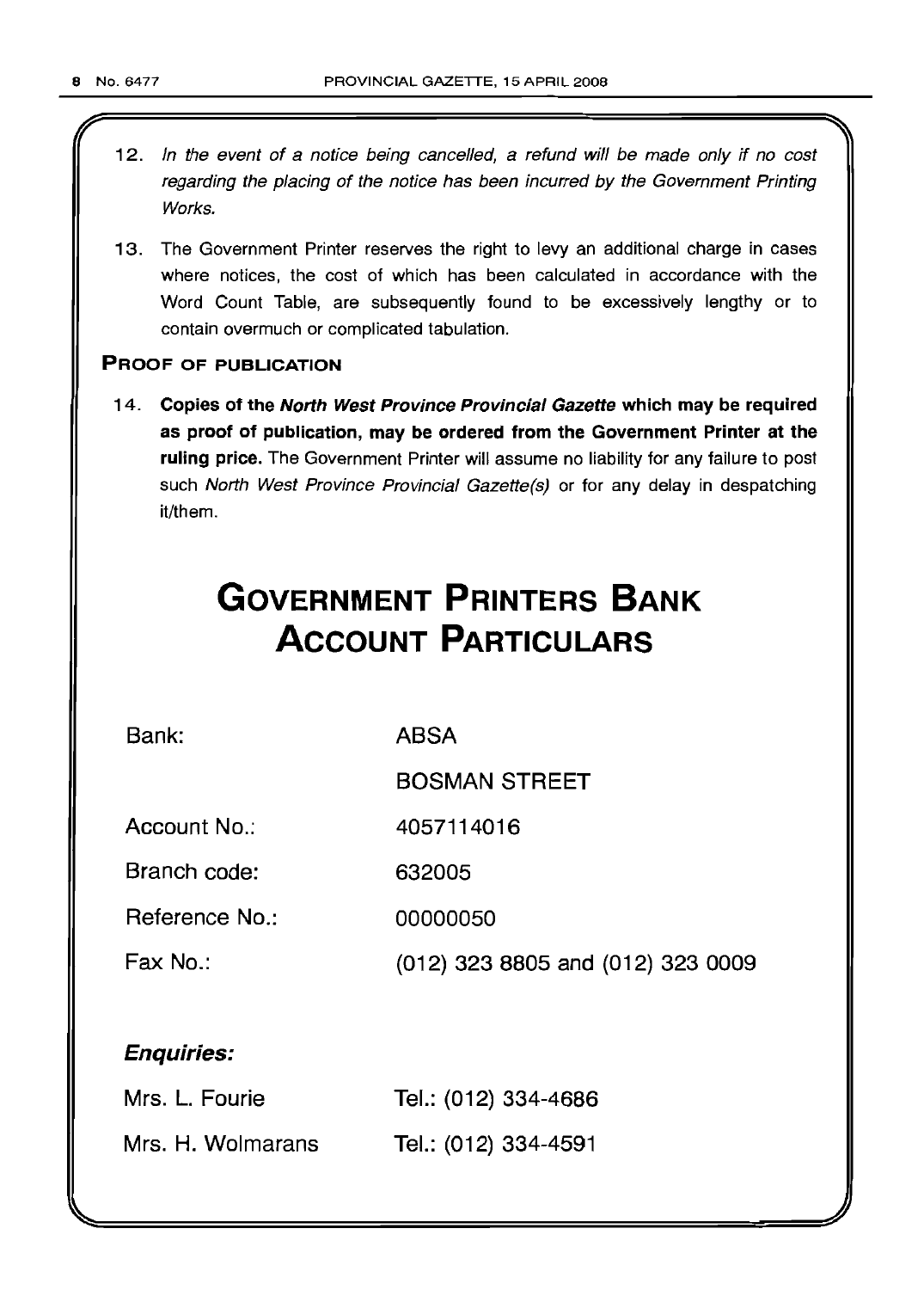12. *In the event of a notice being cancelled, a refund will be made only if no cost regarding the placing of the notice has been incurred by the Government Printing Works.*

13. The Government Printer reserves the right to levy an additional charge in cases where notices, the cost of which has been calculated in accordance with the Word Count Table, are subsequently found to be excessively lengthy or to contain overmuch or complicated tabulation.

### PROOF OF PUBLICATION

14. **Copies of the *North West Province Provincial Gazette* which may be required as proof of publication, may be ordered from the Government Printer at the ruling price.** The Government Printer will assume no liability for any failure to post such *North West Province Provincial Gazette(s)* or for any delay in despatching it/them.

# GOVERNMENT PRINTERS BANK ACCOUNT PARTICULARS

| | |
|---|---|
| Bank: | ABSA |
| | BOSMAN STREET |
| Account No.: | 4057114016 |
| Branch code: | 632005 |
| Reference No.: | 00000050 |
| Fax No.: | (012) 323 8805 and (012) 323 0009 |

***Enquiries:***

| | |
|---|---|
| Mrs. L. Fourie | Tel.: (012) 334-4686 |
| Mrs. H. Wolmarans | Tel.: (012) 334-4591 |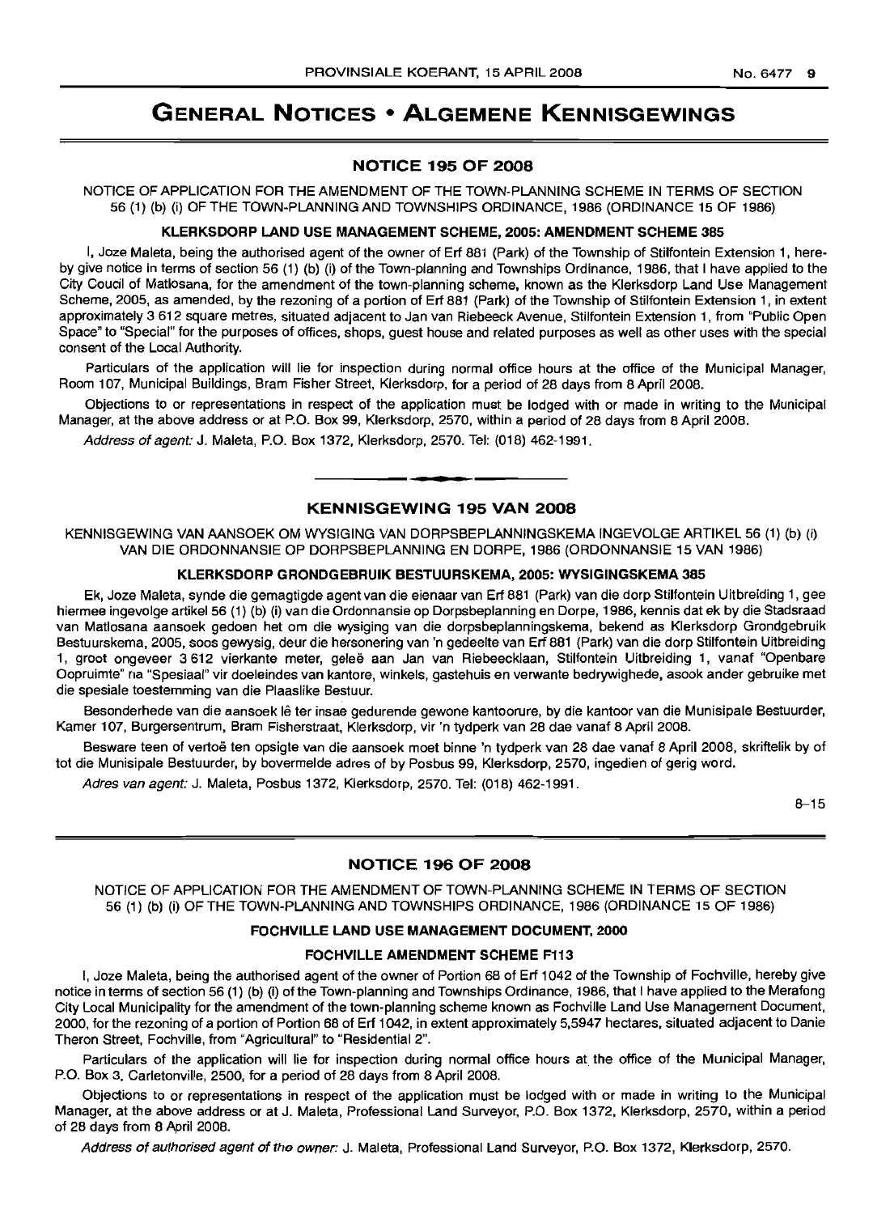# GENERAL NOTICES • ALGEMENE KENNISGEWINGS

## NOTICE 195 OF 2008

NOTICE OF APPLICATION FOR THE AMENDMENT OF THE TOWN-PLANNING SCHEME IN TERMS OF SECTION 56 (1) (b) (i) OF THE TOWN-PLANNING AND TOWNSHIPS ORDINANCE, 1986 (ORDINANCE 15 OF 1986)

### KLERKSDORP LAND USE MANAGEMENT SCHEME, 2005: AMENDMENT SCHEME 385

I, Joze Maleta, being the authorised agent of the owner of Erf 881 (Park) of the Township of Stilfontein Extension 1, hereby give notice in terms of section 56 (1) (b) (i) of the Town-planning and Townships Ordinance, 1986, that I have applied to the City Council of Matlosana, for the amendment of the town-planning scheme, known as the Klerksdorp Land Use Management Scheme, 2005, as amended, by the rezoning of a portion of Erf 881 (Park) of the Township of Stilfontein Extension 1, in extent approximately 3 612 square metres, situated adjacent to Jan van Riebeeck Avenue, Stilfontein Extension 1, from "Public Open Space" to "Special" for the purposes of offices, shops, guest house and related purposes as well as other uses with the special consent of the Local Authority.

Particulars of the application will lie for inspection during normal office hours at the office of the Municipal Manager, Room 107, Municipal Buildings, Bram Fisher Street, Klerksdorp, for a period of 28 days from 8 April 2008.

Objections to or representations in respect of the application must be lodged with or made in writing to the Municipal Manager, at the above address or at P.O. Box 99, Klerksdorp, 2570, within a period of 28 days from 8 April 2008.

*Address of agent:* J. Maleta, P.O. Box 1372, Klerksdorp, 2570. Tel: (018) 462-1991.

## KENNISGEWING 195 VAN 2008

KENNISGEWING VAN AANSOEK OM WYSIGING VAN DORPSBEPLANNINGSKEMA INGEVOLGE ARTIKEL 56 (1) (b) (i) VAN DIE ORDONNANSIE OP DORPSBEPLANNING EN DORPE, 1986 (ORDONNANSIE 15 VAN 1986)

### KLERKSDORP GRONDGEBRUIK BESTUURSKEMA, 2005: WYSIGINGSKEMA 385

Ek, Joze Maleta, synde die gemagtigde agent van die eienaar van Erf 881 (Park) van die dorp Stilfontein Uitbreiding 1, gee hiermee ingevolge artikel 56 (1) (b) (i) van die Ordonnansie op Dorpsbeplanning en Dorpe, 1986, kennis dat ek by die Stadsraad van Matlosana aansoek gedoen het om die wysiging van die dorpsbeplanningskema, bekend as Klerksdorp Grondgebruik Bestuurskema, 2005, soos gewysig, deur die hersonering van 'n gedeelte van Erf 881 (Park) van die dorp Stilfontein Uitbreiding 1, groot ongeveer 3 612 vierkante meter, geleë aan Jan van Riebeecklaan, Stilfontein Uitbreiding 1, vanaf "Openbare Oopruimte" na "Spesiaal" vir doeleindes van kantore, winkels, gastehuis en verwante bedrywighede, asook ander gebruike met die spesiale toestemming van die Plaaslike Bestuur.

Besonderhede van die aansoek lê ter insae gedurende gewone kantoorure, by die kantoor van die Munisipale Bestuurder, Kamer 107, Burgersentrum, Bram Fisherstraat, Klerksdorp, vir 'n tydperk van 28 dae vanaf 8 April 2008.

Besware teen of vertoë ten opsigte van die aansoek moet binne 'n tydperk van 28 dae vanaf 8 April 2008, skriftelik by of tot die Munisipale Bestuurder, by bovermelde adres of by Posbus 99, Klerksdorp, 2570, ingedien of gerig word.

*Adres van agent:* J. Maleta, Posbus 1372, Klerksdorp, 2570. Tel: (018) 462-1991.

8–15

## NOTICE 196 OF 2008

NOTICE OF APPLICATION FOR THE AMENDMENT OF TOWN-PLANNING SCHEME IN TERMS OF SECTION 56 (1) (b) (i) OF THE TOWN-PLANNING AND TOWNSHIPS ORDINANCE, 1986 (ORDINANCE 15 OF 1986)

### FOCHVILLE LAND USE MANAGEMENT DOCUMENT, 2000

### FOCHVILLE AMENDMENT SCHEME F113

I, Joze Maleta, being the authorised agent of the owner of Portion 68 of Erf 1042 of the Township of Fochville, hereby give notice in terms of section 56 (1) (b) (i) of the Town-planning and Townships Ordinance, 1986, that I have applied to the Merafong City Local Municipality for the amendment of the town-planning scheme known as Fochville Land Use Management Document, 2000, for the rezoning of a portion of Portion 68 of Erf 1042, in extent approximately 5,5947 hectares, situated adjacent to Danie Theron Street, Fochville, from "Agricultural" to "Residential 2".

Particulars of the application will lie for inspection during normal office hours at the office of the Municipal Manager, P.O. Box 3, Carletonville, 2500, for a period of 28 days from 8 April 2008.

Objections to or representations in respect of the application must be lodged with or made in writing to the Municipal Manager, at the above address or at J. Maleta, Professional Land Surveyor, P.O. Box 1372, Klerksdorp, 2570, within a period of 28 days from 8 April 2008.

*Address of authorised agent of the owner:* J. Maleta, Professional Land Surveyor, P.O. Box 1372, Klerksdorp, 2570.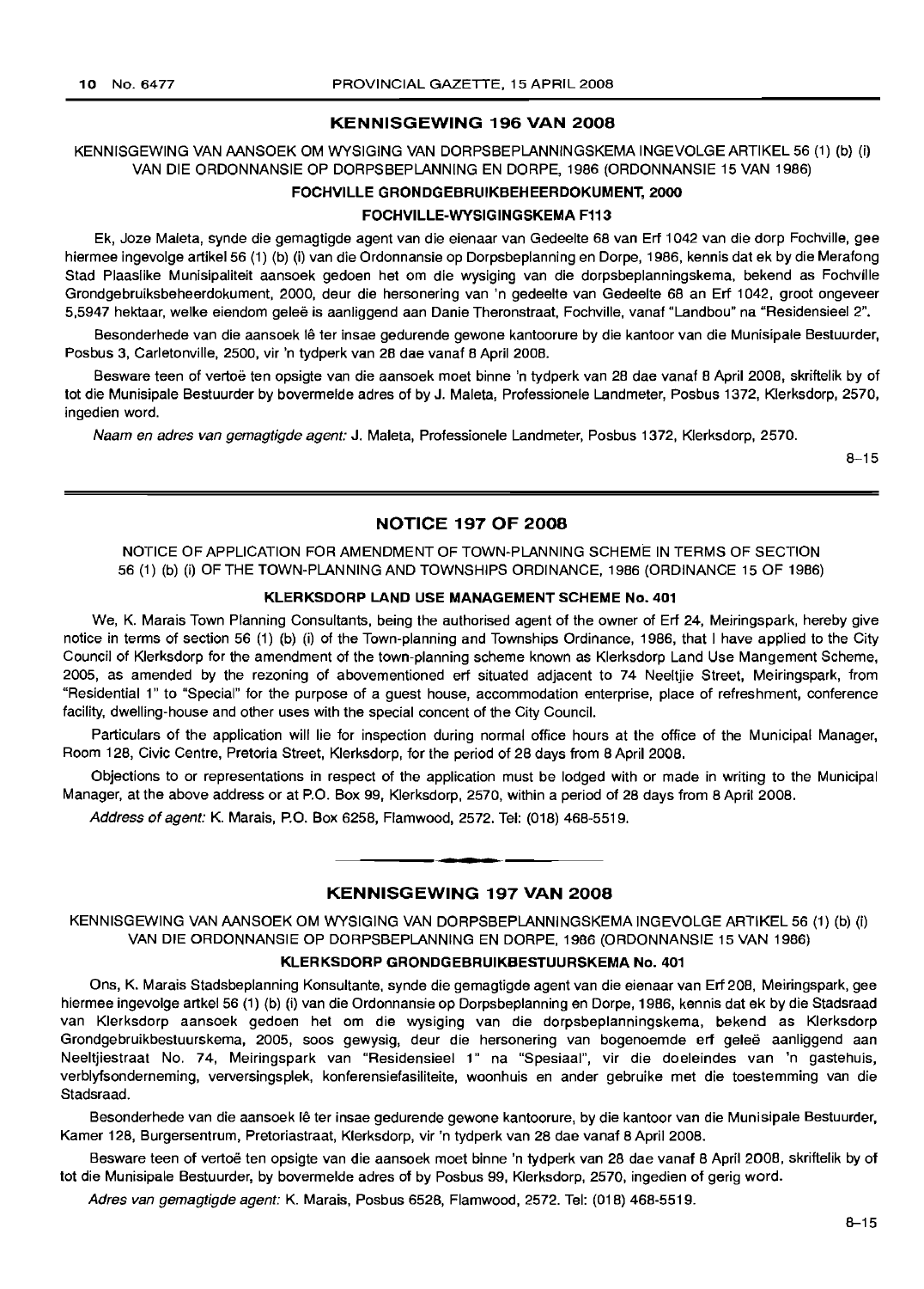## KENNISGEWING 196 VAN 2008

KENNISGEWING VAN AANSOEK OM WYSIGING VAN DORPSBEPLANNINGSKEMA INGEVOLGE ARTIKEL 56 (1) (b) (i) VAN DIE ORDONNANSIE OP DORPSBEPLANNING EN DORPE, 1986 (ORDONNANSIE 15 VAN 1986)

**FOCHVILLE GRONDGEBRUIKBEHEERDOKUMENT, 2000**

**FOCHVILLE-WYSIGINGSKEMA F113**

Ek, Joze Maleta, synde die gemagtigde agent van die eienaar van Gedeelte 68 van Erf 1042 van die dorp Fochville, gee hiermee ingevolge artikel 56 (1) (b) (i) van die Ordonnansie op Dorpsbeplanning en Dorpe, 1986, kennis dat ek by die Merafong Stad Plaaslike Munisipaliteit aansoek gedoen het om die wysiging van die dorpsbeplanningskema, bekend as Fochville Grondgebruiksbeheerdokument, 2000, deur die hersonering van 'n gedeelte van Gedeelte 68 an Erf 1042, groot ongeveer 5,5947 hektaar, welke eiendom geleë is aanliggend aan Danie Theronstraat, Fochville, vanaf "Landbou" na "Residensieel 2".

Besonderhede van die aansoek lê ter insae gedurende gewone kantoorure by die kantoor van die Munisipale Bestuurder, Posbus 3, Carletonville, 2500, vir 'n tydperk van 28 dae vanaf 8 April 2008.

Besware teen of vertoë ten opsigte van die aansoek moet binne 'n tydperk van 28 dae vanaf 8 April 2008, skriftelik by of tot die Munisipale Bestuurder by bovermelde adres of by J. Maleta, Professionele Landmeter, Posbus 1372, Klerksdorp, 2570, ingedien word.

*Naam en adres van gemagtigde agent:* J. Maleta, Professionele Landmeter, Posbus 1372, Klerksdorp, 2570.

8–15

## NOTICE 197 OF 2008

NOTICE OF APPLICATION FOR AMENDMENT OF TOWN-PLANNING SCHEME IN TERMS OF SECTION 56 (1) (b) (i) OF THE TOWN-PLANNING AND TOWNSHIPS ORDINANCE, 1986 (ORDINANCE 15 OF 1986)

**KLERKSDORP LAND USE MANAGEMENT SCHEME No. 401**

We, K. Marais Town Planning Consultants, being the authorised agent of the owner of Erf 24, Meiringspark, hereby give notice in terms of section 56 (1) (b) (i) of the Town-planning and Townships Ordinance, 1986, that I have applied to the City Council of Klerksdorp for the amendment of the town-planning scheme known as Klerksdorp Land Use Mangement Scheme, 2005, as amended by the rezoning of abovementioned erf situated adjacent to 74 Neeltjie Street, Meiringspark, from "Residential 1" to "Special" for the purpose of a guest house, accommodation enterprise, place of refreshment, conference facility, dwelling-house and other uses with the special concent of the City Council.

Particulars of the application will lie for inspection during normal office hours at the office of the Municipal Manager, Room 128, Civic Centre, Pretoria Street, Klerksdorp, for the period of 28 days from 8 April 2008.

Objections to or representations in respect of the application must be lodged with or made in writing to the Municipal Manager, at the above address or at P.O. Box 99, Klerksdorp, 2570, within a period of 28 days from 8 April 2008.

*Address of agent:* K. Marais, P.O. Box 6258, Flamwood, 2572. Tel: (018) 468-5519.

## KENNISGEWING 197 VAN 2008

KENNISGEWING VAN AANSOEK OM WYSIGING VAN DORPSBEPLANNINGSKEMA INGEVOLGE ARTIKEL 56 (1) (b) (i) VAN DIE ORDONNANSIE OP DORPSBEPLANNING EN DORPE, 1986 (ORDONNANSIE 15 VAN 1986)

**KLERKSDORP GRONDGEBRUIKBESTUURSKEMA No. 401**

Ons, K. Marais Stadsbeplanning Konsultante, synde die gemagtigde agent van die eienaar van Erf 208, Meiringspark, gee hiermee ingevolge artkel 56 (1) (b) (i) van die Ordonnansie op Dorpsbeplanning en Dorpe, 1986, kennis dat ek by die Stadsraad van Klerksdorp aansoek gedoen het om die wysiging van die dorpsbeplanningskema, bekend as Klerksdorp Grondgebruikbestuurskema, 2005, soos gewysig, deur die hersonering van bogenoemde erf geleë aanliggend aan Neeltjiestraat No. 74, Meiringspark van "Residensieel 1" na "Spesiaal", vir die doeleindes van 'n gastehuis, verblyfsonderneming, verversingsplek, konferensiefasiliteite, woonhuis en ander gebruike met die toestemming van die Stadsraad.

Besonderhede van die aansoek lê ter insae gedurende gewone kantoorure, by die kantoor van die Munisipale Bestuurder, Kamer 128, Burgersentrum, Pretoriastraat, Klerksdorp, vir 'n tydperk van 28 dae vanaf 8 April 2008.

Besware teen of vertoë ten opsigte van die aansoek moet binne 'n tydperk van 28 dae vanaf 8 April 2008, skriftelik by of tot die Munisipale Bestuurder, by bovermelde adres of by Posbus 99, Klerksdorp, 2570, ingedien of gerig word.

*Adres van gemagtigde agent:* K. Marais, Posbus 6528, Flamwood, 2572. Tel: (018) 468-5519.

8–15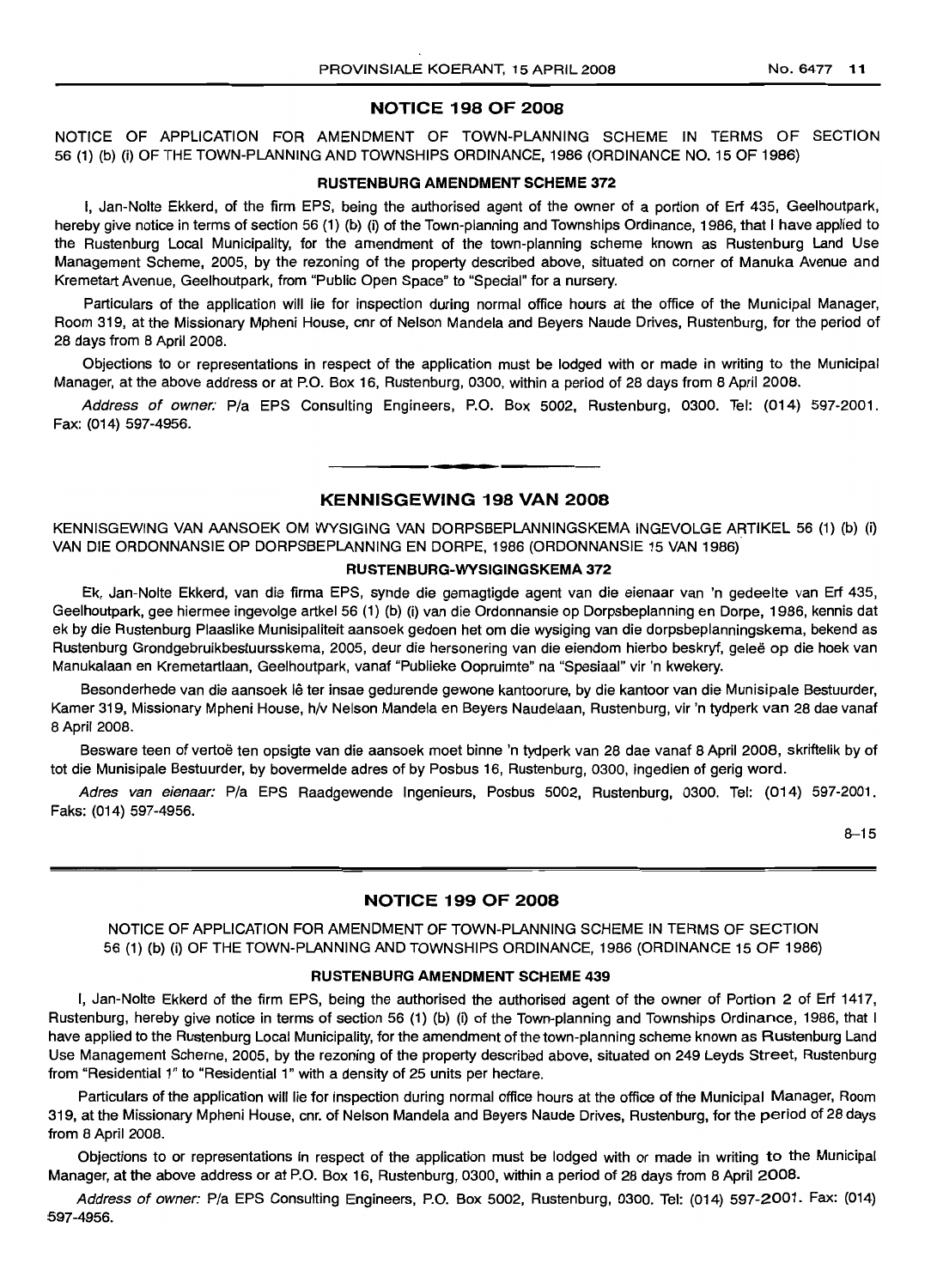## NOTICE 198 OF 2008

NOTICE OF APPLICATION FOR AMENDMENT OF TOWN-PLANNING SCHEME IN TERMS OF SECTION 56 (1) (b) (i) OF THE TOWN-PLANNING AND TOWNSHIPS ORDINANCE, 1986 (ORDINANCE NO. 15 OF 1986)

### RUSTENBURG AMENDMENT SCHEME 372

I, Jan-Nolte Ekkerd, of the firm EPS, being the authorised agent of the owner of a portion of Erf 435, Geelhoutpark, hereby give notice in terms of section 56 (1) (b) (i) of the Town-planning and Townships Ordinance, 1986, that I have applied to the Rustenburg Local Municipality, for the amendment of the town-planning scheme known as Rustenburg Land Use Management Scheme, 2005, by the rezoning of the property described above, situated on corner of Manuka Avenue and Kremetart Avenue, Geelhoutpark, from "Public Open Space" to "Special" for a nursery.

Particulars of the application will lie for inspection during normal office hours at the office of the Municipal Manager, Room 319, at the Missionary Mpheni House, cnr of Nelson Mandela and Beyers Naude Drives, Rustenburg, for the period of 28 days from 8 April 2008.

Objections to or representations in respect of the application must be lodged with or made in writing to the Municipal Manager, at the above address or at P.O. Box 16, Rustenburg, 0300, within a period of 28 days from 8 April 2008.

*Address of owner:* P/a EPS Consulting Engineers, P.O. Box 5002, Rustenburg, 0300. Tel: (014) 597-2001. Fax: (014) 597-4956.

---

## KENNISGEWING 198 VAN 2008

KENNISGEWING VAN AANSOEK OM WYSIGING VAN DORPSBEPLANNINGSKEMA INGEVOLGE ARTIKEL 56 (1) (b) (i) VAN DIE ORDONNANSIE OP DORPSBEPLANNING EN DORPE, 1986 (ORDONNANSIE 15 VAN 1986)

### RUSTENBURG-WYSIGINGSKEMA 372

Ek, Jan-Nolte Ekkerd, van die firma EPS, synde die gemagtigde agent van die eienaar van 'n gedeelte van Erf 435, Geelhoutpark, gee hiermee ingevolge artkel 56 (1) (b) (i) van die Ordonnansie op Dorpsbeplanning en Dorpe, 1986, kennis dat ek by die Rustenburg Plaaslike Munisipaliteit aansoek gedoen het om die wysiging van die dorpsbeplanningskema, bekend as Rustenburg Grondgebruikbestuursskema, 2005, deur die hersonering van die eiendom hierbo beskryf, geleë op die hoek van Manukalaan en Kremetartlaan, Geelhoutpark, vanaf "Publieke Oopruimte" na "Spesiaal" vir 'n kwekery.

Besonderhede van die aansoek lê ter insae gedurende gewone kantoorure, by die kantoor van die Munisipale Bestuurder, Kamer 319, Missionary Mpheni House, h/v Nelson Mandela en Beyers Naudelaan, Rustenburg, vir 'n tydperk van 28 dae vanaf 8 April 2008.

Besware teen of vertoë ten opsigte van die aansoek moet binne 'n tydperk van 28 dae vanaf 8 April 2008, skriftelik by of tot die Munisipale Bestuurder, by bovermelde adres of by Posbus 16, Rustenburg, 0300, ingedien of gerig word.

*Adres van eienaar:* P/a EPS Raadgewende Ingenieurs, Posbus 5002, Rustenburg, 0300. Tel: (014) 597-2001. Faks: (014) 597-4956.

8–15

---

## NOTICE 199 OF 2008

NOTICE OF APPLICATION FOR AMENDMENT OF TOWN-PLANNING SCHEME IN TERMS OF SECTION 56 (1) (b) (i) OF THE TOWN-PLANNING AND TOWNSHIPS ORDINANCE, 1986 (ORDINANCE 15 OF 1986)

### RUSTENBURG AMENDMENT SCHEME 439

I, Jan-Nolte Ekkerd of the firm EPS, being the authorised the authorised agent of the owner of Portion 2 of Erf 1417, Rustenburg, hereby give notice in terms of section 56 (1) (b) (i) of the Town-planning and Townships Ordinance, 1986, that I have applied to the Rustenburg Local Municipality, for the amendment of the town-planning scheme known as Rustenburg Land Use Management Scheme, 2005, by the rezoning of the property described above, situated on 249 Leyds Street, Rustenburg from "Residential 1" to "Residential 1" with a density of 25 units per hectare.

Particulars of the application will lie for inspection during normal office hours at the office of the Municipal Manager, Room 319, at the Missionary Mpheni House, cnr. of Nelson Mandela and Beyers Naude Drives, Rustenburg, for the period of 28 days from 8 April 2008.

Objections to or representations in respect of the application must be lodged with or made in writing to the Municipal Manager, at the above address or at P.O. Box 16, Rustenburg, 0300, within a period of 28 days from 8 April 2008.

*Address of owner:* P/a EPS Consulting Engineers, P.O. Box 5002, Rustenburg, 0300. Tel: (014) 597-2001. Fax: (014) 597-4956.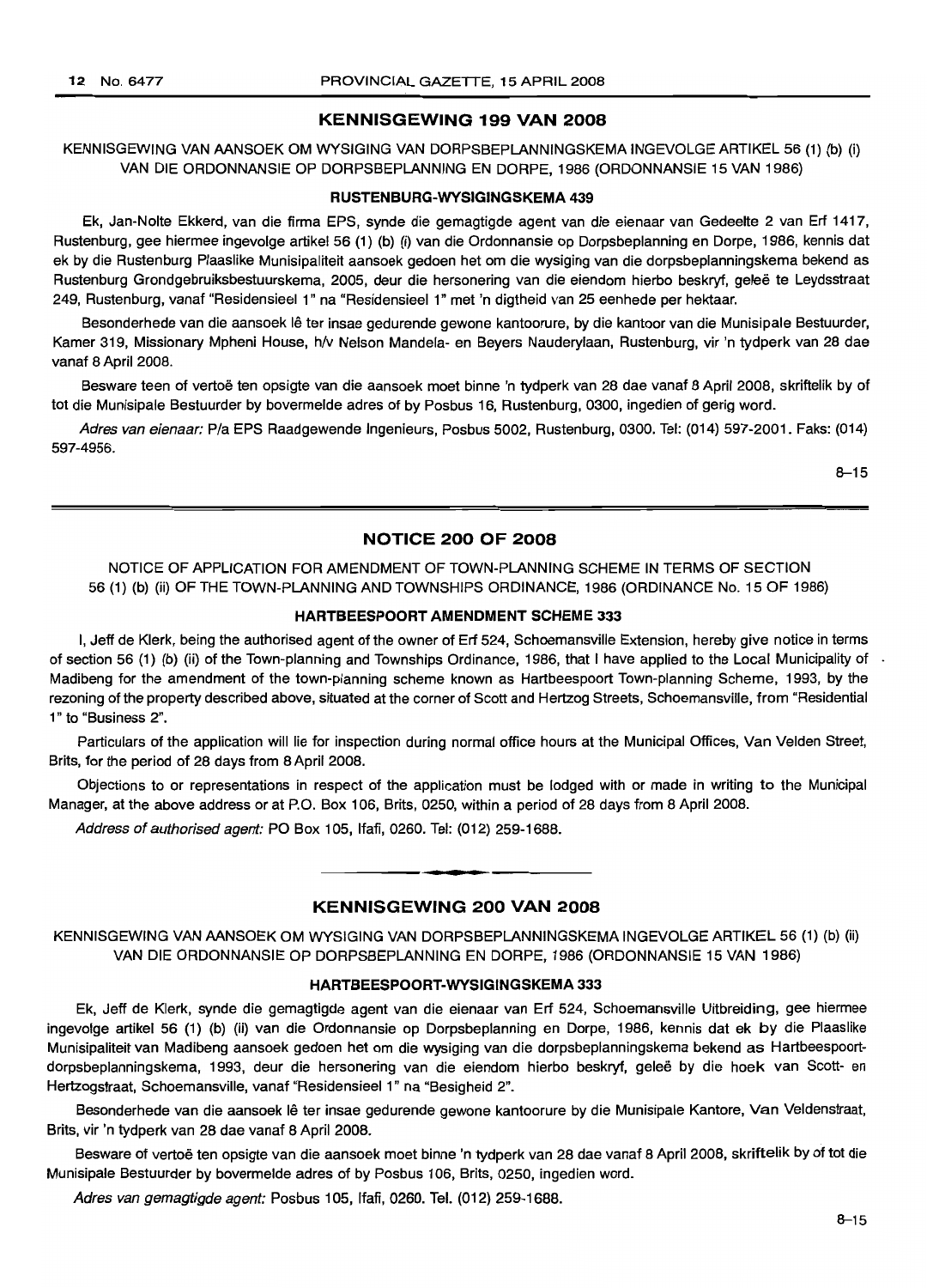## KENNISGEWING 199 VAN 2008

KENNISGEWING VAN AANSOEK OM WYSIGING VAN DORPSBEPLANNINGSKEMA INGEVOLGE ARTIKEL 56 (1) (b) (i) VAN DIE ORDONNANSIE OP DORPSBEPLANNING EN DORPE, 1986 (ORDONNANSIE 15 VAN 1986)

### RUSTENBURG-WYSIGINGSKEMA 439

Ek, Jan-Nolte Ekkerd, van die firma EPS, synde die gemagtigde agent van die eienaar van Gedeelte 2 van Erf 1417, Rustenburg, gee hiermee ingevolge artikel 56 (1) (b) (i) van die Ordonnansie op Dorpsbeplanning en Dorpe, 1986, kennis dat ek by die Rustenburg Plaaslike Munisipaliteit aansoek gedoen het om die wysiging van die dorpsbeplanningskema bekend as Rustenburg Grondgebruiksbestuurskema, 2005, deur die hersonering van die eiendom hierbo beskryf, geleë te Leydsstraat 249, Rustenburg, vanaf "Residensieel 1" na "Residensieel 1" met 'n digtheid van 25 eenhede per hektaar.

Besonderhede van die aansoek lê ter insae gedurende gewone kantoorure, by die kantoor van die Munisipale Bestuurder, Kamer 319, Missionary Mpheni House, h/v Nelson Mandela- en Beyers Nauderylaan, Rustenburg, vir 'n tydperk van 28 dae vanaf 8 April 2008.

Besware teen of vertoë ten opsigte van die aansoek moet binne 'n tydperk van 28 dae vanaf 8 April 2008, skriftelik by of tot die Munisipale Bestuurder by bovermelde adres of by Posbus 16, Rustenburg, 0300, ingedien of gerig word.

*Adres van eienaar:* P/a EPS Raadgewende Ingenieurs, Posbus 5002, Rustenburg, 0300. Tel: (014) 597-2001. Faks: (014) 597-4956.

8–15

## NOTICE 200 OF 2008

NOTICE OF APPLICATION FOR AMENDMENT OF TOWN-PLANNING SCHEME IN TERMS OF SECTION 56 (1) (b) (ii) OF THE TOWN-PLANNING AND TOWNSHIPS ORDINANCE, 1986 (ORDINANCE No. 15 OF 1986)

### HARTBEESPOORT AMENDMENT SCHEME 333

I, Jeff de Klerk, being the authorised agent of the owner of Erf 524, Schoemansville Extension, hereby give notice in terms of section 56 (1) (b) (ii) of the Town-planning and Townships Ordinance, 1986, that I have applied to the Local Municipality of Madibeng for the amendment of the town-planning scheme known as Hartbeespoort Town-planning Scheme, 1993, by the rezoning of the property described above, situated at the corner of Scott and Hertzog Streets, Schoemansville, from "Residential 1" to "Business 2".

Particulars of the application will lie for inspection during normal office hours at the Municipal Offices, Van Velden Street, Brits, for the period of 28 days from 8 April 2008.

Objections to or representations in respect of the application must be lodged with or made in writing to the Municipal Manager, at the above address or at P.O. Box 106, Brits, 0250, within a period of 28 days from 8 April 2008.

*Address of authorised agent:* PO Box 105, Ifafi, 0260. Tel: (012) 259-1688.

## KENNISGEWING 200 VAN 2008

KENNISGEWING VAN AANSOEK OM WYSIGING VAN DORPSBEPLANNINGSKEMA INGEVOLGE ARTIKEL 56 (1) (b) (ii) VAN DIE ORDONNANSIE OP DORPSBEPLANNING EN DORPE, 1986 (ORDONNANSIE 15 VAN 1986)

### HARTBEESPOORT-WYSIGINGSKEMA 333

Ek, Jeff de Klerk, synde die gemagtigde agent van die eienaar van Erf 524, Schoemansville Uitbreiding, gee hiermee ingevolge artikel 56 (1) (b) (ii) van die Ordonnansie op Dorpsbeplanning en Dorpe, 1986, kennis dat ek by die Plaaslike Munisipaliteit van Madibeng aansoek gedoen het om die wysiging van die dorpsbeplanningskema bekend as Hartbeespoort-dorpsbeplanningskema, 1993, deur die hersonering van die eiendom hierbo beskryf, geleë by die hoek van Scott- en Hertzogstraat, Schoemansville, vanaf "Residensieel 1" na "Besigheid 2".

Besonderhede van die aansoek lê ter insae gedurende gewone kantoorure by die Munisipale Kantore, Van Veldenstraat, Brits, vir 'n tydperk van 28 dae vanaf 8 April 2008.

Besware of vertoë ten opsigte van die aansoek moet binne 'n tydperk van 28 dae vanaf 8 April 2008, skriftelik by of tot die Munisipale Bestuurder by bovermelde adres of by Posbus 106, Brits, 0250, ingedien word.

*Adres van gemagtigde agent:* Posbus 105, Ifafi, 0260. Tel. (012) 259-1688.

8–15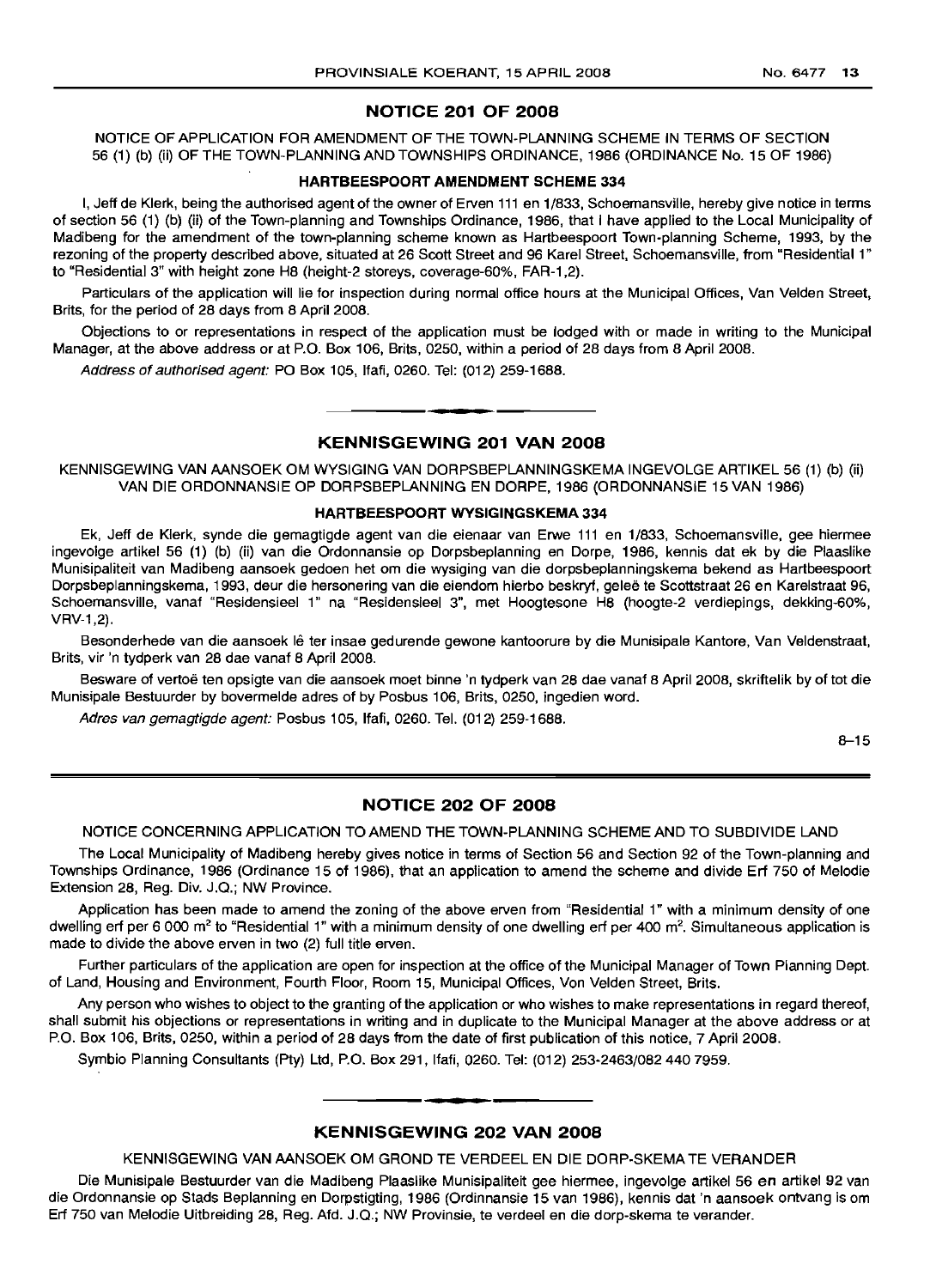## NOTICE 201 OF 2008

NOTICE OF APPLICATION FOR AMENDMENT OF THE TOWN-PLANNING SCHEME IN TERMS OF SECTION 56 (1) (b) (ii) OF THE TOWN-PLANNING AND TOWNSHIPS ORDINANCE, 1986 (ORDINANCE No. 15 OF 1986)

### HARTBEESPOORT AMENDMENT SCHEME 334

I, Jeff de Klerk, being the authorised agent of the owner of Erven 111 en 1/833, Schoemansville, hereby give notice in terms of section 56 (1) (b) (ii) of the Town-planning and Townships Ordinance, 1986, that I have applied to the Local Municipality of Madibeng for the amendment of the town-planning scheme known as Hartbeespoort Town-planning Scheme, 1993, by the rezoning of the property described above, situated at 26 Scott Street and 96 Karel Street, Schoemansville, from "Residential 1" to "Residential 3" with height zone H8 (height-2 storeys, coverage-60%, FAR-1,2).

Particulars of the application will lie for inspection during normal office hours at the Municipal Offices, Van Velden Street, Brits, for the period of 28 days from 8 April 2008.

Objections to or representations in respect of the application must be lodged with or made in writing to the Municipal Manager, at the above address or at P.O. Box 106, Brits, 0250, within a period of 28 days from 8 April 2008.

*Address of authorised agent:* PO Box 105, Ifafi, 0260. Tel: (012) 259-1688.

---

## KENNISGEWING 201 VAN 2008

KENNISGEWING VAN AANSOEK OM WYSIGING VAN DORPSBEPLANNINGSKEMA INGEVOLGE ARTIKEL 56 (1) (b) (ii) VAN DIE ORDONNANSIE OP DORPSBEPLANNING EN DORPE, 1986 (ORDONNANSIE 15 VAN 1986)

### HARTBEESPOORT WYSIGINGSKEMA 334

Ek, Jeff de Klerk, synde die gemagtigde agent van die eienaar van Erwe 111 en 1/833, Schoemansville, gee hiermee ingevolge artikel 56 (1) (b) (ii) van die Ordonnansie op Dorpsbeplanning en Dorpe, 1986, kennis dat ek by die Plaaslike Munisipaliteit van Madibeng aansoek gedoen het om die wysiging van die dorpsbeplanningskema bekend as Hartbeespoort Dorpsbeplanningskema, 1993, deur die hersonering van die eiendom hierbo beskryf, geleë te Scottstraat 26 en Karelstraat 96, Schoemansville, vanaf "Residensieel 1" na "Residensieel 3", met Hoogtesone H8 (hoogte-2 verdiepings, dekking-60%, VRV-1,2).

Besonderhede van die aansoek lê ter insae gedurende gewone kantoorure by die Munisipale Kantore, Van Veldenstraat, Brits, vir 'n tydperk van 28 dae vanaf 8 April 2008.

Besware of vertoë ten opsigte van die aansoek moet binne 'n tydperk van 28 dae vanaf 8 April 2008, skriftelik by of tot die Munisipale Bestuurder by bovermelde adres of by Posbus 106, Brits, 0250, ingedien word.

*Adres van gemagtigde agent:* Posbus 105, Ifafi, 0260. Tel. (012) 259-1688.

8–15

---

## NOTICE 202 OF 2008

NOTICE CONCERNING APPLICATION TO AMEND THE TOWN-PLANNING SCHEME AND TO SUBDIVIDE LAND

The Local Municipality of Madibeng hereby gives notice in terms of Section 56 and Section 92 of the Town-planning and Townships Ordinance, 1986 (Ordinance 15 of 1986), that an application to amend the scheme and divide Erf 750 of Melodie Extension 28, Reg. Div. J.Q.; NW Province.

Application has been made to amend the zoning of the above erven from "Residential 1" with a minimum density of one dwelling erf per 6 000 m² to "Residential 1" with a minimum density of one dwelling erf per 400 m². Simultaneous application is made to divide the above erven in two (2) full title erven.

Further particulars of the application are open for inspection at the office of the Municipal Manager of Town Planning Dept. of Land, Housing and Environment, Fourth Floor, Room 15, Municipal Offices, Von Velden Street, Brits.

Any person who wishes to object to the granting of the application or who wishes to make representations in regard thereof, shall submit his objections or representations in writing and in duplicate to the Municipal Manager at the above address or at P.O. Box 106, Brits, 0250, within a period of 28 days from the date of first publication of this notice, 7 April 2008.

Symbio Planning Consultants (Pty) Ltd, P.O. Box 291, Ifafi, 0260. Tel: (012) 253-2463/082 440 7959.

---

## KENNISGEWING 202 VAN 2008

KENNISGEWING VAN AANSOEK OM GROND TE VERDEEL EN DIE DORP-SKEMA TE VERANDER

Die Munisipale Bestuurder van die Madibeng Plaaslike Munisipaliteit gee hiermee, ingevolge artikel 56 en artikel 92 van die Ordonnansie op Stads Beplanning en Dorpstigting, 1986 (Ordinnansie 15 van 1986), kennis dat 'n aansoek ontvang is om Erf 750 van Melodie Uitbreiding 28, Reg. Afd. J.Q.; NW Provinsie, te verdeel en die dorp-skema te verander.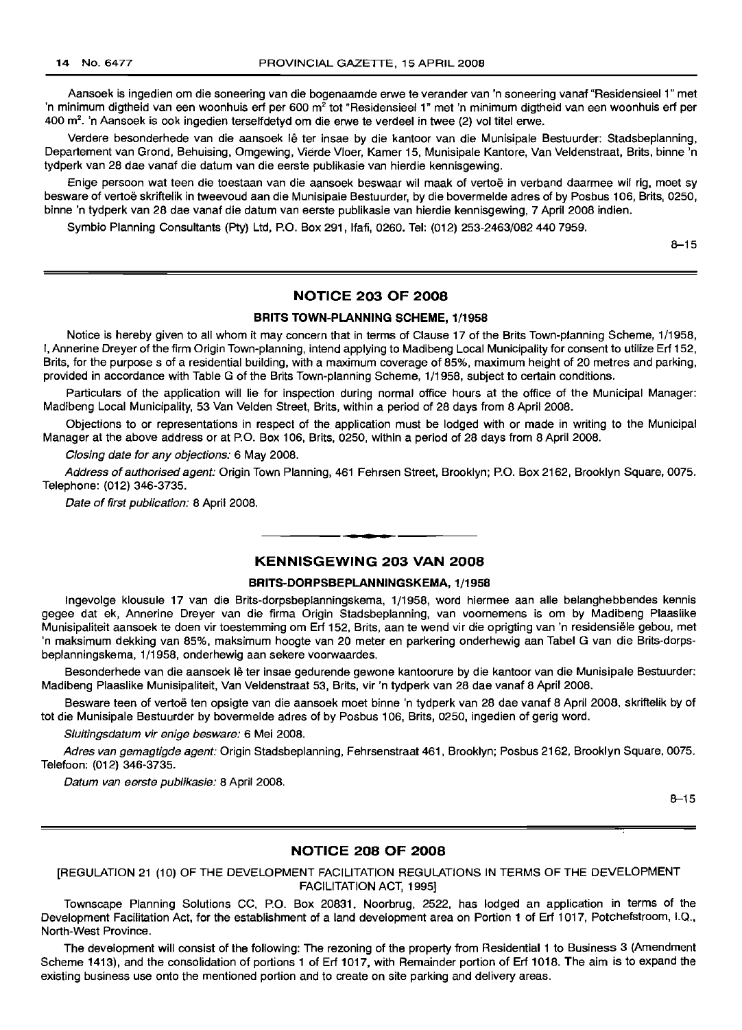Aansoek is ingedien om die soneering van die bogenaamde erwe te verander van 'n soneering vanaf "Residensieel 1" met 'n minimum digtheid van een woonhuis erf per 600 m² tot "Residensieel 1" met 'n minimum digtheid van een woonhuis erf per 400 m². 'n Aansoek is ook ingedien terselfdetyd om die erwe te verdeel in twee (2) vol titel erwe.

Verdere besonderhede van die aansoek lê ter insae by die kantoor van die Munisipale Bestuurder: Stadsbeplanning, Departement van Grond, Behuising, Omgewing, Vierde Vloer, Kamer 15, Munisipale Kantore, Van Veldenstraat, Brits, binne 'n tydperk van 28 dae vanaf die datum van die eerste publikasie van hierdie kennisgewing.

Enige persoon wat teen die toestaan van die aansoek beswaar wil maak of vertoë in verband daarmee wil rig, moet sy besware of vertoë skriftelik in tweevoud aan die Munisipale Bestuurder, by die bovermelde adres of by Posbus 106, Brits, 0250, binne 'n tydperk van 28 dae vanaf die datum van eerste publikasie van hierdie kennisgewing, 7 April 2008 indien.

Symbio Planning Consultants (Pty) Ltd, P.O. Box 291, Ifafi, 0260. Tel: (012) 253-2463/082 440 7959.

8–15

## NOTICE 203 OF 2008

### BRITS TOWN-PLANNING SCHEME, 1/1958

Notice is hereby given to all whom it may concern that in terms of Clause 17 of the Brits Town-planning Scheme, 1/1958, I, Annerine Dreyer of the firm Origin Town-planning, intend applying to Madibeng Local Municipality for consent to utilize Erf 152, Brits, for the purpose s of a residential building, with a maximum coverage of 85%, maximum height of 20 metres and parking, provided in accordance with Table G of the Brits Town-planning Scheme, 1/1958, subject to certain conditions.

Particulars of the application will lie for inspection during normal office hours at the office of the Municipal Manager: Madibeng Local Municipality, 53 Van Velden Street, Brits, within a period of 28 days from 8 April 2008.

Objections to or representations in respect of the application must be lodged with or made in writing to the Municipal Manager at the above address or at P.O. Box 106, Brits, 0250, within a period of 28 days from 8 April 2008.

*Closing date for any objections:* 6 May 2008.

*Address of authorised agent:* Origin Town Planning, 461 Fehrsen Street, Brooklyn; P.O. Box 2162, Brooklyn Square, 0075. Telephone: (012) 346-3735.

*Date of first publication:* 8 April 2008.

## KENNISGEWING 203 VAN 2008

### BRITS-DORPSBEPLANNINGSKEMA, 1/1958

Ingevolge klousule 17 van die Brits-dorpsbeplanningskema, 1/1958, word hiermee aan alle belanghebbendes kennis gegee dat ek, Annerine Dreyer van die firma Origin Stadsbeplanning, van voornemens is om by Madibeng Plaaslike Munisipaliteit aansoek te doen vir toestemming om Erf 152, Brits, aan te wend vir die oprigting van 'n residensiële gebou, met 'n maksimum dekking van 85%, maksimum hoogte van 20 meter en parkering onderhewig aan Tabel G van die Brits-dorpsbeplanningskema, 1/1958, onderhewig aan sekere voorwaardes.

Besonderhede van die aansoek lê ter insae gedurende gewone kantoorure by die kantoor van die Munisipale Bestuurder: Madibeng Plaaslike Munisipaliteit, Van Veldenstraat 53, Brits, vir 'n tydperk van 28 dae vanaf 8 April 2008.

Besware teen of vertoë ten opsigte van die aansoek moet binne 'n tydperk van 28 dae vanaf 8 April 2008, skriftelik by of tot die Munisipale Bestuurder by bovermelde adres of by Posbus 106, Brits, 0250, ingedien of gerig word.

*Sluitingsdatum vir enige besware:* 6 Mei 2008.

*Adres van gemagtigde agent:* Origin Stadsbeplanning, Fehrsenstraat 461, Brooklyn; Posbus 2162, Brooklyn Square, 0075. Telefoon: (012) 346-3735.

*Datum van eerste publikasie:* 8 April 2008.

8–15

## NOTICE 208 OF 2008

[REGULATION 21 (10) OF THE DEVELOPMENT FACILITATION REGULATIONS IN TERMS OF THE DEVELOPMENT FACILITATION ACT, 1995]

Townscape Planning Solutions CC, P.O. Box 20831, Noorbrug, 2522, has lodged an application in terms of the Development Facilitation Act, for the establishment of a land development area on Portion 1 of Erf 1017, Potchefstroom, I.Q., North-West Province.

The development will consist of the following: The rezoning of the property from Residential 1 to Business 3 (Amendment Scheme 1413), and the consolidation of portions 1 of Erf 1017, with Remainder portion of Erf 1018. The aim is to expand the existing business use onto the mentioned portion and to create on site parking and delivery areas.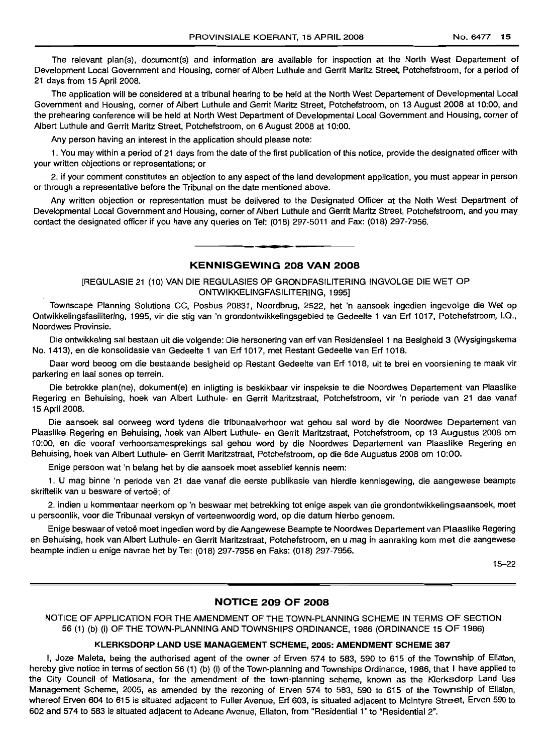The relevant plan(s), document(s) and information are available for inspection at the North West Departement of Development Local Government and Housing, corner of Albert Luthule and Gerrit Maritz Street, Potchefstroom, for a period of 21 days from 15 April 2008.

The application will be considered at a tribunal hearing to be held at the North West Departement of Developmental Local Government and Housing, corner of Albert Luthule and Gerrit Maritz Street, Potchefstroom, on 13 August 2008 at 10:00, and the prehearing conference will be held at North West Department of Developmental Local Government and Housing, corner of Albert Luthule and Gerrit Maritz Street, Potchefstroom, on 6 August 2008 at 10:00.

Any person having an interest in the application should please note:

1. You may within a period of 21 days from the date of the first publication of this notice, provide the designated officer with your written objections or representations; or

2. if your comment constitutes an objection to any aspect of the land development application, you must appear in person or through a representative before the Tribunal on the date mentioned above.

Any written objection or representation must be delivered to the Designated Officer at the Noth West Department of Developmental Local Government and Housing, corner of Albert Luthule and Gerrit Maritz Street, Potchefstroom, and you may contact the designated officer if you have any queries on Tel: (018) 297-5011 and Fax: (018) 297-7956.

## KENNISGEWING 208 VAN 2008

[REGULASIE 21 (10) VAN DIE REGULASIES OP GRONDFASILITERING INGVOLGE DIE WET OP ONTWIKKELINGFASILITERING, 1995]

Townscape Planning Solutions CC, Posbus 20831, Noordbrug, 2522, het 'n aansoek ingedien ingevolge die Wet op Ontwikkelingsfasilitering, 1995, vir die stig van 'n grondontwikkelingsgebied te Gedeelte 1 van Erf 1017, Potchefstroom, I.Q., Noordwes Provinsie.

Die ontwikkeling sal bestaan uit die volgende: Die hersonering van erf van Residensieel 1 na Besigheid 3 (Wysigingskema No. 1413), en die konsolidasie van Gedeelte 1 van Erf 1017, met Restant Gedeelte van Erf 1018.

Daar word beoog om die bestaande besigheid op Restant Gedeelte van Erf 1018, uit te brei en voorsiening te maak vir parkering en laai sones op terrein.

Die betrokke plan(ne), dokument(e) en inligting is beskikbaar vir inspeksie te die Noordwes Departement van Plaaslike Regering en Behuising, hoek van Albert Luthule- en Gerrit Maritzstraat, Potchefstroom, vir 'n periode van 21 dae vanaf 15 April 2008.

Die aansoek sal oorweeg word tydens die tribunaalverhoor wat gehou sal word by die Noordwes Departement van Plaaslike Regering en Behuising, hoek van Albert Luthule- en Gerrit Maritzstraat, Potchefstroom, op 13 Augustus 2008 om 10:00, en die vooraf verhoorsamesprekings sal gehou word by die Noordwes Departement van Plaaslike Regering en Behuising, hoek van Albert Luthule- en Gerrit Maritzstraat, Potchefstroom, op die 6de Augustus 2008 om 10:00.

Enige persoon wat 'n belang het by die aansoek moet asseblief kennis neem:

1. U mag binne 'n periode van 21 dae vanaf die eerste publikasie van hierdie kennisgewing, die aangewese beampte skriftelik van u besware of vertoë; of

2. indien u kommentaar neerkom op 'n beswaar met betrekking tot enige aspek van die grondontwikkelingsaansoek, moet u persoonlik, voor die Tribunaal verskyn of verteenwoordig word, op die datum hierbo genoem.

Enige beswaar of vetoë moet ingedien word by die Aangewese Beampte te Noordwes Departement van Plaaslike Regering en Behuising, hoek van Albert Luthule- en Gerrit Maritzstraat, Potchefstroom, en u mag in aanraking kom met die aangewese beampte indien u enige navrae het by Tel: (018) 297-7956 en Faks: (018) 297-7956.

15–22

## NOTICE 209 OF 2008

NOTICE OF APPLICATION FOR THE AMENDMENT OF THE TOWN-PLANNING SCHEME IN TERMS OF SECTION 56 (1) (b) (i) OF THE TOWN-PLANNING AND TOWNSHIPS ORDINANCE, 1986 (ORDINANCE 15 OF 1986)

**KLERKSDORP LAND USE MANAGEMENT SCHEME, 2005: AMENDMENT SCHEME 387**

I, Joze Maleta, being the authorised agent of the owner of Erven 574 to 583, 590 to 615 of the Township of Ellaton, hereby give notice in terms of section 56 (1) (b) (i) of the Town-planning and Townships Ordinance, 1986, that I have applied to the City Council of Matlosana, for the amendment of the town-planning scheme, known as the Klerksdorp Land Use Management Scheme, 2005, as amended by the rezoning of Erven 574 to 583, 590 to 615 of the Township of Ellaton, whereof Erven 604 to 615 is situated adjacent to Fuller Avenue, Erf 603, is situated adjacent to McIntyre Street, Erven 590 to 602 and 574 to 583 is situated adjacent to Adeane Avenue, Ellaton, from "Residential 1" to "Residential 2".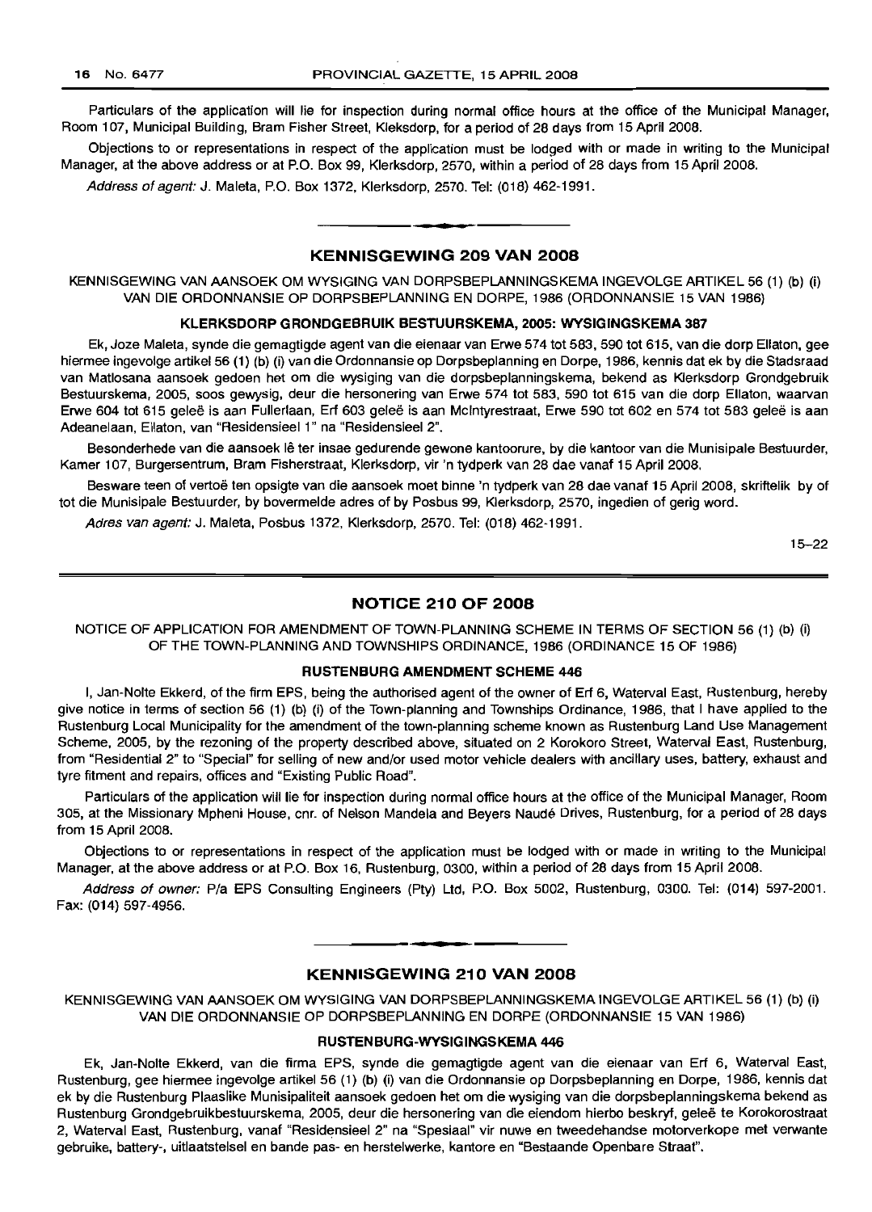Particulars of the application will lie for inspection during normal office hours at the office of the Municipal Manager, Room 107, Municipal Building, Bram Fisher Street, Kleksdorp, for a period of 28 days from 15 April 2008.

Objections to or representations in respect of the application must be lodged with or made in writing to the Municipal Manager, at the above address or at P.O. Box 99, Klerksdorp, 2570, within a period of 28 days from 15 April 2008.

*Address of agent:* J. Maleta, P.O. Box 1372, Klerksdorp, 2570. Tel: (018) 462-1991.

---

## KENNISGEWING 209 VAN 2008

KENNISGEWING VAN AANSOEK OM WYSIGING VAN DORPSBEPLANNINGSKEMA INGEVOLGE ARTIKEL 56 (1) (b) (i) VAN DIE ORDONNANSIE OP DORPSBEPLANNING EN DORPE, 1986 (ORDONNANSIE 15 VAN 1986)

### KLERKSDORP GRONDGEBRUIK BESTUURSKEMA, 2005: WYSIGINGSKEMA 387

Ek, Joze Maleta, synde die gemagtigde agent van die eienaar van Erwe 574 tot 583, 590 tot 615, van die dorp Ellaton, gee hiermee ingevolge artikel 56 (1) (b) (i) van die Ordonnansie op Dorpsbeplanning en Dorpe, 1986, kennis dat ek by die Stadsraad van Matlosana aansoek gedoen het om die wysiging van die dorpsbeplanningskema, bekend as Klerksdorp Grondgebruik Bestuurskema, 2005, soos gewysig, deur die hersonering van Erwe 574 tot 583, 590 tot 615 van die dorp Ellaton, waarvan Erwe 604 tot 615 geleë is aan Fullerlaan, Erf 603 geleë is aan McIntyrestraat, Erwe 590 tot 602 en 574 tot 583 geleë is aan Adeanelaan, Ellaton, van "Residensieel 1" na "Residensieel 2".

Besonderhede van die aansoek lê ter insae gedurende gewone kantoorure, by die kantoor van die Munisipale Bestuurder, Kamer 107, Burgersentrum, Bram Fisherstraat, Klerksdorp, vir 'n tydperk van 28 dae vanaf 15 April 2008.

Besware teen of vertoë ten opsigte van die aansoek moet binne 'n tydperk van 28 dae vanaf 15 April 2008, skriftelik by of tot die Munisipale Bestuurder, by bovermelde adres of by Posbus 99, Klerksdorp, 2570, ingedien of gerig word.

*Adres van agent:* J. Maleta, Posbus 1372, Klerksdorp, 2570. Tel: (018) 462-1991.

15–22

---

## NOTICE 210 OF 2008

NOTICE OF APPLICATION FOR AMENDMENT OF TOWN-PLANNING SCHEME IN TERMS OF SECTION 56 (1) (b) (i) OF THE TOWN-PLANNING AND TOWNSHIPS ORDINANCE, 1986 (ORDINANCE 15 OF 1986)

### RUSTENBURG AMENDMENT SCHEME 446

I, Jan-Nolte Ekkerd, of the firm EPS, being the authorised agent of the owner of Erf 6, Waterval East, Rustenburg, hereby give notice in terms of section 56 (1) (b) (i) of the Town-planning and Townships Ordinance, 1986, that I have applied to the Rustenburg Local Municipality for the amendment of the town-planning scheme known as Rustenburg Land Use Management Scheme, 2005, by the rezoning of the property described above, situated on 2 Korokoro Street, Waterval East, Rustenburg, from "Residential 2" to "Special" for selling of new and/or used motor vehicle dealers with ancillary uses, battery, exhaust and tyre fitment and repairs, offices and "Existing Public Road".

Particulars of the application will lie for inspection during normal office hours at the office of the Municipal Manager, Room 305, at the Missionary Mpheni House, cnr. of Nelson Mandela and Beyers Naudé Drives, Rustenburg, for a period of 28 days from 15 April 2008.

Objections to or representations in respect of the application must be lodged with or made in writing to the Municipal Manager, at the above address or at P.O. Box 16, Rustenburg, 0300, within a period of 28 days from 15 April 2008.

*Address of owner:* P/a EPS Consulting Engineers (Pty) Ltd, P.O. Box 5002, Rustenburg, 0300. Tel: (014) 597-2001. Fax: (014) 597-4956.

---

## KENNISGEWING 210 VAN 2008

KENNISGEWING VAN AANSOEK OM WYSIGING VAN DORPSBEPLANNINGSKEMA INGEVOLGE ARTIKEL 56 (1) (b) (i) VAN DIE ORDONNANSIE OP DORPSBEPLANNING EN DORPE (ORDONNANSIE 15 VAN 1986)

### RUSTENBURG-WYSIGINGSKEMA 446

Ek, Jan-Nolte Ekkerd, van die firma EPS, synde die gemagtigde agent van die eienaar van Erf 6, Waterval East, Rustenburg, gee hiermee ingevolge artikel 56 (1) (b) (i) van die Ordonnansie op Dorpsbeplanning en Dorpe, 1986, kennis dat ek by die Rustenburg Plaaslike Munisipaliteit aansoek gedoen het om die wysiging van die dorpsbeplanningskema bekend as Rustenburg Grondgebruikbestuurskema, 2005, deur die hersonering van die eiendom hierbo beskryf, geleë te Korokorostraat 2, Waterval East, Rustenburg, vanaf "Residensieel 2" na "Spesiaal" vir nuwe en tweedehandse motorverkope met verwante gebruike, battery-, uitlaatstelsel en bande pas- en herstelwerke, kantore en "Bestaande Openbare Straat".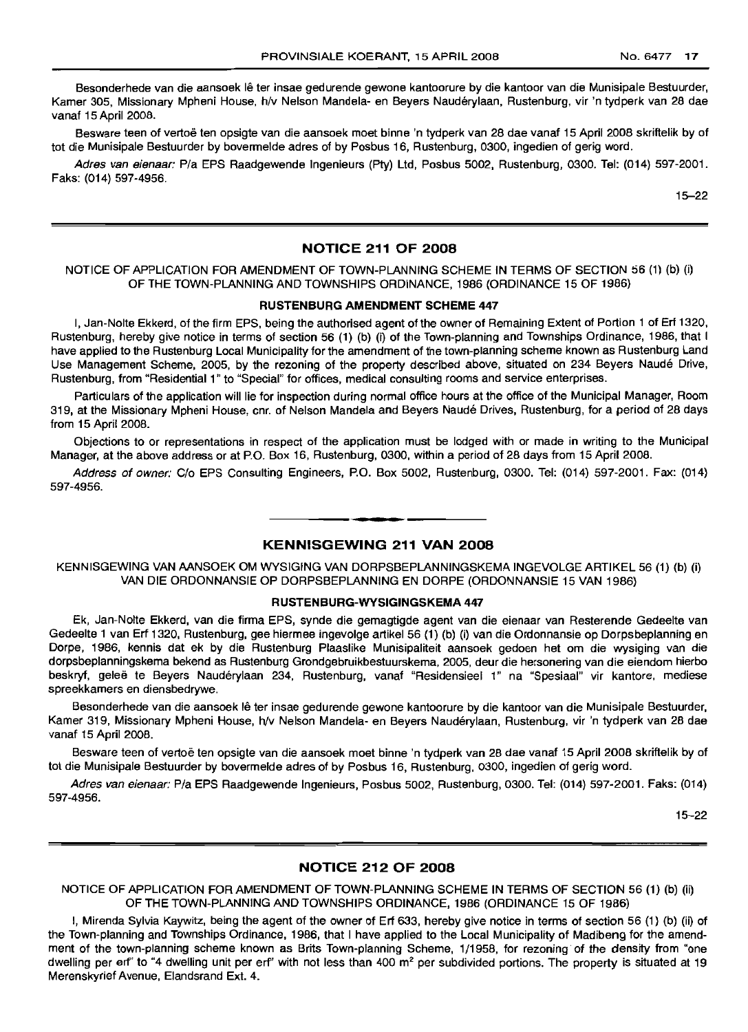Besonderhede van die aansoek lê ter insae gedurende gewone kantoorure by die kantoor van die Munisipale Bestuurder, Kamer 305, Missionary Mpheni House, h/v Nelson Mandela- en Beyers Naudérylaan, Rustenburg, vir 'n tydperk van 28 dae vanaf 15 April 2008.

Besware teen of vertoë ten opsigte van die aansoek moet binne 'n tydperk van 28 dae vanaf 15 April 2008 skriftelik by of tot die Munisipale Bestuurder by bovermelde adres of by Posbus 16, Rustenburg, 0300, ingedien of gerig word.

*Adres van eienaar:* P/a EPS Raadgewende Ingenieurs (Pty) Ltd, Posbus 5002, Rustenburg, 0300. Tel: (014) 597-2001. Faks: (014) 597-4956.

15–22

## NOTICE 211 OF 2008

NOTICE OF APPLICATION FOR AMENDMENT OF TOWN-PLANNING SCHEME IN TERMS OF SECTION 56 (1) (b) (i) OF THE TOWN-PLANNING AND TOWNSHIPS ORDINANCE, 1986 (ORDINANCE 15 OF 1986)

**RUSTENBURG AMENDMENT SCHEME 447**

I, Jan-Nolte Ekkerd, of the firm EPS, being the authorised agent of the owner of Remaining Extent of Portion 1 of Erf 1320, Rustenburg, hereby give notice in terms of section 56 (1) (b) (i) of the Town-planning and Townships Ordinance, 1986, that I have applied to the Rustenburg Local Municipality for the amendment of the town-planning scheme known as Rustenburg Land Use Management Scheme, 2005, by the rezoning of the property described above, situated on 234 Beyers Naudé Drive, Rustenburg, from "Residential 1" to "Special" for offices, medical consulting rooms and service enterprises.

Particulars of the application will lie for inspection during normal office hours at the office of the Municipal Manager, Room 319, at the Missionary Mpheni House, cnr. of Nelson Mandela and Beyers Naudé Drives, Rustenburg, for a period of 28 days from 15 April 2008.

Objections to or representations in respect of the application must be lodged with or made in writing to the Municipal Manager, at the above address or at P.O. Box 16, Rustenburg, 0300, within a period of 28 days from 15 April 2008.

*Address of owner:* C/o EPS Consulting Engineers, P.O. Box 5002, Rustenburg, 0300. Tel: (014) 597-2001. Fax: (014) 597-4956.

## KENNISGEWING 211 VAN 2008

KENNISGEWING VAN AANSOEK OM WYSIGING VAN DORPSBEPLANNINGSKEMA INGEVOLGE ARTIKEL 56 (1) (b) (i) VAN DIE ORDONNANSIE OP DORPSBEPLANNING EN DORPE (ORDONNANSIE 15 VAN 1986)

**RUSTENBURG-WYSIGINGSKEMA 447**

Ek, Jan-Nolte Ekkerd, van die firma EPS, synde die gemagtigde agent van die eienaar van Resterende Gedeelte van Gedeelte 1 van Erf 1320, Rustenburg, gee hiermee ingevolge artikel 56 (1) (b) (i) van die Ordonnansie op Dorpsbeplanning en Dorpe, 1986, kennis dat ek by die Rustenburg Plaaslike Munisipaliteit aansoek gedoen het om die wysiging van die dorpsbeplanningskema bekend as Rustenburg Grondgebruikbestuurskema, 2005, deur die hersonering van die eiendom hierbo beskryf, geleë te Beyers Naudérylaan 234, Rustenburg, vanaf "Residensieel 1" na "Spesiaal" vir kantore, mediese spreekkamers en diensbedrywe.

Besonderhede van die aansoek lê ter insae gedurende gewone kantoorure by die kantoor van die Munisipale Bestuurder, Kamer 319, Missionary Mpheni House, h/v Nelson Mandela- en Beyers Naudérylaan, Rustenburg, vir 'n tydperk van 28 dae vanaf 15 April 2008.

Besware teen of vertoë ten opsigte van die aansoek moet binne 'n tydperk van 28 dae vanaf 15 April 2008 skriftelik by of tot die Munisipale Bestuurder by bovermelde adres of by Posbus 16, Rustenburg, 0300, ingedien of gerig word.

*Adres van eienaar:* P/a EPS Raadgewende Ingenieurs, Posbus 5002, Rustenburg, 0300. Tel: (014) 597-2001. Faks: (014) 597-4956.

15–22

## NOTICE 212 OF 2008

NOTICE OF APPLICATION FOR AMENDMENT OF TOWN-PLANNING SCHEME IN TERMS OF SECTION 56 (1) (b) (ii) OF THE TOWN-PLANNING AND TOWNSHIPS ORDINANCE, 1986 (ORDINANCE 15 OF 1986)

I, Mirenda Sylvia Kaywitz, being the agent of the owner of Erf 633, hereby give notice in terms of section 56 (1) (b) (ii) of the Town-planning and Townships Ordinance, 1986, that I have applied to the Local Municipality of Madibeng for the amendment of the town-planning scheme known as Brits Town-planning Scheme, 1/1958, for rezoning of the density from "one dwelling per erf" to "4 dwelling unit per erf" with not less than 400 m² per subdivided portions. The property is situated at 19 Merenskyrief Avenue, Elandsrand Ext. 4.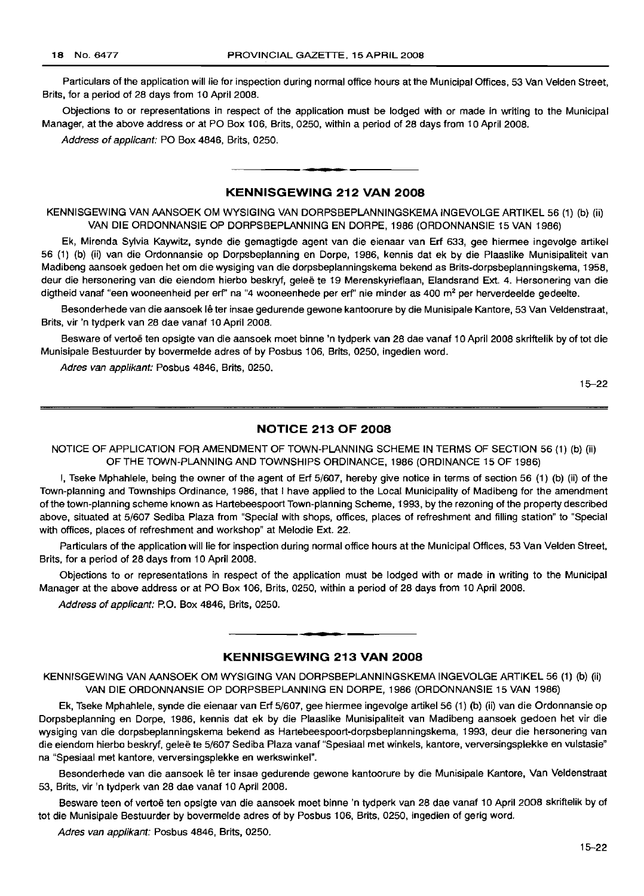Particulars of the application will lie for inspection during normal office hours at the Municipal Offices, 53 Van Velden Street, Brits, for a period of 28 days from 10 April 2008.

Objections to or representations in respect of the application must be lodged with or made in writing to the Municipal Manager, at the above address or at PO Box 106, Brits, 0250, within a period of 28 days from 10 April 2008.

*Address of applicant:* PO Box 4846, Brits, 0250.

## KENNISGEWING 212 VAN 2008

KENNISGEWING VAN AANSOEK OM WYSIGING VAN DORPSBEPLANNINGSKEMA INGEVOLGE ARTIKEL 56 (1) (b) (ii) VAN DIE ORDONNANSIE OP DORPSBEPLANNING EN DORPE, 1986 (ORDONNANSIE 15 VAN 1986)

Ek, Mirenda Sylvia Kaywitz, synde die gemagtigde agent van die eienaar van Erf 633, gee hiermee ingevolge artikel 56 (1) (b) (ii) van die Ordonnansie op Dorpsbeplanning en Dorpe, 1986, kennis dat ek by die Plaaslike Munisipaliteit van Madibeng aansoek gedoen het om die wysiging van die dorpsbeplanningskema bekend as Brits-dorpsbeplanningskema, 1958, deur die hersonering van die eiendom hierbo beskryf, geleë te 19 Merenskyrieflaan, Elandsrand Ext. 4. Hersonering van die digtheid vanaf "een wooneenheid per erf" na "4 wooneenhede per erf" nie minder as 400 m² per herverdeelde gedeelte.

Besonderhede van die aansoek lê ter insae gedurende gewone kantoorure by die Munisipale Kantore, 53 Van Veldenstraat, Brits, vir 'n tydperk van 28 dae vanaf 10 April 2008.

Besware of vertoë ten opsigte van die aansoek moet binne 'n tydperk van 28 dae vanaf 10 April 2008 skriftelik by of tot die Munisipale Bestuurder by bovermelde adres of by Posbus 106, Brits, 0250, ingedien word.

*Adres van applikant:* Posbus 4846, Brits, 0250.

15–22

## NOTICE 213 OF 2008

NOTICE OF APPLICATION FOR AMENDMENT OF TOWN-PLANNING SCHEME IN TERMS OF SECTION 56 (1) (b) (ii) OF THE TOWN-PLANNING AND TOWNSHIPS ORDINANCE, 1986 (ORDINANCE 15 OF 1986)

I, Tseke Mphahlele, being the owner of the agent of Erf 5/607, hereby give notice in terms of section 56 (1) (b) (ii) of the Town-planning and Townships Ordinance, 1986, that I have applied to the Local Municipality of Madibeng for the amendment of the town-planning scheme known as Hartebeespoort Town-planning Scheme, 1993, by the rezoning of the property described above, situated at 5/607 Sediba Plaza from "Special with shops, offices, places of refreshment and filling station" to "Special with offices, places of refreshment and workshop" at Melodie Ext. 22.

Particulars of the application will lie for inspection during normal office hours at the Municipal Offices, 53 Van Velden Street, Brits, for a period of 28 days from 10 April 2008.

Objections to or representations in respect of the application must be lodged with or made in writing to the Municipal Manager at the above address or at PO Box 106, Brits, 0250, within a period of 28 days from 10 April 2008.

*Address of applicant:* P.O. Box 4846, Brits, 0250.

## KENNISGEWING 213 VAN 2008

KENNISGEWING VAN AANSOEK OM WYSIGING VAN DORPSBEPLANNINGSKEMA INGEVOLGE ARTIKEL 56 (1) (b) (ii) VAN DIE ORDONNANSIE OP DORPSBEPLANNING EN DORPE, 1986 (ORDONNANSIE 15 VAN 1986)

Ek, Tseke Mphahlele, synde die eienaar van Erf 5/607, gee hiermee ingevolge artikel 56 (1) (b) (ii) van die Ordonnansie op Dorpsbeplanning en Dorpe, 1986, kennis dat ek by die Plaaslike Munisipaliteit van Madibeng aansoek gedoen het vir die wysiging van die dorpsbeplanningskema bekend as Hartebeespoort-dorpsbeplanningskema, 1993, deur die hersonering van die eiendom hierbo beskryf, geleë te 5/607 Sediba Plaza vanaf "Spesiaal met winkels, kantore, verversingsplekke en vulstasie" na "Spesiaal met kantore, verversingsplekke en werkswinkel".

Besonderhede van die aansoek lê ter insae gedurende gewone kantoorure by die Munisipale Kantore, Van Veldenstraat 53, Brits, vir 'n tydperk van 28 dae vanaf 10 April 2008.

Besware teen of vertoë ten opsigte van die aansoek moet binne 'n tydperk van 28 dae vanaf 10 April 2008 skriftelik by of tot die Munisipale Bestuurder by bovermelde adres of by Posbus 106, Brits, 0250, ingedien of gerig word.

*Adres van applikant:* Posbus 4846, Brits, 0250.

15–22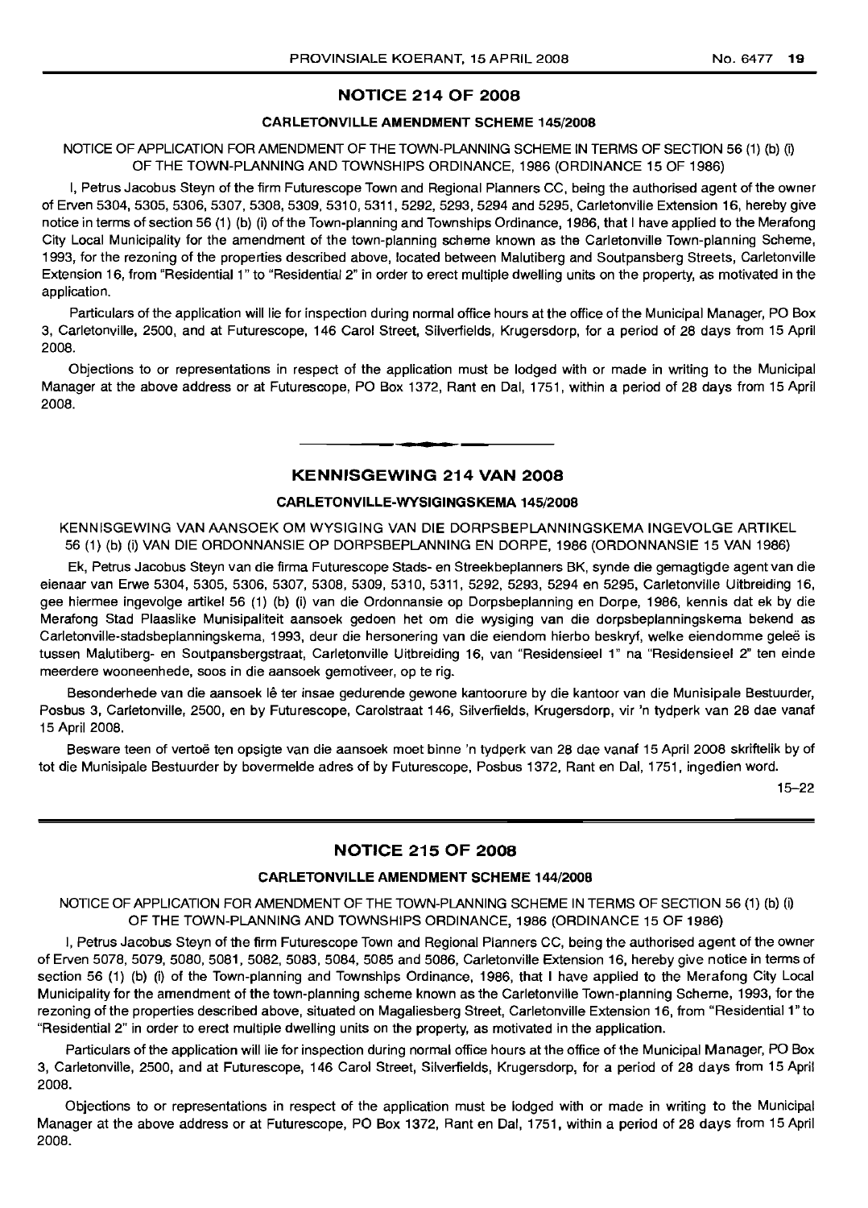## NOTICE 214 OF 2008

### CARLETONVILLE AMENDMENT SCHEME 145/2008

NOTICE OF APPLICATION FOR AMENDMENT OF THE TOWN-PLANNING SCHEME IN TERMS OF SECTION 56 (1) (b) (i) OF THE TOWN-PLANNING AND TOWNSHIPS ORDINANCE, 1986 (ORDINANCE 15 OF 1986)

I, Petrus Jacobus Steyn of the firm Futurescope Town and Regional Planners CC, being the authorised agent of the owner of Erven 5304, 5305, 5306, 5307, 5308, 5309, 5310, 5311, 5292, 5293, 5294 and 5295, Carletonville Extension 16, hereby give notice in terms of section 56 (1) (b) (i) of the Town-planning and Townships Ordinance, 1986, that I have applied to the Merafong City Local Municipality for the amendment of the town-planning scheme known as the Carletonville Town-planning Scheme, 1993, for the rezoning of the properties described above, located between Malutiberg and Soutpansberg Streets, Carletonville Extension 16, from "Residential 1" to "Residential 2" in order to erect multiple dwelling units on the property, as motivated in the application.

Particulars of the application will lie for inspection during normal office hours at the office of the Municipal Manager, PO Box 3, Carletonville, 2500, and at Futurescope, 146 Carol Street, Silverfields, Krugersdorp, for a period of 28 days from 15 April 2008.

Objections to or representations in respect of the application must be lodged with or made in writing to the Municipal Manager at the above address or at Futurescope, PO Box 1372, Rant en Dal, 1751, within a period of 28 days from 15 April 2008.

---

## KENNISGEWING 214 VAN 2008

### CARLETONVILLE-WYSIGINGSKEMA 145/2008

KENNISGEWING VAN AANSOEK OM WYSIGING VAN DIE DORPSBEPLANNINGSKEMA INGEVOLGE ARTIKEL 56 (1) (b) (i) VAN DIE ORDONNANSIE OP DORPSBEPLANNING EN DORPE, 1986 (ORDONNANSIE 15 VAN 1986)

Ek, Petrus Jacobus Steyn van die firma Futurescope Stads- en Streekbeplanners BK, synde die gemagtigde agent van die eienaar van Erwe 5304, 5305, 5306, 5307, 5308, 5309, 5310, 5311, 5292, 5293, 5294 en 5295, Carletonville Uitbreiding 16, gee hiermee ingevolge artikel 56 (1) (b) (i) van die Ordonnansie op Dorpsbeplanning en Dorpe, 1986, kennis dat ek by die Merafong Stad Plaaslike Munisipaliteit aansoek gedoen het om die wysiging van die dorpsbeplanningskema bekend as Carletonville-stadsbeplanningskema, 1993, deur die hersonering van die eiendom hierbo beskryf, welke eiendomme geleë is tussen Malutiberg- en Soutpansbergstraat, Carletonville Uitbreiding 16, van "Residensieel 1" na "Residensieel 2" ten einde meerdere wooneenhede, soos in die aansoek gemotiveer, op te rig.

Besonderhede van die aansoek lê ter insae gedurende gewone kantoorure by die kantoor van die Munisipale Bestuurder, Posbus 3, Carletonville, 2500, en by Futurescope, Carolstraat 146, Silverfields, Krugersdorp, vir 'n tydperk van 28 dae vanaf 15 April 2008.

Besware teen of vertoë ten opsigte van die aansoek moet binne 'n tydperk van 28 dae vanaf 15 April 2008 skriftelik by of tot die Munisipale Bestuurder by bovermelde adres of by Futurescope, Posbus 1372, Rant en Dal, 1751, ingedien word.

15–22

---

## NOTICE 215 OF 2008

### CARLETONVILLE AMENDMENT SCHEME 144/2008

NOTICE OF APPLICATION FOR AMENDMENT OF THE TOWN-PLANNING SCHEME IN TERMS OF SECTION 56 (1) (b) (i) OF THE TOWN-PLANNING AND TOWNSHIPS ORDINANCE, 1986 (ORDINANCE 15 OF 1986)

I, Petrus Jacobus Steyn of the firm Futurescope Town and Regional Planners CC, being the authorised agent of the owner of Erven 5078, 5079, 5080, 5081, 5082, 5083, 5084, 5085 and 5086, Carletonville Extension 16, hereby give notice in terms of section 56 (1) (b) (i) of the Town-planning and Townships Ordinance, 1986, that I have applied to the Merafong City Local Municipality for the amendment of the town-planning scheme known as the Carletonville Town-planning Scheme, 1993, for the rezoning of the properties described above, situated on Magaliesberg Street, Carletonville Extension 16, from "Residential 1" to "Residential 2" in order to erect multiple dwelling units on the property, as motivated in the application.

Particulars of the application will lie for inspection during normal office hours at the office of the Municipal Manager, PO Box 3, Carletonville, 2500, and at Futurescope, 146 Carol Street, Silverfields, Krugersdorp, for a period of 28 days from 15 April 2008.

Objections to or representations in respect of the application must be lodged with or made in writing to the Municipal Manager at the above address or at Futurescope, PO Box 1372, Rant en Dal, 1751, within a period of 28 days from 15 April 2008.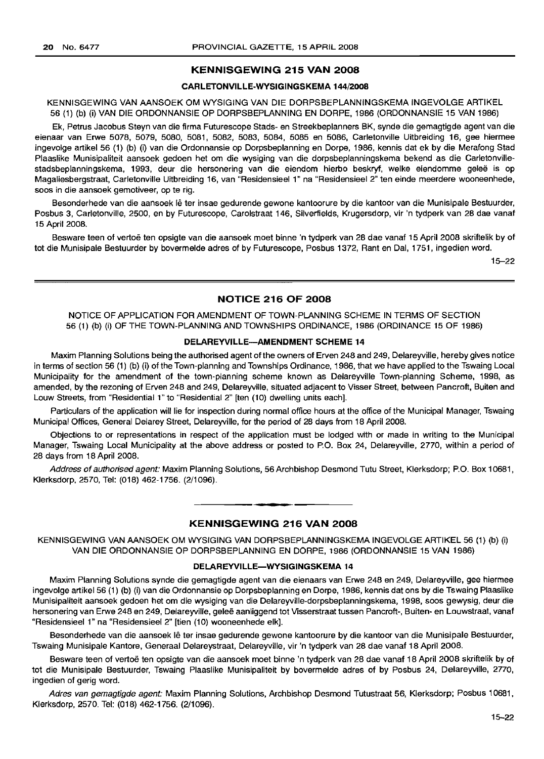## KENNISGEWING 215 VAN 2008

### CARLETONVILLE-WYSIGINGSKEMA 144/2008

KENNISGEWING VAN AANSOEK OM WYSIGING VAN DIE DORPSBEPLANNINGSKEMA INGEVOLGE ARTIKEL 56 (1) (b) (i) VAN DIE ORDONNANSIE OP DORPSBEPLANNING EN DORPE, 1986 (ORDONNANSIE 15 VAN 1986)

Ek, Petrus Jacobus Steyn van die firma Futurescope Stads- en Streekbeplanners BK, synde die gemagtigde agent van die eienaar van Erwe 5078, 5079, 5080, 5081, 5082, 5083, 5084, 5085 en 5086, Carletonville Uitbreiding 16, gee hiermee ingevolge artikel 56 (1) (b) (i) van die Ordonnansie op Dorpsbeplanning en Dorpe, 1986, kennis dat ek by die Merafong Stad Plaaslike Munisipaliteit aansoek gedoen het om die wysiging van die dorpsbeplanningskema bekend as die Carletonville-stadsbeplanningskema, 1993, deur die hersonering van die eiendom hierbo beskryf, welke eiendomme geleë is op Magaliesbergstraat, Carletonville Uitbreiding 16, van "Residensieel 1" na "Residensieel 2" ten einde meerdere wooneenhede, soos in die aansoek gemotiveer, op te rig.

Besonderhede van die aansoek lê ter insae gedurende gewone kantoorure by die kantoor van die Munisipale Bestuurder, Posbus 3, Carletonville, 2500, en by Futurescope, Carolstraat 146, Silverfields, Krugersdorp, vir 'n tydperk van 28 dae vanaf 15 April 2008.

Besware teen of vertoë ten opsigte van die aansoek moet binne 'n tydperk van 28 dae vanaf 15 April 2008 skriftelik by of tot die Munisipale Bestuurder by bovermelde adres of by Futurescope, Posbus 1372, Rant en Dal, 1751, ingedien word.

15–22

---

## NOTICE 216 OF 2008

NOTICE OF APPLICATION FOR AMENDMENT OF TOWN-PLANNING SCHEME IN TERMS OF SECTION 56 (1) (b) (i) OF THE TOWN-PLANNING AND TOWNSHIPS ORDINANCE, 1986 (ORDINANCE 15 OF 1986)

### DELAREYVILLE—AMENDMENT SCHEME 14

Maxim Planning Solutions being the authorised agent of the owners of Erven 248 and 249, Delareyville, hereby gives notice in terms of section 56 (1) (b) (i) of the Town-planning and Townships Ordinance, 1986, that we have applied to the Tswaing Local Municipality for the amendment of the town-planning scheme known as Delareyville Town-planning Scheme, 1998, as amended, by the rezoning of Erven 248 and 249, Delareyville, situated adjacent to Visser Street, between Pancroft, Buiten and Louw Streets, from "Residential 1" to "Residential 2" [ten (10) dwelling units each].

Particulars of the application will lie for inspection during normal office hours at the office of the Municipal Manager, Tswaing Municipal Offices, General Delarey Street, Delareyville, for the period of 28 days from 18 April 2008.

Objections to or representations in respect of the application must be lodged with or made in writing to the Municipal Manager, Tswaing Local Municipality at the above address or posted to P.O. Box 24, Delareyville, 2770, within a period of 28 days from 18 April 2008.

*Address of authorised agent:* Maxim Planning Solutions, 56 Archbishop Desmond Tutu Street, Klerksdorp; P.O. Box 10681, Klerksdorp, 2570, Tel: (018) 462-1756. (2/1096).

---

## KENNISGEWING 216 VAN 2008

KENNISGEWING VAN AANSOEK OM WYSIGING VAN DORPSBEPLANNINGSKEMA INGEVOLGE ARTIKEL 56 (1) (b) (i) VAN DIE ORDONNANSIE OP DORPSBEPLANNING EN DORPE, 1986 (ORDONNANSIE 15 VAN 1986)

### DELAREYVILLE—WYSIGINGSKEMA 14

Maxim Planning Solutions synde die gemagtigde agent van die eienaars van Erwe 248 en 249, Delareyville, gee hiermee ingevolge artikel 56 (1) (b) (i) van die Ordonnansie op Dorpsbeplanning en Dorpe, 1986, kennis dat ons by die Tswaing Plaaslike Munisipaliteit aansoek gedoen het om die wysiging van die Delareyville-dorpsbeplanningskema, 1998, soos gewysig, deur die hersonering van Erwe 248 en 249, Delareyville, geleë aanliggend tot Visserstraat tussen Pancroft-, Buiten- en Louwstraat, vanaf "Residensieel 1" na "Residensieel 2" [tien (10) wooneenhede elk].

Besonderhede van die aansoek lê ter insae gedurende gewone kantoorure by die kantoor van die Munisipale Bestuurder, Tswaing Munisipale Kantore, Generaal Delareystraat, Delareyville, vir 'n tydperk van 28 dae vanaf 18 April 2008.

Besware teen of vertoë ten opsigte van die aansoek moet binne 'n tydperk van 28 dae vanaf 18 April 2008 skriftelik by of tot die Munisipale Bestuurder, Tswaing Plaaslike Munisipaliteit by bovermelde adres of by Posbus 24, Delareyville, 2770, ingedien of gerig word.

*Adres van gemagtigde agent:* Maxim Planning Solutions, Archbishop Desmond Tutustraat 56, Klerksdorp; Posbus 10681, Klerksdorp, 2570. Tel: (018) 462-1756. (2/1096).

15–22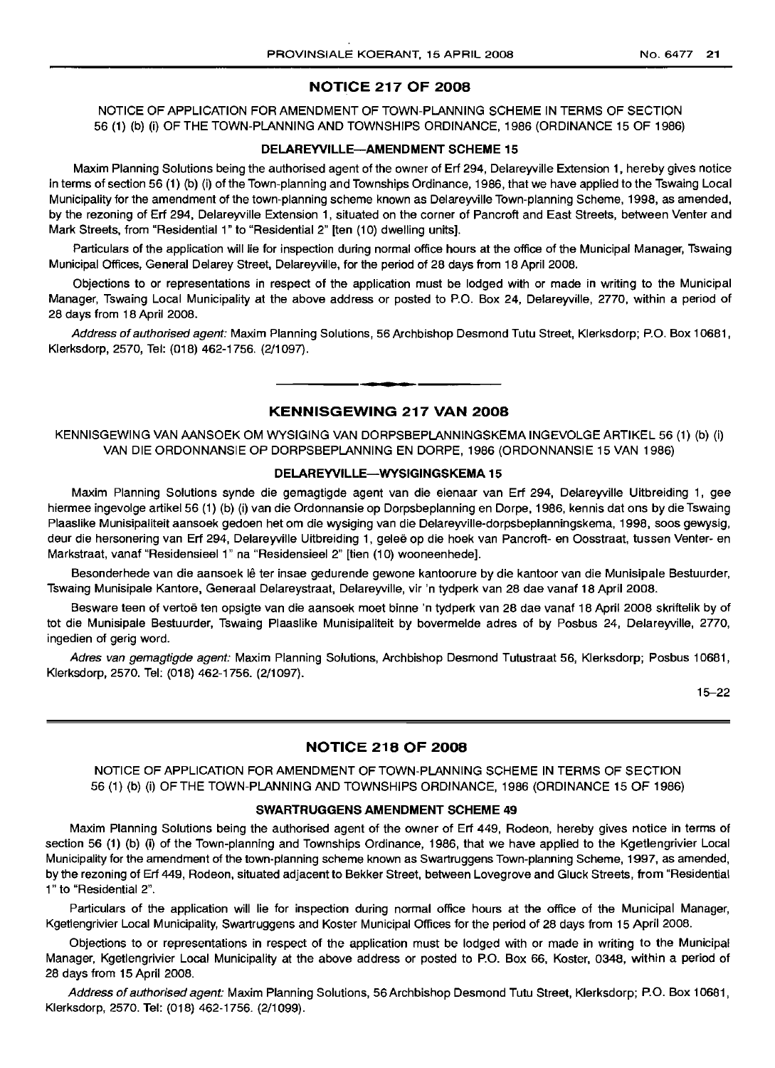## NOTICE 217 OF 2008

NOTICE OF APPLICATION FOR AMENDMENT OF TOWN-PLANNING SCHEME IN TERMS OF SECTION 56 (1) (b) (i) OF THE TOWN-PLANNING AND TOWNSHIPS ORDINANCE, 1986 (ORDINANCE 15 OF 1986)

### DELAREYVILLE—AMENDMENT SCHEME 15

Maxim Planning Solutions being the authorised agent of the owner of Erf 294, Delareyville Extension 1, hereby gives notice in terms of section 56 (1) (b) (i) of the Town-planning and Townships Ordinance, 1986, that we have applied to the Tswaing Local Municipality for the amendment of the town-planning scheme known as Delareyville Town-planning Scheme, 1998, as amended, by the rezoning of Erf 294, Delareyville Extension 1, situated on the corner of Pancroft and East Streets, between Venter and Mark Streets, from "Residential 1" to "Residential 2" [ten (10) dwelling units].

Particulars of the application will lie for inspection during normal office hours at the office of the Municipal Manager, Tswaing Municipal Offices, General Delarey Street, Delareyville, for the period of 28 days from 18 April 2008.

Objections to or representations in respect of the application must be lodged with or made in writing to the Municipal Manager, Tswaing Local Municipality at the above address or posted to P.O. Box 24, Delareyville, 2770, within a period of 28 days from 18 April 2008.

*Address of authorised agent:* Maxim Planning Solutions, 56 Archbishop Desmond Tutu Street, Klerksdorp; P.O. Box 10681, Klerksdorp, 2570, Tel: (018) 462-1756. (2/1097).

---

## KENNISGEWING 217 VAN 2008

KENNISGEWING VAN AANSOEK OM WYSIGING VAN DORPSBEPLANNINGSKEMA INGEVOLGE ARTIKEL 56 (1) (b) (i) VAN DIE ORDONNANSIE OP DORPSBEPLANNING EN DORPE, 1986 (ORDONNANSIE 15 VAN 1986)

### DELAREYVILLE—WYSIGINGSKEMA 15

Maxim Planning Solutions synde die gemagtigde agent van die eienaar van Erf 294, Delareyville Uitbreiding 1, gee hiermee ingevolge artikel 56 (1) (b) (i) van die Ordonnansie op Dorpsbeplanning en Dorpe, 1986, kennis dat ons by die Tswaing Plaaslike Munisipaliteit aansoek gedoen het om die wysiging van die Delareyville-dorpsbeplanningskema, 1998, soos gewysig, deur die hersonering van Erf 294, Delareyville Uitbreiding 1, geleë op die hoek van Pancroft- en Oosstraat, tussen Venter- en Markstraat, vanaf "Residensieel 1" na "Residensieel 2" [tien (10) wooneenhede].

Besonderhede van die aansoek lê ter insae gedurende gewone kantoorure by die kantoor van die Munisipale Bestuurder, Tswaing Munisipale Kantore, Generaal Delareystraat, Delareyville, vir 'n tydperk van 28 dae vanaf 18 April 2008.

Besware teen of vertoë ten opsigte van die aansoek moet binne 'n tydperk van 28 dae vanaf 18 April 2008 skriftelik by of tot die Munisipale Bestuurder, Tswaing Plaaslike Munisipaliteit by bovermelde adres of by Posbus 24, Delareyville, 2770, ingedien of gerig word.

*Adres van gemagtigde agent:* Maxim Planning Solutions, Archbishop Desmond Tutustraat 56, Klerksdorp; Posbus 10681, Klerksdorp, 2570. Tel: (018) 462-1756. (2/1097).

15–22

---

## NOTICE 218 OF 2008

NOTICE OF APPLICATION FOR AMENDMENT OF TOWN-PLANNING SCHEME IN TERMS OF SECTION 56 (1) (b) (i) OF THE TOWN-PLANNING AND TOWNSHIPS ORDINANCE, 1986 (ORDINANCE 15 OF 1986)

### SWARTRUGGENS AMENDMENT SCHEME 49

Maxim Planning Solutions being the authorised agent of the owner of Erf 449, Rodeon, hereby gives notice in terms of section 56 (1) (b) (i) of the Town-planning and Townships Ordinance, 1986, that we have applied to the Kgetlengrivier Local Municipality for the amendment of the town-planning scheme known as Swartruggens Town-planning Scheme, 1997, as amended, by the rezoning of Erf 449, Rodeon, situated adjacent to Bekker Street, between Lovegrove and Gluck Streets, from "Residential 1" to "Residential 2".

Particulars of the application will lie for inspection during normal office hours at the office of the Municipal Manager, Kgetlengrivier Local Municipality, Swartruggens and Koster Municipal Offices for the period of 28 days from 15 April 2008.

Objections to or representations in respect of the application must be lodged with or made in writing to the Municipal Manager, Kgetlengrivier Local Municipality at the above address or posted to P.O. Box 66, Koster, 0348, within a period of 28 days from 15 April 2008.

*Address of authorised agent:* Maxim Planning Solutions, 56 Archbishop Desmond Tutu Street, Klerksdorp; P.O. Box 10681, Klerksdorp, 2570. Tel: (018) 462-1756. (2/1099).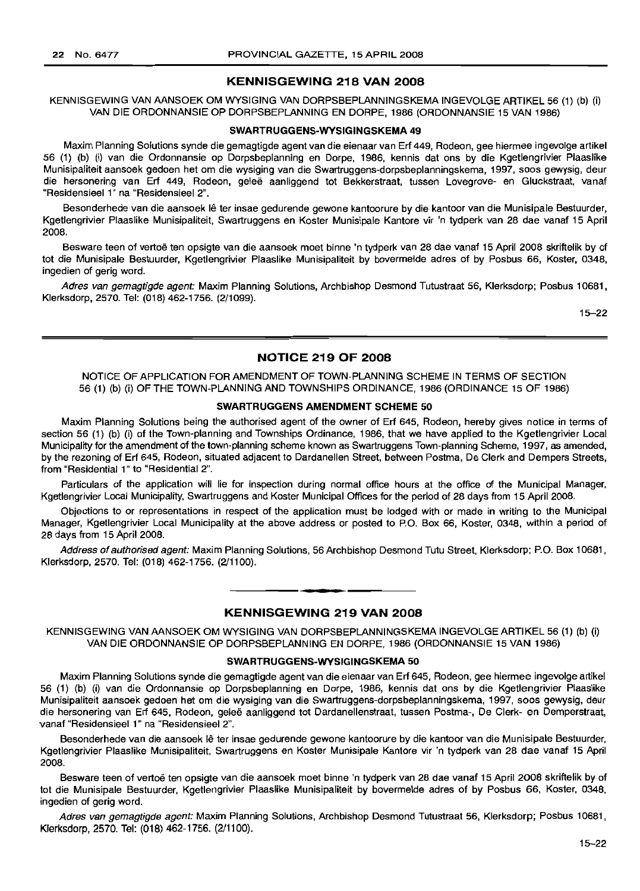## KENNISGEWING 218 VAN 2008

KENNISGEWING VAN AANSOEK OM WYSIGING VAN DORPSBEPLANNINGSKEMA INGEVOLGE ARTIKEL 56 (1) (b) (i) VAN DIE ORDONNANSIE OP DORPSBEPLANNING EN DORPE, 1986 (ORDONNANSIE 15 VAN 1986)

### SWARTRUGGENS-WYSIGINGSKEMA 49

Maxim Planning Solutions synde die gemagtigde agent van die eienaar van Erf 449, Rodeon, gee hiermee ingevolge artikel 56 (1) (b) (i) van die Ordonnansie op Dorpsbeplanning en Dorpe, 1986, kennis dat ons by die Kgetlengrivier Plaaslike Munisipaliteit aansoek gedoen het om die wysiging van die Swartruggens-dorpsbeplanningskema, 1997, soos gewysig, deur die hersonering van Erf 449, Rodeon, geleë aanliggend tot Bekkerstraat, tussen Lovegrove- en Gluckstraat, vanaf "Residensieel 1" na "Residensieel 2".

Besonderhede van die aansoek lê ter insae gedurende gewone kantoorure by die kantoor van die Munisipale Bestuurder, Kgetlengrivier Plaaslike Munisipaliteit, Swartruggens en Koster Munisipale Kantore vir 'n tydperk van 28 dae vanaf 15 April 2008.

Besware teen of vertoë ten opsigte van die aansoek moet binne 'n tydperk van 28 dae vanaf 15 April 2008 skriftelik by of tot die Munisipale Bestuurder, Kgetlengrivier Plaaslike Munisipaliteit by bovermelde adres of by Posbus 66, Koster, 0348, ingedien of gerig word.

*Adres van gemagtigde agent:* Maxim Planning Solutions, Archbishop Desmond Tutustraat 56, Klerksdorp; Posbus 10681, Klerksdorp, 2570. Tel: (018) 462-1756. (2/1099).

15–22

---

## NOTICE 219 OF 2008

NOTICE OF APPLICATION FOR AMENDMENT OF TOWN-PLANNING SCHEME IN TERMS OF SECTION 56 (1) (b) (i) OF THE TOWN-PLANNING AND TOWNSHIPS ORDINANCE, 1986 (ORDINANCE 15 OF 1986)

### SWARTRUGGENS AMENDMENT SCHEME 50

Maxim Planning Solutions being the authorised agent of the owner of Erf 645, Rodeon, hereby gives notice in terms of section 56 (1) (b) (i) of the Town-planning and Townships Ordinance, 1986, that we have applied to the Kgetlengrivier Local Municipality for the amendment of the town-planning scheme known as Swartruggens Town-planning Scheme, 1997, as amended, by the rezoning of Erf 645, Rodeon, situated adjacent to Dardanellen Street, between Postma, De Clerk and Dempers Streets, from "Residential 1" to "Residential 2".

Particulars of the application will lie for inspection during normal office hours at the office of the Municipal Manager, Kgetlengrivier Local Municipality, Swartruggens and Koster Municipal Offices for the period of 28 days from 15 April 2008.

Objections to or representations in respect of the application must be lodged with or made in writing to the Municipal Manager, Kgetlengrivier Local Municipality at the above address or posted to P.O. Box 66, Koster, 0348, within a period of 28 days from 15 April 2008.

*Address of authorised agent:* Maxim Planning Solutions, 56 Archbishop Desmond Tutu Street, Klerksdorp; P.O. Box 10681, Klerksdorp, 2570. Tel: (018) 462-1756. (2/1100).

---

## KENNISGEWING 219 VAN 2008

KENNISGEWING VAN AANSOEK OM WYSIGING VAN DORPSBEPLANNINGSKEMA INGEVOLGE ARTIKEL 56 (1) (b) (i) VAN DIE ORDONNANSIE OP DORPSBEPLANNING EN DORPE, 1986 (ORDONNANSIE 15 VAN 1986)

### SWARTRUGGENS-WYSIGINGSKEMA 50

Maxim Planning Solutions synde die gemagtigde agent van die eienaar van Erf 645, Rodeon, gee hiermee ingevolge artikel 56 (1) (b) (i) van die Ordonnansie op Dorpsbeplanning en Dorpe, 1986, kennis dat ons by die Kgetlengrivier Plaaslike Munisipaliteit aansoek gedoen het om die wysiging van die Swartruggens-dorpsbeplanningskema, 1997, soos gewysig, deur die hersonering van Erf 645, Rodeon, geleë aanliggend tot Dardanellenstraat, tussen Postma-, De Clerk- en Demperstraat, vanaf "Residensieel 1" na "Residensieel 2".

Besonderhede van die aansoek lê ter insae gedurende gewone kantoorure by die kantoor van die Munisipale Bestuurder, Kgetlengrivier Plaaslike Munisipaliteit, Swartruggens en Koster Munisipale Kantore vir 'n tydperk van 28 dae vanaf 15 April 2008.

Besware teen of vertoë ten opsigte van die aansoek moet binne 'n tydperk van 28 dae vanaf 15 April 2008 skriftelik by of tot die Munisipale Bestuurder, Kgetlengrivier Plaaslike Munisipaliteit by bovermelde adres of by Posbus 66, Koster, 0348, ingedien of gerig word.

*Adres van gemagtigde agent:* Maxim Planning Solutions, Archbishop Desmond Tutustraat 56, Klerksdorp; Posbus 10681, Klerksdorp, 2570. Tel: (018) 462-1756. (2/1100).

15–22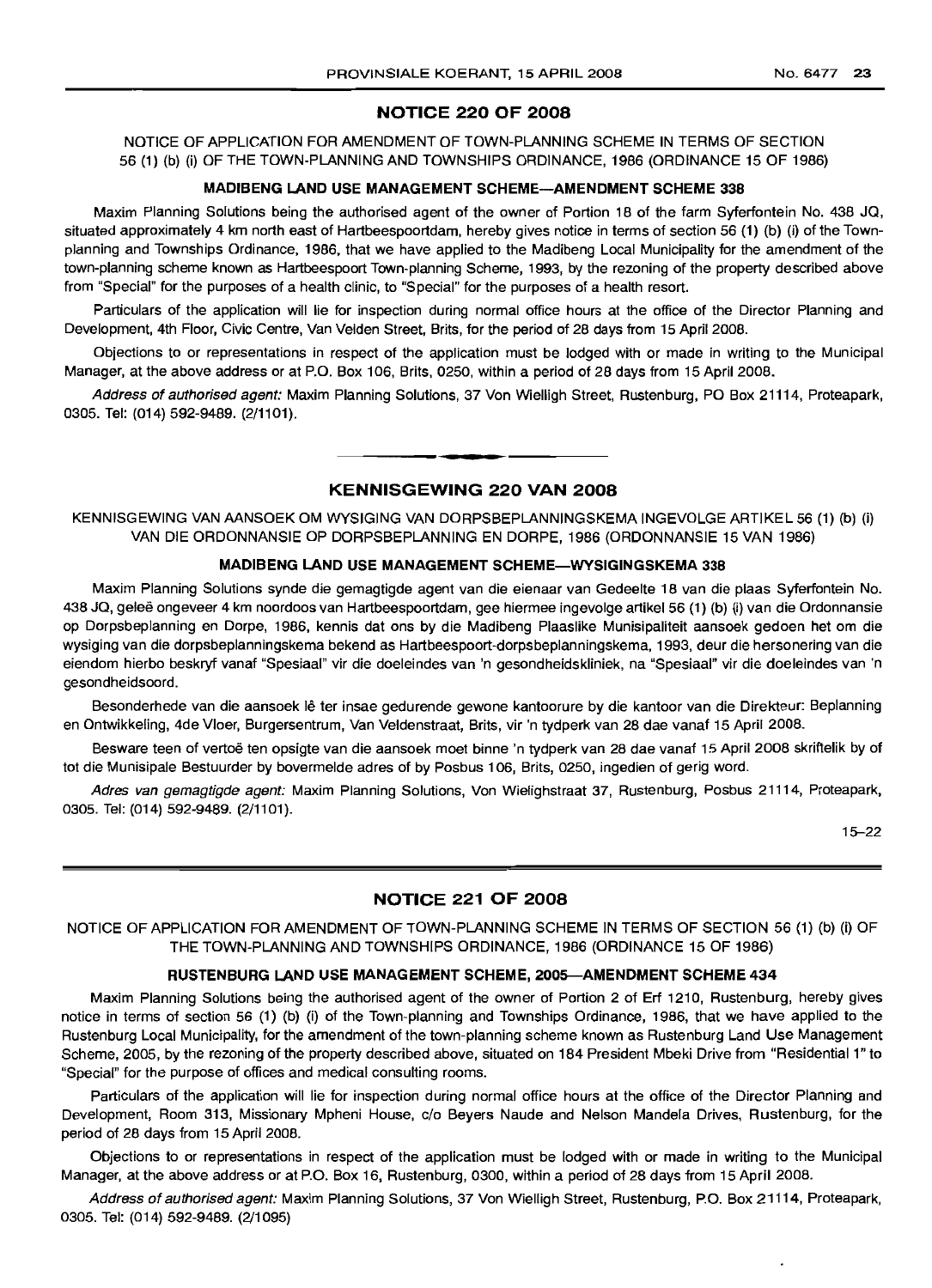## NOTICE 220 OF 2008

NOTICE OF APPLICATION FOR AMENDMENT OF TOWN-PLANNING SCHEME IN TERMS OF SECTION 56 (1) (b) (i) OF THE TOWN-PLANNING AND TOWNSHIPS ORDINANCE, 1986 (ORDINANCE 15 OF 1986)

### MADIBENG LAND USE MANAGEMENT SCHEME—AMENDMENT SCHEME 338

Maxim Planning Solutions being the authorised agent of the owner of Portion 18 of the farm Syferfontein No. 438 JQ, situated approximately 4 km north east of Hartbeespoortdam, hereby gives notice in terms of section 56 (1) (b) (i) of the Town-planning and Townships Ordinance, 1986, that we have applied to the Madibeng Local Municipality for the amendment of the town-planning scheme known as Hartbeespoort Town-planning Scheme, 1993, by the rezoning of the property described above from "Special" for the purposes of a health clinic, to "Special" for the purposes of a health resort.

Particulars of the application will lie for inspection during normal office hours at the office of the Director Planning and Development, 4th Floor, Civic Centre, Van Velden Street, Brits, for the period of 28 days from 15 April 2008.

Objections to or representations in respect of the application must be lodged with or made in writing to the Municipal Manager, at the above address or at P.O. Box 106, Brits, 0250, within a period of 28 days from 15 April 2008.

*Address of authorised agent:* Maxim Planning Solutions, 37 Von Wielligh Street, Rustenburg, PO Box 21114, Proteapark, 0305. Tel: (014) 592-9489. (2/1101).

## KENNISGEWING 220 VAN 2008

KENNISGEWING VAN AANSOEK OM WYSIGING VAN DORPSBEPLANNINGSKEMA INGEVOLGE ARTIKEL 56 (1) (b) (i) VAN DIE ORDONNANSIE OP DORPSBEPLANNING EN DORPE, 1986 (ORDONNANSIE 15 VAN 1986)

### MADIBENG LAND USE MANAGEMENT SCHEME—WYSIGINGSKEMA 338

Maxim Planning Solutions synde die gemagtigde agent van die eienaar van Gedeelte 18 van die plaas Syferfontein No. 438 JQ, geleë ongeveer 4 km noordoos van Hartbeespoortdam, gee hiermee ingevolge artikel 56 (1) (b) (i) van die Ordonnansie op Dorpsbeplanning en Dorpe, 1986, kennis dat ons by die Madibeng Plaaslike Munisipaliteit aansoek gedoen het om die wysiging van die dorpsbeplanningskema bekend as Hartbeespoort-dorpsbeplanningskema, 1993, deur die hersonering van die eiendom hierbo beskryf vanaf "Spesiaal" vir die doeleindes van 'n gesondheidskliniek, na "Spesiaal" vir die doeleindes van 'n gesondheidsoord.

Besonderhede van die aansoek lê ter insae gedurende gewone kantoorure by die kantoor van die Direkteur: Beplanning en Ontwikkeling, 4de Vloer, Burgersentrum, Van Veldenstraat, Brits, vir 'n tydperk van 28 dae vanaf 15 April 2008.

Besware teen of vertoë ten opsigte van die aansoek moet binne 'n tydperk van 28 dae vanaf 15 April 2008 skriftelik by of tot die Munisipale Bestuurder by bovermelde adres of by Posbus 106, Brits, 0250, ingedien of gerig word.

*Adres van gemagtigde agent:* Maxim Planning Solutions, Von Wielighstraat 37, Rustenburg, Posbus 21114, Proteapark, 0305. Tel: (014) 592-9489. (2/1101).

15–22

## NOTICE 221 OF 2008

NOTICE OF APPLICATION FOR AMENDMENT OF TOWN-PLANNING SCHEME IN TERMS OF SECTION 56 (1) (b) (i) OF THE TOWN-PLANNING AND TOWNSHIPS ORDINANCE, 1986 (ORDINANCE 15 OF 1986)

### RUSTENBURG LAND USE MANAGEMENT SCHEME, 2005—AMENDMENT SCHEME 434

Maxim Planning Solutions being the authorised agent of the owner of Portion 2 of Erf 1210, Rustenburg, hereby gives notice in terms of section 56 (1) (b) (i) of the Town-planning and Townships Ordinance, 1986, that we have applied to the Rustenburg Local Municipality, for the amendment of the town-planning scheme known as Rustenburg Land Use Management Scheme, 2005, by the rezoning of the property described above, situated on 184 President Mbeki Drive from "Residential 1" to "Special" for the purpose of offices and medical consulting rooms.

Particulars of the application will lie for inspection during normal office hours at the office of the Director Planning and Development, Room 313, Missionary Mpheni House, c/o Beyers Naude and Nelson Mandela Drives, Rustenburg, for the period of 28 days from 15 April 2008.

Objections to or representations in respect of the application must be lodged with or made in writing to the Municipal Manager, at the above address or at P.O. Box 16, Rustenburg, 0300, within a period of 28 days from 15 April 2008.

*Address of authorised agent:* Maxim Planning Solutions, 37 Von Wielligh Street, Rustenburg, P.O. Box 21114, Proteapark, 0305. Tel: (014) 592-9489. (2/1095)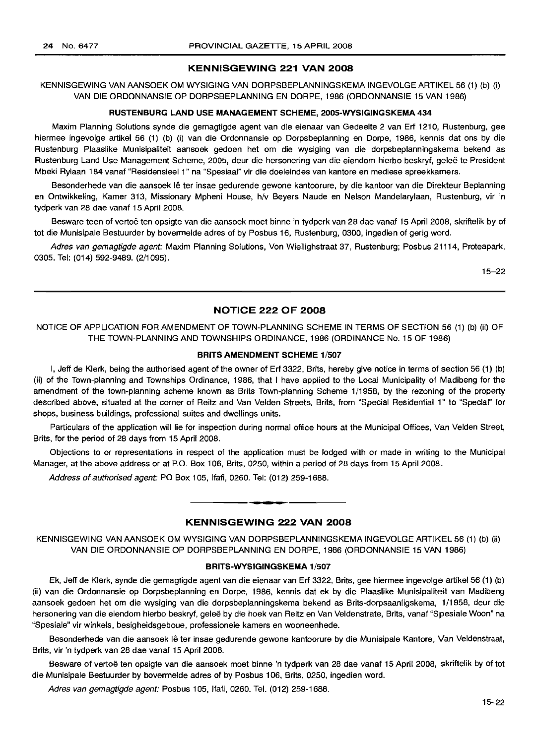## KENNISGEWING 221 VAN 2008

KENNISGEWING VAN AANSOEK OM WYSIGING VAN DORPSBEPLANNINGSKEMA INGEVOLGE ARTIKEL 56 (1) (b) (i) VAN DIE ORDONNANSIE OP DORPSBEPLANNING EN DORPE, 1986 (ORDONNANSIE 15 VAN 1986)

### RUSTENBURG LAND USE MANAGEMENT SCHEME, 2005-WYSIGINGSKEMA 434

Maxim Planning Solutions synde die gemagtigde agent van die eienaar van Gedeelte 2 van Erf 1210, Rustenburg, gee hiermee ingevolge artikel 56 (1) (b) (i) van die Ordonnansie op Dorpsbeplanning en Dorpe, 1986, kennis dat ons by die Rustenburg Plaaslike Munisipaliteit aansoek gedoen het om die wysiging van die dorpsbeplanningskema bekend as Rustenburg Land Use Management Scheme, 2005, deur die hersonering van die eiendom hierbo beskryf, geleë te President Mbeki Rylaan 184 vanaf "Residensieel 1" na "Spesiaal" vir die doeleindes van kantore en mediese spreekkamers.

Besonderhede van die aansoek lê ter insae gedurende gewone kantoorure, by die kantoor van die Direkteur Beplanning en Ontwikkeling, Kamer 313, Missionary Mpheni House, h/v Beyers Naude en Nelson Mandelarylaan, Rustenburg, vir 'n tydperk van 28 dae vanaf 15 April 2008.

Besware teen of vertoë ten opsigte van die aansoek moet binne 'n tydperk van 28 dae vanaf 15 April 2008, skriftelik by of tot die Munisipale Bestuurder by bovermelde adres of by Posbus 16, Rustenburg, 0300, ingedien of gerig word.

*Adres van gemagtigde agent:* Maxim Planning Solutions, Von Wiellighstraat 37, Rustenburg; Posbus 21114, Proteapark, 0305. Tel: (014) 592-9489. (2/1095).

15–22

---

## NOTICE 222 OF 2008

NOTICE OF APPLICATION FOR AMENDMENT OF TOWN-PLANNING SCHEME IN TERMS OF SECTION 56 (1) (b) (ii) OF THE TOWN-PLANNING AND TOWNSHIPS ORDINANCE, 1986 (ORDINANCE No. 15 OF 1986)

### BRITS AMENDMENT SCHEME 1/507

I, Jeff de Klerk, being the authorised agent of the owner of Erf 3322, Brits, hereby give notice in terms of section 56 (1) (b) (ii) of the Town-planning and Townships Ordinance, 1986, that I have applied to the Local Municipality of Madibeng for the amendment of the town-planning scheme known as Brits Town-planning Scheme 1/1958, by the rezoning of the property described above, situated at the corner of Reitz and Van Velden Streets, Brits, from "Special Residential 1" to "Special" for shops, business buildings, professional suites and dwellings units.

Particulars of the application will lie for inspection during normal office hours at the Municipal Offices, Van Velden Street, Brits, for the period of 28 days from 15 April 2008.

Objections to or representations in respect of the application must be lodged with or made in writing to the Municipal Manager, at the above address or at P.O. Box 106, Brits, 0250, within a period of 28 days from 15 April 2008.

*Address of authorised agent:* PO Box 105, Ifafi, 0260. Tel: (012) 259-1688.

---

## KENNISGEWING 222 VAN 2008

KENNISGEWING VAN AANSOEK OM WYSIGING VAN DORPSBEPLANNINGSKEMA INGEVOLGE ARTIKEL 56 (1) (b) (ii) VAN DIE ORDONNANSIE OP DORPSBEPLANNING EN DORPE, 1986 (ORDONNANSIE 15 VAN 1986)

### BRITS-WYSIGINGSKEMA 1/507

Ek, Jeff de Klerk, synde die gemagtigde agent van die eienaar van Erf 3322, Brits, gee hiermee ingevolge artikel 56 (1) (b) (ii) van die Ordonnansie op Dorpsbeplanning en Dorpe, 1986, kennis dat ek by die Plaaslike Munisipaliteit van Madibeng aansoek gedoen het om die wysiging van die dorpsbeplanningskema bekend as Brits-dorpsaanligskema, 1/1958, deur die hersonering van die eiendom hierbo beskryf, geleë by die hoek van Reitz en Van Veldenstrate, Brits, vanaf "Spesiale Woon" na "Spesiale" vir winkels, besigheidsgeboue, professionele kamers en wooneenhede.

Besonderhede van die aansoek lê ter insae gedurende gewone kantoorure by die Munisipale Kantore, Van Veldenstraat, Brits, vir 'n tydperk van 28 dae vanaf 15 April 2008.

Besware of vertoë ten opsigte van die aansoek moet binne 'n tydperk van 28 dae vanaf 15 April 2008, skriftelik by of tot die Munisipale Bestuurder by bovermelde adres of by Posbus 106, Brits, 0250, ingedien word.

*Adres van gemagtigde agent:* Posbus 105, Ifafi, 0260. Tel. (012) 259-1688.

15–22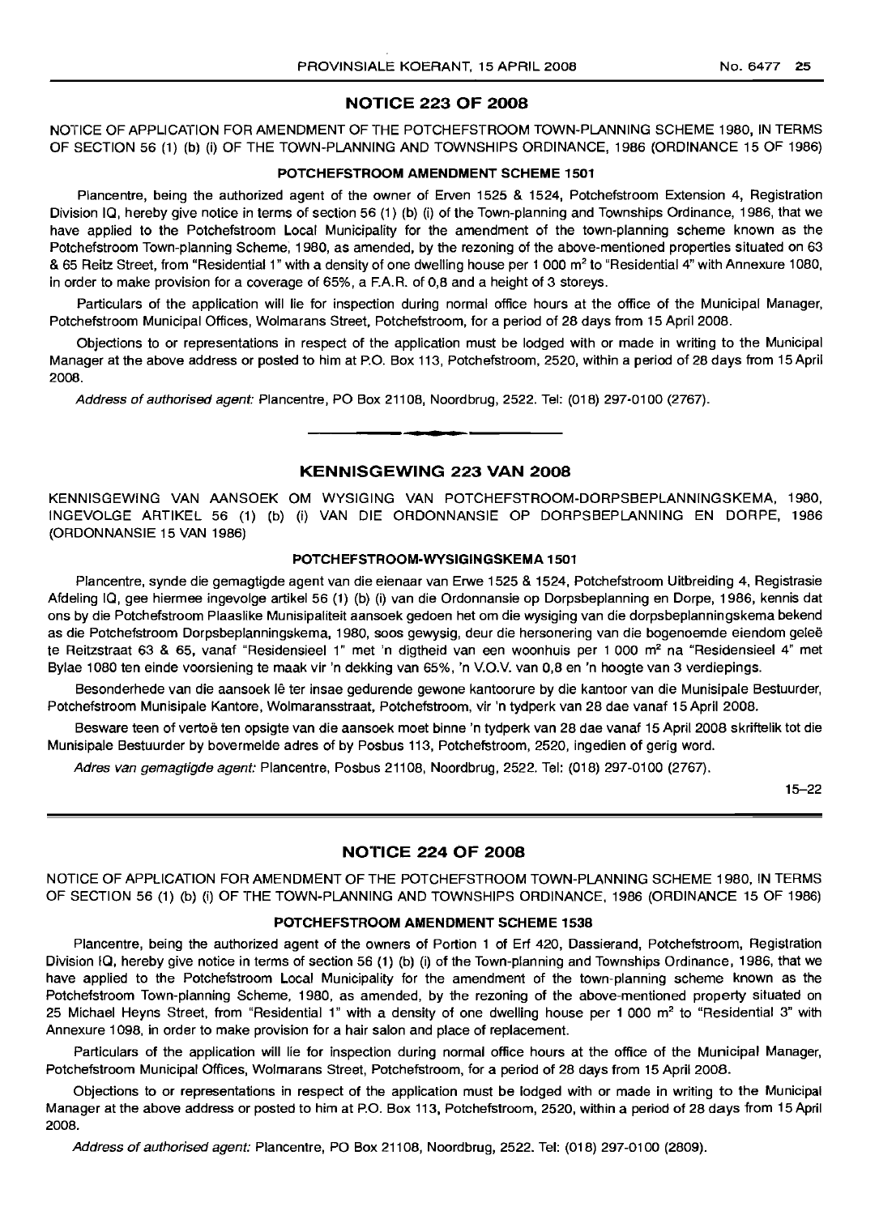## NOTICE 223 OF 2008

NOTICE OF APPLICATION FOR AMENDMENT OF THE POTCHEFSTROOM TOWN-PLANNING SCHEME 1980, IN TERMS OF SECTION 56 (1) (b) (i) OF THE TOWN-PLANNING AND TOWNSHIPS ORDINANCE, 1986 (ORDINANCE 15 OF 1986)

### POTCHEFSTROOM AMENDMENT SCHEME 1501

Plancentre, being the authorized agent of the owner of Erven 1525 & 1524, Potchefstroom Extension 4, Registration Division IQ, hereby give notice in terms of section 56 (1) (b) (i) of the Town-planning and Townships Ordinance, 1986, that we have applied to the Potchefstroom Local Municipality for the amendment of the town-planning scheme known as the Potchefstroom Town-planning Scheme, 1980, as amended, by the rezoning of the above-mentioned properties situated on 63 & 65 Reitz Street, from "Residential 1" with a density of one dwelling house per 1 000 m² to "Residential 4" with Annexure 1080, in order to make provision for a coverage of 65%, a F.A.R. of 0,8 and a height of 3 storeys.

Particulars of the application will lie for inspection during normal office hours at the office of the Municipal Manager, Potchefstroom Municipal Offices, Wolmarans Street, Potchefstroom, for a period of 28 days from 15 April 2008.

Objections to or representations in respect of the application must be lodged with or made in writing to the Municipal Manager at the above address or posted to him at P.O. Box 113, Potchefstroom, 2520, within a period of 28 days from 15 April 2008.

*Address of authorised agent:* Plancentre, PO Box 21108, Noordbrug, 2522. Tel: (018) 297-0100 (2767).

---

## KENNISGEWING 223 VAN 2008

KENNISGEWING VAN AANSOEK OM WYSIGING VAN POTCHEFSTROOM-DORPSBEPLANNINGSKEMA, 1980, INGEVOLGE ARTIKEL 56 (1) (b) (i) VAN DIE ORDONNANSIE OP DORPSBEPLANNING EN DORPE, 1986 (ORDONNANSIE 15 VAN 1986)

### POTCHEFSTROOM-WYSIGINGSKEMA 1501

Plancentre, synde die gemagtigde agent van die eienaar van Erwe 1525 & 1524, Potchefstroom Uitbreiding 4, Registrasie Afdeling IQ, gee hiermee ingevolge artikel 56 (1) (b) (i) van die Ordonnansie op Dorpsbeplanning en Dorpe, 1986, kennis dat ons by die Potchefstroom Plaaslike Munisipaliteit aansoek gedoen het om die wysiging van die dorpsbeplanningskema bekend as die Potchefstroom Dorpsbeplanningskema, 1980, soos gewysig, deur die hersonering van die bogenoemde eiendom geleë te Reitzstraat 63 & 65, vanaf "Residensieel 1" met 'n digtheid van een woonhuis per 1 000 m² na "Residensieel 4" met Bylae 1080 ten einde voorsiening te maak vir 'n dekking van 65%, 'n V.O.V. van 0,8 en 'n hoogte van 3 verdiepings.

Besonderhede van die aansoek lê ter insae gedurende gewone kantoorure by die kantoor van die Munisipale Bestuurder, Potchefstroom Munisipale Kantore, Wolmaransstraat, Potchefstroom, vir 'n tydperk van 28 dae vanaf 15 April 2008.

Besware teen of vertoë ten opsigte van die aansoek moet binne 'n tydperk van 28 dae vanaf 15 April 2008 skriftelik tot die Munisipale Bestuurder by bovermelde adres of by Posbus 113, Potchefstroom, 2520, ingedien of gerig word.

*Adres van gemagtigde agent:* Plancentre, Posbus 21108, Noordbrug, 2522. Tel: (018) 297-0100 (2767).

15–22

---

## NOTICE 224 OF 2008

NOTICE OF APPLICATION FOR AMENDMENT OF THE POTCHEFSTROOM TOWN-PLANNING SCHEME 1980, IN TERMS OF SECTION 56 (1) (b) (i) OF THE TOWN-PLANNING AND TOWNSHIPS ORDINANCE, 1986 (ORDINANCE 15 OF 1986)

### POTCHEFSTROOM AMENDMENT SCHEME 1538

Plancentre, being the authorized agent of the owners of Portion 1 of Erf 420, Dassierand, Potchefstroom, Registration Division IQ, hereby give notice in terms of section 56 (1) (b) (i) of the Town-planning and Townships Ordinance, 1986, that we have applied to the Potchefstroom Local Municipality for the amendment of the town-planning scheme known as the Potchefstroom Town-planning Scheme, 1980, as amended, by the rezoning of the above-mentioned property situated on 25 Michael Heyns Street, from "Residential 1" with a density of one dwelling house per 1 000 m² to "Residential 3" with Annexure 1098, in order to make provision for a hair salon and place of replacement.

Particulars of the application will lie for inspection during normal office hours at the office of the Municipal Manager, Potchefstroom Municipal Offices, Wolmarans Street, Potchefstroom, for a period of 28 days from 15 April 2008.

Objections to or representations in respect of the application must be lodged with or made in writing to the Municipal Manager at the above address or posted to him at P.O. Box 113, Potchefstroom, 2520, within a period of 28 days from 15 April 2008.

*Address of authorised agent:* Plancentre, PO Box 21108, Noordbrug, 2522. Tel: (018) 297-0100 (2809).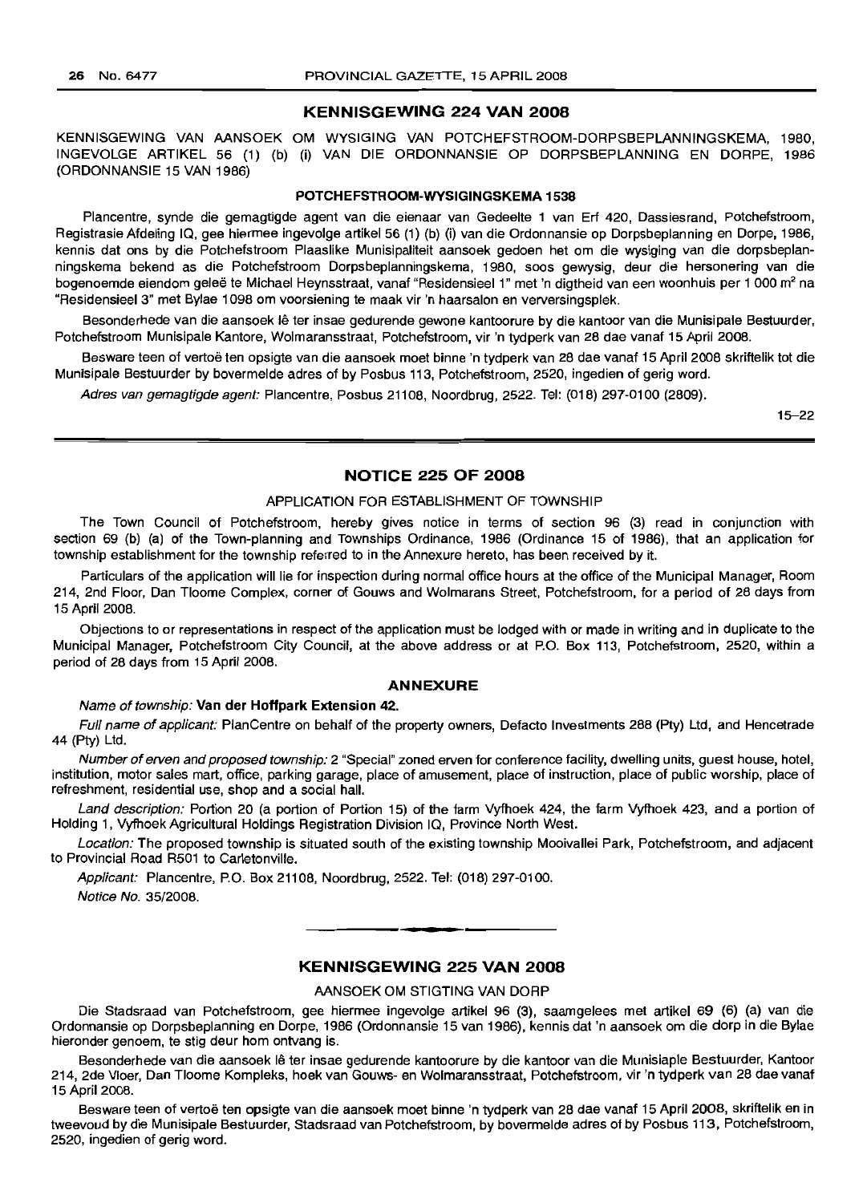## KENNISGEWING 224 VAN 2008

KENNISGEWING VAN AANSOEK OM WYSIGING VAN POTCHEFSTROOM-DORPSBEPLANNINGSKEMA, 1980, INGEVOLGE ARTIKEL 56 (1) (b) (i) VAN DIE ORDONNANSIE OP DORPSBEPLANNING EN DORPE, 1986 (ORDONNANSIE 15 VAN 1986)

### POTCHEFSTROOM-WYSIGINGSKEMA 1538

Plancentre, synde die gemagtigde agent van die eienaar van Gedeelte 1 van Erf 420, Dassiesrand, Potchefstroom, Registrasie Afdeling IQ, gee hiermee ingevolge artikel 56 (1) (b) (i) van die Ordonnansie op Dorpsbeplanning en Dorpe, 1986, kennis dat ons by die Potchefstroom Plaaslike Munisipaliteit aansoek gedoen het om die wysiging van die dorpsbeplanningskema bekend as die Potchefstroom Dorpsbeplanningskema, 1980, soos gewysig, deur die hersonering van die bogenoemde eiendom geleë te Michael Heynsstraat, vanaf "Residensieel 1" met 'n digtheid van een woonhuis per 1 000 m² na "Residensieel 3" met Bylae 1098 om voorsiening te maak vir 'n haarsalon en verversingsplek.

Besonderhede van die aansoek lê ter insae gedurende gewone kantoorure by die kantoor van die Munisipale Bestuurder, Potchefstroom Munisipale Kantore, Wolmaransstraat, Potchefstroom, vir 'n tydperk van 28 dae vanaf 15 April 2008.

Besware teen of vertoë ten opsigte van die aansoek moet binne 'n tydperk van 28 dae vanaf 15 April 2008 skriftelik tot die Munisipale Bestuurder by bovermelde adres of by Posbus 113, Potchefstroom, 2520, ingedien of gerig word.

*Adres van gemagtigde agent:* Plancentre, Posbus 21108, Noordbrug, 2522. Tel: (018) 297-0100 (2809).

15–22

---

## NOTICE 225 OF 2008

APPLICATION FOR ESTABLISHMENT OF TOWNSHIP

The Town Council of Potchefstroom, hereby gives notice in terms of section 96 (3) read in conjunction with section 69 (b) (a) of the Town-planning and Townships Ordinance, 1986 (Ordinance 15 of 1986), that an application for township establishment for the township referred to in the Annexure hereto, has been received by it.

Particulars of the application will lie for inspection during normal office hours at the office of the Municipal Manager, Room 214, 2nd Floor, Dan Tloome Complex, corner of Gouws and Wolmarans Street, Potchefstroom, for a period of 28 days from 15 April 2008.

Objections to or representations in respect of the application must be lodged with or made in writing and in duplicate to the Municipal Manager, Potchefstroom City Council, at the above address or at P.O. Box 113, Potchefstroom, 2520, within a period of 28 days from 15 April 2008.

### ANNEXURE

*Name of township:* **Van der Hoffpark Extension 42.**

*Full name of applicant:* PlanCentre on behalf of the property owners, Defacto Investments 288 (Pty) Ltd, and Hencetrade 44 (Pty) Ltd.

*Number of erven and proposed township:* 2 "Special" zoned erven for conference facility, dwelling units, guest house, hotel, institution, motor sales mart, office, parking garage, place of amusement, place of instruction, place of public worship, place of refreshment, residential use, shop and a social hall.

*Land description:* Portion 20 (a portion of Portion 15) of the farm Vyfhoek 424, the farm Vyfhoek 423, and a portion of Holding 1, Vyfhoek Agricultural Holdings Registration Division IQ, Province North West.

*Location:* The proposed township is situated south of the existing township Mooivallei Park, Potchefstroom, and adjacent to Provincial Road R501 to Carletonville.

*Applicant:* Plancentre, P.O. Box 21108, Noordbrug, 2522. Tel: (018) 297-0100.

*Notice No.* 35/2008.

---

## KENNISGEWING 225 VAN 2008

AANSOEK OM STIGTING VAN DORP

Die Stadsraad van Potchefstroom, gee hiermee ingevolge artikel 96 (3), saamgelees met artikel 69 (6) (a) van die Ordonnansie op Dorpsbeplanning en Dorpe, 1986 (Ordonnansie 15 van 1986), kennis dat 'n aansoek om die dorp in die Bylae hieronder genoem, te stig deur hom ontvang is.

Besonderhede van die aansoek lê ter insae gedurende kantoorure by die kantoor van die Munisiaple Bestuurder, Kantoor 214, 2de Vloer, Dan Tloome Kompleks, hoek van Gouws- en Wolmaransstraat, Potchefstroom, vir 'n tydperk van 28 dae vanaf 15 April 2008.

Besware teen of vertoë ten opsigte van die aansoek moet binne 'n tydperk van 28 dae vanaf 15 April 2008, skriftelik en in tweevoud by die Munisipale Bestuurder, Stadsraad van Potchefstroom, by bovermelde adres of by Posbus 113, Potchefstroom, 2520, ingedien of gerig word.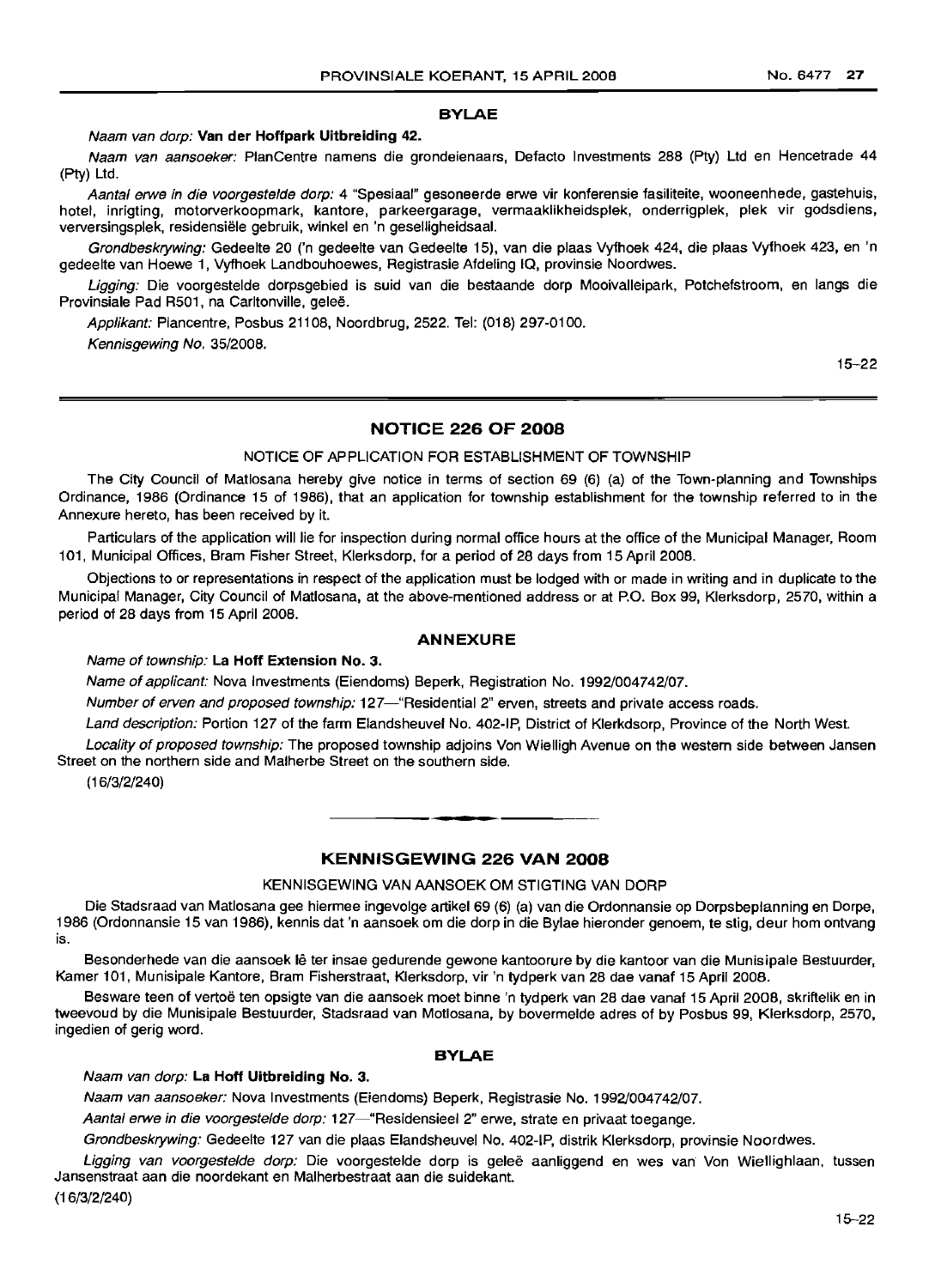## BYLAE

*Naam van dorp:* **Van der Hoffpark Uitbreiding 42.**

*Naam van aansoeker:* PlanCentre namens die grondeienaars, Defacto Investments 288 (Pty) Ltd en Hencetrade 44 (Pty) Ltd.

*Aantal erwe in die voorgestelde dorp:* 4 "Spesiaal" gesoneerde erwe vir konferensie fasiliteite, wooneenhede, gastehuis, hotel, inrigting, motorverkoopmark, kantore, parkeergarage, vermaaklikheidsplek, onderrigplek, plek vir godsdiens, verversingsplek, residensiële gebruik, winkel en 'n geselligheidsaal.

*Grondbeskrywing:* Gedeelte 20 ('n gedeelte van Gedeelte 15), van die plaas Vyfhoek 424, die plaas Vyfhoek 423, en 'n gedeelte van Hoewe 1, Vyfhoek Landbouhoewes, Registrasie Afdeling IQ, provinsie Noordwes.

*Ligging:* Die voorgestelde dorpsgebied is suid van die bestaande dorp Mooivalleipark, Potchefstroom, en langs die Provinsiale Pad R501, na Carltonville, geleë.

*Applikant:* Plancentre, Posbus 21108, Noordbrug, 2522. Tel: (018) 297-0100.

*Kennisgewing No.* 35/2008.

15–22

---

## NOTICE 226 OF 2008

NOTICE OF APPLICATION FOR ESTABLISHMENT OF TOWNSHIP

The City Council of Matlosana hereby give notice in terms of section 69 (6) (a) of the Town-planning and Townships Ordinance, 1986 (Ordinance 15 of 1986), that an application for township establishment for the township referred to in the Annexure hereto, has been received by it.

Particulars of the application will lie for inspection during normal office hours at the office of the Municipal Manager, Room 101, Municipal Offices, Bram Fisher Street, Klerksdorp, for a period of 28 days from 15 April 2008.

Objections to or representations in respect of the application must be lodged with or made in writing and in duplicate to the Municipal Manager, City Council of Matlosana, at the above-mentioned address or at P.O. Box 99, Klerksdorp, 2570, within a period of 28 days from 15 April 2008.

### ANNEXURE

*Name of township:* **La Hoff Extension No. 3.**

*Name of applicant:* Nova Investments (Eiendoms) Beperk, Registration No. 1992/004742/07.

*Number of erven and proposed township:* 127—"Residential 2" erven, streets and private access roads.

*Land description:* Portion 127 of the farm Elandsheuvel No. 402-IP, District of Klerkdsorp, Province of the North West.

*Locality of proposed township:* The proposed township adjoins Von Wielligh Avenue on the western side between Jansen Street on the northern side and Malherbe Street on the southern side.

(16/3/2/240)

---

## KENNISGEWING 226 VAN 2008

KENNISGEWING VAN AANSOEK OM STIGTING VAN DORP

Die Stadsraad van Matlosana gee hiermee ingevolge artikel 69 (6) (a) van die Ordonnansie op Dorpsbeplanning en Dorpe, 1986 (Ordonnansie 15 van 1986), kennis dat 'n aansoek om die dorp in die Bylae hieronder genoem, te stig, deur hom ontvang is.

Besonderhede van die aansoek lê ter insae gedurende gewone kantoorure by die kantoor van die Munisipale Bestuurder, Kamer 101, Munisipale Kantore, Bram Fisherstraat, Klerksdorp, vir 'n tydperk van 28 dae vanaf 15 April 2008.

Besware teen of vertoë ten opsigte van die aansoek moet binne 'n tydperk van 28 dae vanaf 15 April 2008, skriftelik en in tweevoud by die Munisipale Bestuurder, Stadsraad van Motlosana, by bovermelde adres of by Posbus 99, Klerksdorp, 2570, ingedien of gerig word.

### BYLAE

*Naam van dorp:* **La Hoff Uitbreiding No. 3.**

*Naam van aansoeker:* Nova Investments (Eiendoms) Beperk, Registrasie No. 1992/004742/07.

*Aantal erwe in die voorgestelde dorp:* 127—"Residensieel 2" erwe, strate en privaat toegange.

*Grondbeskrywing:* Gedeelte 127 van die plaas Elandsheuvel No. 402-IP, distrik Klerksdorp, provinsie Noordwes.

*Ligging van voorgestelde dorp:* Die voorgestelde dorp is geleë aanliggend en wes van Von Wiellighlaan, tussen Jansenstraat aan die noordekant en Malherbestraat aan die suidekant.

(16/3/2/240)

15–22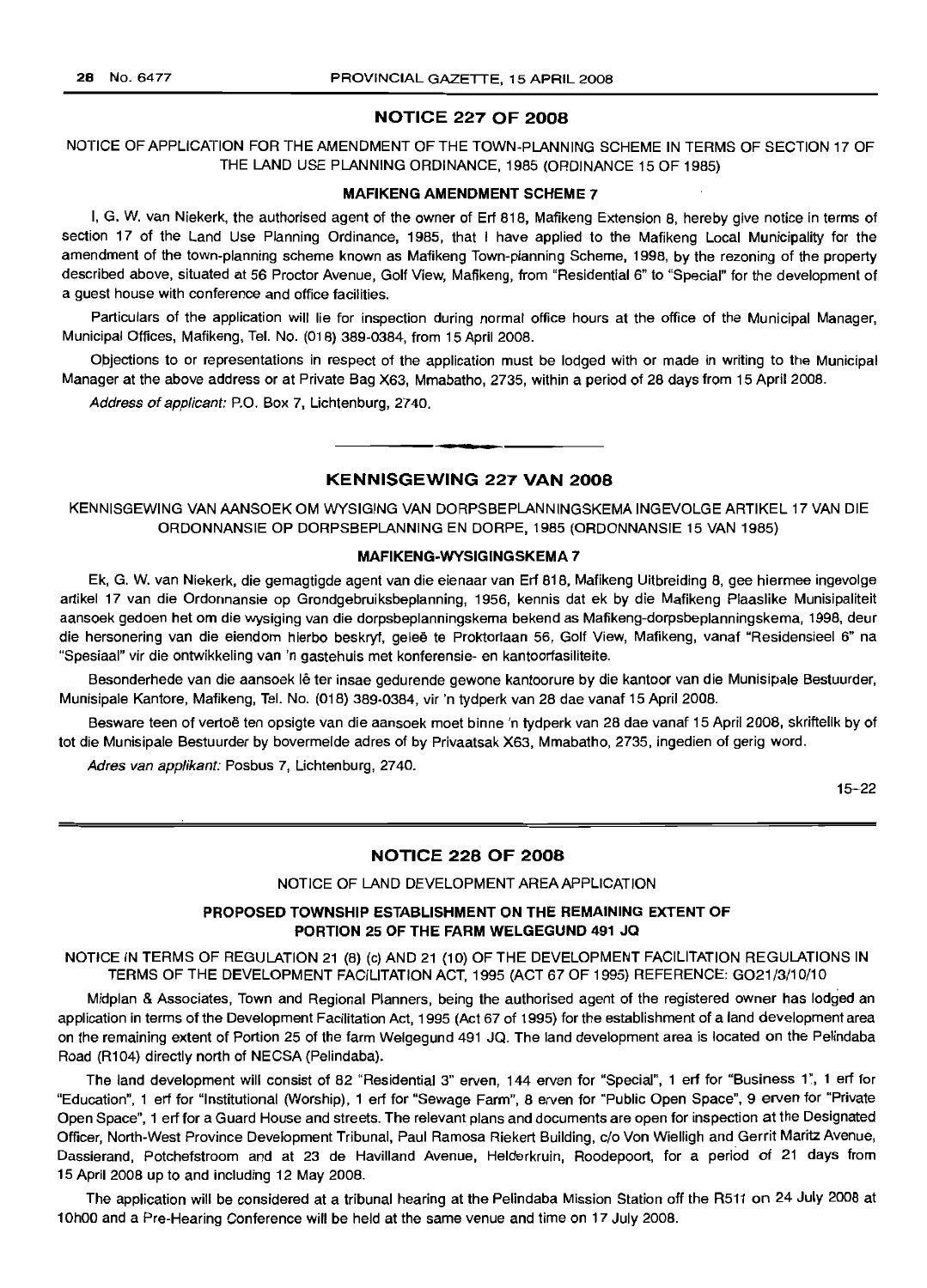## NOTICE 227 OF 2008

NOTICE OF APPLICATION FOR THE AMENDMENT OF THE TOWN-PLANNING SCHEME IN TERMS OF SECTION 17 OF THE LAND USE PLANNING ORDINANCE, 1985 (ORDINANCE 15 OF 1985)

### MAFIKENG AMENDMENT SCHEME 7

I, G. W. van Niekerk, the authorised agent of the owner of Erf 818, Mafikeng Extension 8, hereby give notice in terms of section 17 of the Land Use Planning Ordinance, 1985, that I have applied to the Mafikeng Local Municipality for the amendment of the town-planning scheme known as Mafikeng Town-planning Scheme, 1998, by the rezoning of the property described above, situated at 56 Proctor Avenue, Golf View, Mafikeng, from "Residential 6" to "Special" for the development of a guest house with conference and office facilities.

Particulars of the application will lie for inspection during normal office hours at the office of the Municipal Manager, Municipal Offices, Mafikeng, Tel. No. (018) 389-0384, from 15 April 2008.

Objections to or representations in respect of the application must be lodged with or made in writing to the Municipal Manager at the above address or at Private Bag X63, Mmabatho, 2735, within a period of 28 days from 15 April 2008.

*Address of applicant:* P.O. Box 7, Lichtenburg, 2740.

---

## KENNISGEWING 227 VAN 2008

KENNISGEWING VAN AANSOEK OM WYSIGING VAN DORPSBEPLANNINGSKEMA INGEVOLGE ARTIKEL 17 VAN DIE ORDONNANSIE OP DORPSBEPLANNING EN DORPE, 1985 (ORDONNANSIE 15 VAN 1985)

### MAFIKENG-WYSIGINGSKEMA 7

Ek, G. W. van Niekerk, die gemagtigde agent van die eienaar van Erf 818, Mafikeng Uitbreiding 8, gee hiermee ingevolge artikel 17 van die Ordonnansie op Grondgebruiksbeplanning, 1956, kennis dat ek by die Mafikeng Plaaslike Munisipaliteit aansoek gedoen het om die wysiging van die dorpsbeplanningskema bekend as Mafikeng-dorpsbeplanningskema, 1998, deur die hersonering van die eiendom hierbo beskryf, geleë te Proktorlaan 56, Golf View, Mafikeng, vanaf "Residensieel 6" na "Spesiaal" vir die ontwikkeling van 'n gastehuis met konferensie- en kantoorfasiliteite.

Besonderhede van die aansoek lê ter insae gedurende gewone kantoorure by die kantoor van die Munisipale Bestuurder, Munisipale Kantore, Mafikeng, Tel. No. (018) 389-0384, vir 'n tydperk van 28 dae vanaf 15 April 2008.

Besware teen of vertoë ten opsigte van die aansoek moet binne 'n tydperk van 28 dae vanaf 15 April 2008, skriftelik by of tot die Munisipale Bestuurder by bovermelde adres of by Privaatsak X63, Mmabatho, 2735, ingedien of gerig word.

*Adres van applikant:* Posbus 7, Lichtenburg, 2740.

15–22

---

## NOTICE 228 OF 2008

NOTICE OF LAND DEVELOPMENT AREA APPLICATION

### PROPOSED TOWNSHIP ESTABLISHMENT ON THE REMAINING EXTENT OF PORTION 25 OF THE FARM WELGEGUND 491 JQ

NOTICE IN TERMS OF REGULATION 21 (8) (c) AND 21 (10) OF THE DEVELOPMENT FACILITATION REGULATIONS IN TERMS OF THE DEVELOPMENT FACILITATION ACT, 1995 (ACT 67 OF 1995) REFERENCE: GO21/3/10/10

Midplan & Associates, Town and Regional Planners, being the authorised agent of the registered owner has lodged an application in terms of the Development Facilitation Act, 1995 (Act 67 of 1995) for the establishment of a land development area on the remaining extent of Portion 25 of the farm Welgegund 491 JQ. The land development area is located on the Pelindaba Road (R104) directly north of NECSA (Pelindaba).

The land development will consist of 82 "Residential 3" erven, 144 erven for "Special", 1 erf for "Business 1", 1 erf for "Education", 1 erf for "Institutional (Worship), 1 erf for "Sewage Farm", 8 erven for "Public Open Space", 9 erven for "Private Open Space", 1 erf for a Guard House and streets. The relevant plans and documents are open for inspection at the Designated Officer, North-West Province Development Tribunal, Paul Ramosa Riekert Building, c/o Von Wielligh and Gerrit Maritz Avenue, Dassierand, Potchefstroom and at 23 de Havilland Avenue, Helderkruin, Roodepoort, for a period of 21 days from 15 April 2008 up to and including 12 May 2008.

The application will be considered at a tribunal hearing at the Pelindaba Mission Station off the R511 on 24 July 2008 at 10h00 and a Pre-Hearing Conference will be held at the same venue and time on 17 July 2008.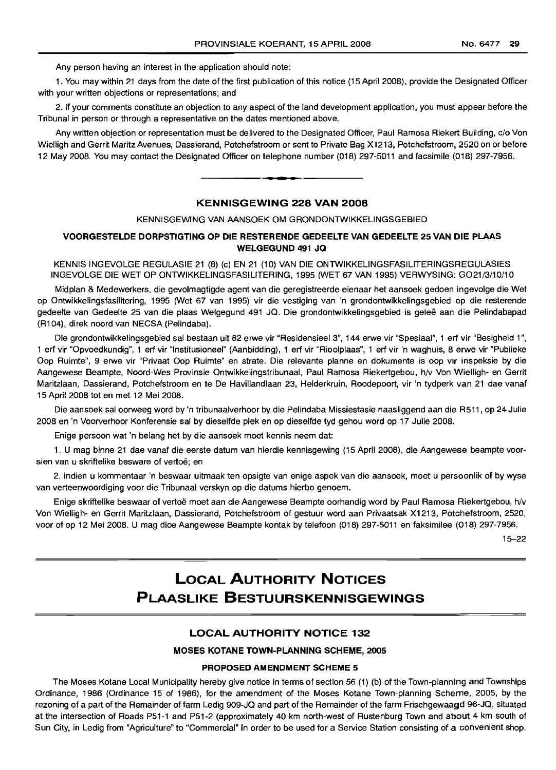Any person having an interest in the application should note:

1. You may within 21 days from the date of the first publication of this notice (15 April 2008), provide the Designated Officer with your written objections or representations; and

2. if your comments constitute an objection to any aspect of the land development application, you must appear before the Tribunal in person or through a representative on the dates mentioned above.

Any written objection or representation must be delivered to the Designated Officer, Paul Ramosa Riekert Building, c/o Von Wielligh and Gerrit Maritz Avenues, Dassierand, Potchefstroom or sent to Private Bag X1213, Potchefstroom, 2520 on or before 12 May 2008. You may contact the Designated Officer on telephone number (018) 297-5011 and facsimile (018) 297-7956.

---

## KENNISGEWING 228 VAN 2008

KENNISGEWING VAN AANSOEK OM GRONDONTWIKKELINGSGEBIED

### VOORGESTELDE DORPSTIGTING OP DIE RESTERENDE GEDEELTE VAN GEDEELTE 25 VAN DIE PLAAS WELGEGUND 491 JQ

KENNIS INGEVOLGE REGULASIE 21 (8) (c) EN 21 (10) VAN DIE ONTWIKKELINGSFASILITERINGSREGULASIES INGEVOLGE DIE WET OP ONTWIKKELINGSFASILITERING, 1995 (WET 67 VAN 1995) VERWYSING: GO21/3/10/10

Midplan & Medewerkers, die gevolmagtigde agent van die geregistreerde eienaar het aansoek gedoen ingevolge die Wet op Ontwikkelingsfasilitering, 1995 (Wet 67 van 1995) vir die vestiging van 'n grondontwikkelingsgebied op die resterende gedeelte van Gedeelte 25 van die plaas Welgegund 491 JQ. Die grondontwikkelingsgebied is geleë aan die Pelindabapad (R104), direk noord van NECSA (Pelindaba).

Die grondontwikkelingsgebied sal bestaan uit 82 erwe vir "Residensieel 3", 144 erwe vir "Spesiaal", 1 erf vir "Besigheid 1", 1 erf vir "Opvoedkundig", 1 erf vir "Institusioneel" (Aanbidding), 1 erf vir "Rioolplaas", 1 erf vir 'n waghuis, 8 erwe vir "Publieke Oop Ruimte", 9 erwe vir "Privaat Oop Ruimte" en strate. Die relevante planne en dokumente is oop vir inspeksie by die Aangewese Beampte, Noord-Wes Provinsie Ontwikkelingstribunaal, Paul Ramosa Riekertgebou, h/v Von Wielligh- en Gerrit Maritzlaan, Dassierand, Potchefstroom en te De Havillandlaan 23, Helderkruin, Roodepoort, vir 'n tydperk van 21 dae vanaf 15 April 2008 tot en met 12 Mei 2008.

Die aansoek sal oorweeg word by 'n tribunaalverhoor by die Pelindaba Missiestasie naasliggend aan die R511, op 24 Julie 2008 en 'n Voorverhoor Konferensie sal by dieselfde plek en op dieselfde tyd gehou word op 17 Julie 2008.

Enige persoon wat 'n belang het by die aansoek moet kennis neem dat:

1. U mag binne 21 dae vanaf die eerste datum van hierdie kennisgewing (15 April 2008), die Aangewese beampte voorsien van u skriftelike besware of vertoë; en

2. indien u kommentaar 'n beswaar uitmaak ten opsigte van enige aspek van die aansoek, moet u persoonlik of by wyse van verteenwoordiging voor die Tribunaal verskyn op die datums hierbo genoem.

Enige skriftelike beswaar of vertoë moet aan die Aangewese Beampte oorhandig word by Paul Ramosa Riekertgebou, h/v Von Wielligh- en Gerrit Maritzlaan, Dassierand, Potchefstroom of gestuur word aan Privaatsak X1213, Potchefstroom, 2520, voor of op 12 Mei 2008. U mag dioe Aangewese Beampte kontak by telefoon (018) 297-5011 en faksimilee (018) 297-7956.

15–22

---

# LOCAL AUTHORITY NOTICES
# PLAASLIKE BESTUURSKENNISGEWINGS

---

## LOCAL AUTHORITY NOTICE 132

### MOSES KOTANE TOWN-PLANNING SCHEME, 2005

### PROPOSED AMENDMENT SCHEME 5

The Moses Kotane Local Municipality hereby give notice in terms of section 56 (1) (b) of the Town-planning and Townships Ordinance, 1986 (Ordinance 15 of 1986), for the amendment of the Moses Kotane Town-planning Scheme, 2005, by the rezoning of a part of the Remainder of farm Ledig 909-JQ and part of the Remainder of the farm Frischgewaagd 96-JQ, situated at the intersection of Roads P51-1 and P51-2 (approximately 40 km north-west of Rustenburg Town and about 4 km south of Sun City, in Ledig from "Agriculture" to "Commercial" in order to be used for a Service Station consisting of a convenient shop.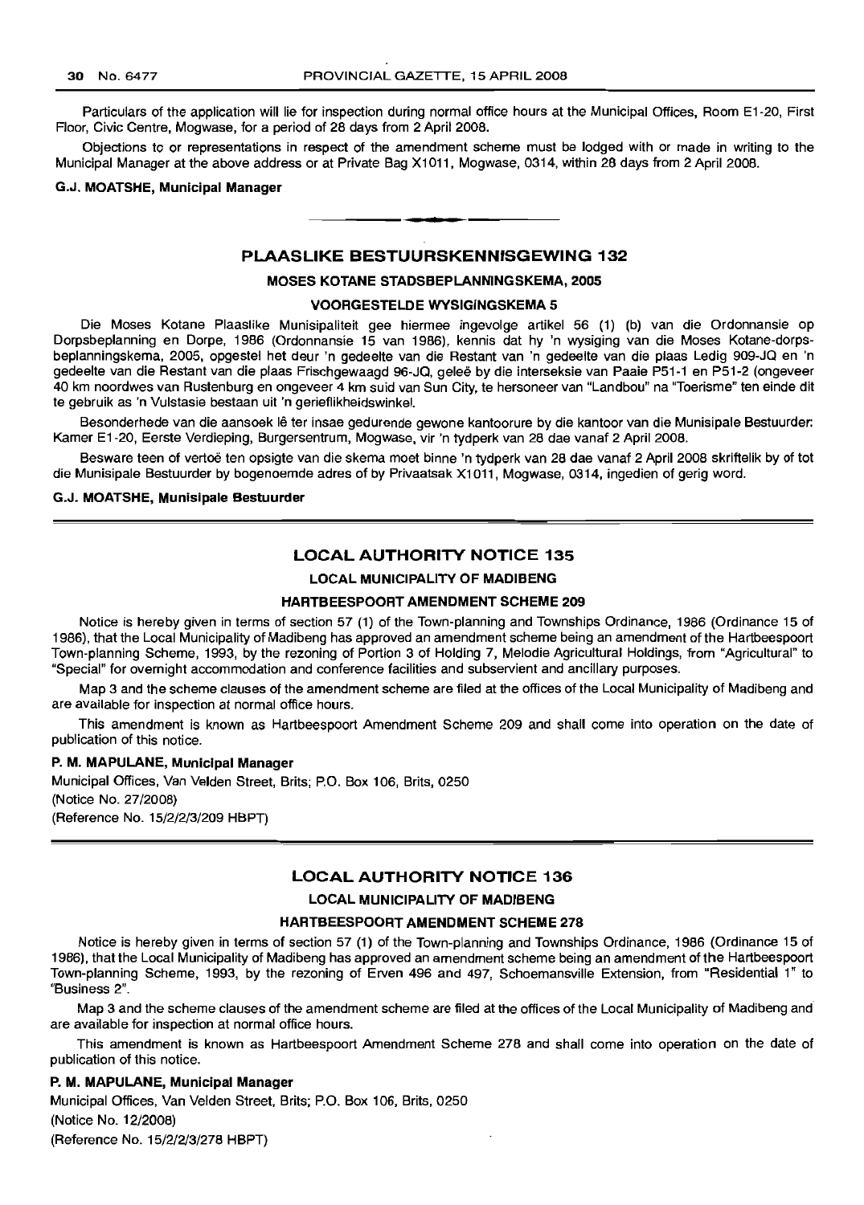Particulars of the application will lie for inspection during normal office hours at the Municipal Offices, Room E1-20, First Floor, Civic Centre, Mogwase, for a period of 28 days from 2 April 2008.

Objections to or representations in respect of the amendment scheme must be lodged with or made in writing to the Municipal Manager at the above address or at Private Bag X1011, Mogwase, 0314, within 28 days from 2 April 2008.

**G.J. MOATSHE, Municipal Manager**

---

## PLAASLIKE BESTUURSKENNISGEWING 132

### MOSES KOTANE STADSBEPLANNINGSKEMA, 2005

### VOORGESTELDE WYSIGINGSKEMA 5

Die Moses Kotane Plaaslike Munisipaliteit gee hiermee ingevolge artikel 56 (1) (b) van die Ordonnansie op Dorpsbeplanning en Dorpe, 1986 (Ordonnansie 15 van 1986), kennis dat hy 'n wysiging van die Moses Kotane-dorpsbeplanningskema, 2005, opgestel het deur 'n gedeelte van die Restant van 'n gedeelte van die plaas Ledig 909-JQ en 'n gedeelte van die Restant van die plaas Frischgewaagd 96-JQ, geleë by die interseksie van Paaie P51-1 en P51-2 (ongeveer 40 km noordwes van Rustenburg en ongeveer 4 km suid van Sun City, te hersoneer van "Landbou" na "Toerisme" ten einde dit te gebruik as 'n Vulstasie bestaan uit 'n gerieflikheidswinkel.

Besonderhede van die aansoek lê ter insae gedurende gewone kantoorure by die kantoor van die Munisipale Bestuurder: Kamer E1-20, Eerste Verdieping, Burgersentrum, Mogwase, vir 'n tydperk van 28 dae vanaf 2 April 2008.

Besware teen of vertoë ten opsigte van die skema moet binne 'n tydperk van 28 dae vanaf 2 April 2008 skriftelik by of tot die Munisipale Bestuurder by bogenoemde adres of by Privaatsak X1011, Mogwase, 0314, ingedien of gerig word.

**G.J. MOATSHE, Munisipale Bestuurder**

---

## LOCAL AUTHORITY NOTICE 135

### LOCAL MUNICIPALITY OF MADIBENG

### HARTBEESPOORT AMENDMENT SCHEME 209

Notice is hereby given in terms of section 57 (1) of the Town-planning and Townships Ordinance, 1986 (Ordinance 15 of 1986), that the Local Municipality of Madibeng has approved an amendment scheme being an amendment of the Hartbeespoort Town-planning Scheme, 1993, by the rezoning of Portion 3 of Holding 7, Melodie Agricultural Holdings, from "Agricultural" to "Special" for overnight accommodation and conference facilities and subservient and ancillary purposes.

Map 3 and the scheme clauses of the amendment scheme are filed at the offices of the Local Municipality of Madibeng and are available for inspection at normal office hours.

This amendment is known as Hartbeespoort Amendment Scheme 209 and shall come into operation on the date of publication of this notice.

**P. M. MAPULANE, Municipal Manager**

Municipal Offices, Van Velden Street, Brits; P.O. Box 106, Brits, 0250
(Notice No. 27/2008)
(Reference No. 15/2/2/3/209 HBPT)

---

## LOCAL AUTHORITY NOTICE 136

### LOCAL MUNICIPALITY OF MADIBENG

### HARTBEESPOORT AMENDMENT SCHEME 278

Notice is hereby given in terms of section 57 (1) of the Town-planning and Townships Ordinance, 1986 (Ordinance 15 of 1986), that the Local Municipality of Madibeng has approved an amendment scheme being an amendment of the Hartbeespoort Town-planning Scheme, 1993, by the rezoning of Erven 496 and 497, Schoemansville Extension, from "Residential 1" to "Business 2".

Map 3 and the scheme clauses of the amendment scheme are filed at the offices of the Local Municipality of Madibeng and are available for inspection at normal office hours.

This amendment is known as Hartbeespoort Amendment Scheme 278 and shall come into operation on the date of publication of this notice.

**P. M. MAPULANE, Municipal Manager**

Municipal Offices, Van Velden Street, Brits; P.O. Box 106, Brits, 0250
(Notice No. 12/2008)
(Reference No. 15/2/2/3/278 HBPT)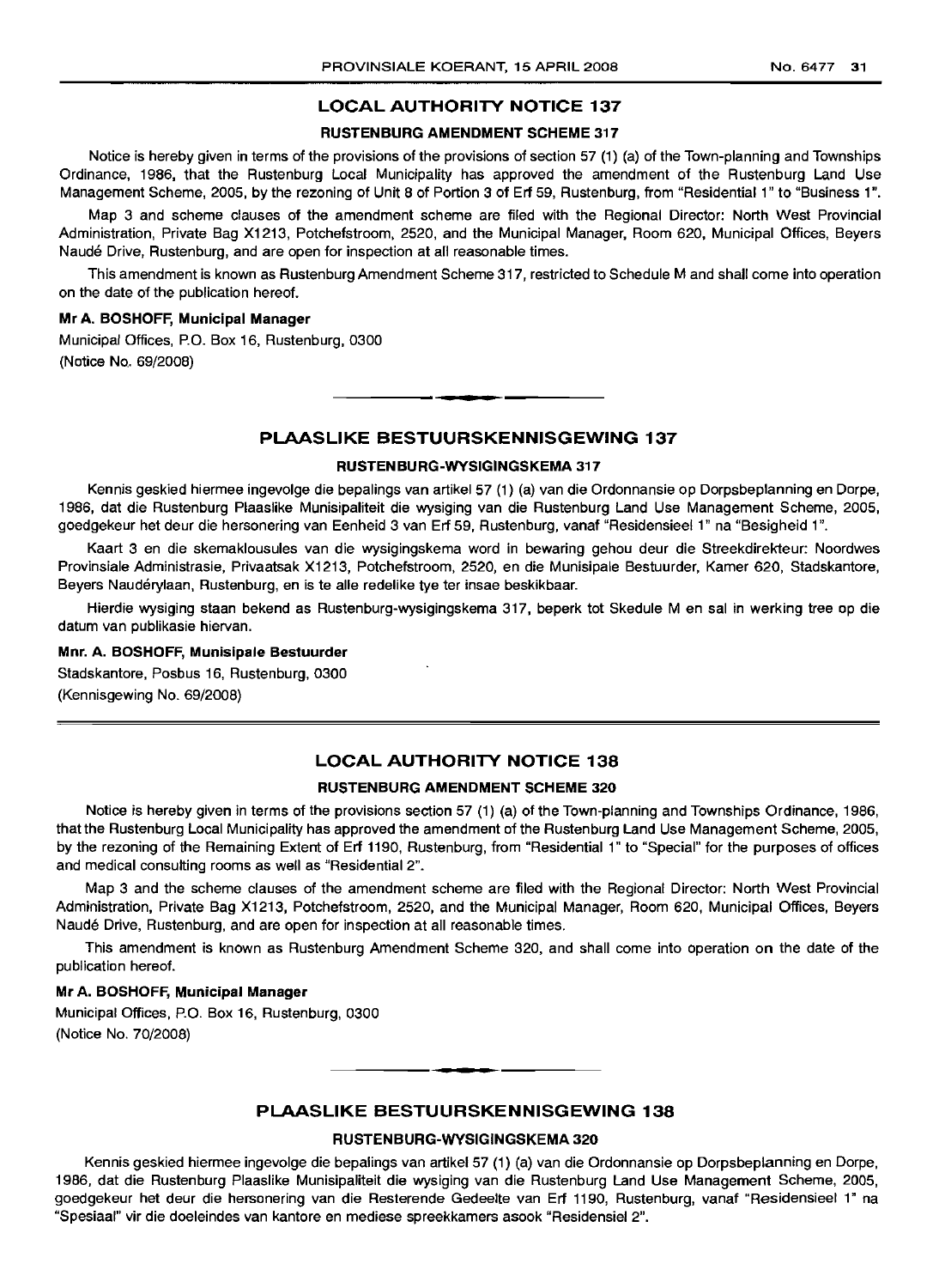## LOCAL AUTHORITY NOTICE 137

### RUSTENBURG AMENDMENT SCHEME 317

Notice is hereby given in terms of the provisions of the provisions of section 57 (1) (a) of the Town-planning and Townships Ordinance, 1986, that the Rustenburg Local Municipality has approved the amendment of the Rustenburg Land Use Management Scheme, 2005, by the rezoning of Unit 8 of Portion 3 of Erf 59, Rustenburg, from "Residential 1" to "Business 1".

Map 3 and scheme clauses of the amendment scheme are filed with the Regional Director: North West Provincial Administration, Private Bag X1213, Potchefstroom, 2520, and the Municipal Manager, Room 620, Municipal Offices, Beyers Naudé Drive, Rustenburg, and are open for inspection at all reasonable times.

This amendment is known as Rustenburg Amendment Scheme 317, restricted to Schedule M and shall come into operation on the date of the publication hereof.

**Mr A. BOSHOFF, Municipal Manager**

Municipal Offices, P.O. Box 16, Rustenburg, 0300

(Notice No. 69/2008)

---

## PLAASLIKE BESTUURSKENNISGEWING 137

### RUSTENBURG-WYSIGINGSKEMA 317

Kennis geskied hiermee ingevolge die bepalings van artikel 57 (1) (a) van die Ordonnansie op Dorpsbeplanning en Dorpe, 1986, dat die Rustenburg Plaaslike Munisipaliteit die wysiging van die Rustenburg Land Use Management Scheme, 2005, goedgekeur het deur die hersonering van Eenheid 3 van Erf 59, Rustenburg, vanaf "Residensieel 1" na "Besigheid 1".

Kaart 3 en die skemaklousules van die wysigingskema word in bewaring gehou deur die Streekdirekteur: Noordwes Provinsiale Administrasie, Privaatsak X1213, Potchefstroom, 2520, en die Munisipale Bestuurder, Kamer 620, Stadskantore, Beyers Naudérylaan, Rustenburg, en is te alle redelike tye ter insae beskikbaar.

Hierdie wysiging staan bekend as Rustenburg-wysigingskema 317, beperk tot Skedule M en sal in werking tree op die datum van publikasie hiervan.

**Mnr. A. BOSHOFF, Munisipale Bestuurder**

Stadskantore, Posbus 16, Rustenburg, 0300

(Kennisgewing No. 69/2008)

---

## LOCAL AUTHORITY NOTICE 138

### RUSTENBURG AMENDMENT SCHEME 320

Notice is hereby given in terms of the provisions section 57 (1) (a) of the Town-planning and Townships Ordinance, 1986, that the Rustenburg Local Municipality has approved the amendment of the Rustenburg Land Use Management Scheme, 2005, by the rezoning of the Remaining Extent of Erf 1190, Rustenburg, from "Residential 1" to "Special" for the purposes of offices and medical consulting rooms as well as "Residential 2".

Map 3 and the scheme clauses of the amendment scheme are filed with the Regional Director: North West Provincial Administration, Private Bag X1213, Potchefstroom, 2520, and the Municipal Manager, Room 620, Municipal Offices, Beyers Naudé Drive, Rustenburg, and are open for inspection at all reasonable times.

This amendment is known as Rustenburg Amendment Scheme 320, and shall come into operation on the date of the publication hereof.

**Mr A. BOSHOFF, Municipal Manager**

Municipal Offices, P.O. Box 16, Rustenburg, 0300

(Notice No. 70/2008)

---

## PLAASLIKE BESTUURSKENNISGEWING 138

### RUSTENBURG-WYSIGINGSKEMA 320

Kennis geskied hiermee ingevolge die bepalings van artikel 57 (1) (a) van die Ordonnansie op Dorpsbeplanning en Dorpe, 1986, dat die Rustenburg Plaaslike Munisipaliteit die wysiging van die Rustenburg Land Use Management Scheme, 2005, goedgekeur het deur die hersonering van die Resterende Gedeelte van Erf 1190, Rustenburg, vanaf "Residensieel 1" na "Spesiaal" vir die doeleindes van kantore en mediese spreekkamers asook "Residensiel 2".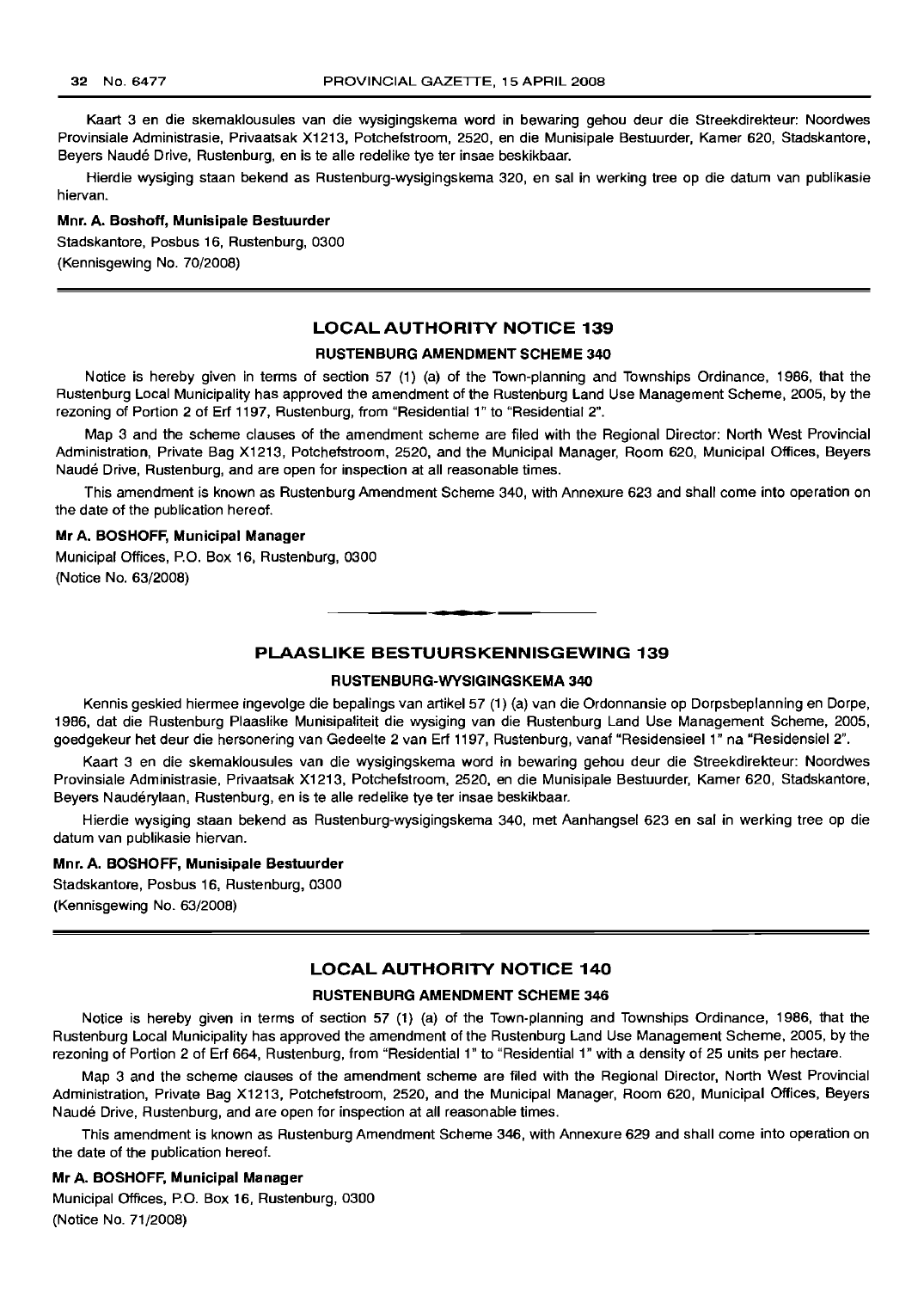Kaart 3 en die skemaklousules van die wysigingskema word in bewaring gehou deur die Streekdirekteur: Noordwes Provinsiale Administrasie, Privaatsak X1213, Potchefstroom, 2520, en die Munisipale Bestuurder, Kamer 620, Stadskantore, Beyers Naudé Drive, Rustenburg, en is te alle redelike tye ter insae beskikbaar.

Hierdie wysiging staan bekend as Rustenburg-wysigingskema 320, en sal in werking tree op die datum van publikasie hiervan.

**Mnr. A. Boshoff, Munisipale Bestuurder**

Stadskantore, Posbus 16, Rustenburg, 0300

(Kennisgewing No. 70/2008)

---

## LOCAL AUTHORITY NOTICE 139

### RUSTENBURG AMENDMENT SCHEME 340

Notice is hereby given in terms of section 57 (1) (a) of the Town-planning and Townships Ordinance, 1986, that the Rustenburg Local Municipality has approved the amendment of the Rustenburg Land Use Management Scheme, 2005, by the rezoning of Portion 2 of Erf 1197, Rustenburg, from "Residential 1" to "Residential 2".

Map 3 and the scheme clauses of the amendment scheme are filed with the Regional Director: North West Provincial Administration, Private Bag X1213, Potchefstroom, 2520, and the Municipal Manager, Room 620, Municipal Offices, Beyers Naudé Drive, Rustenburg, and are open for inspection at all reasonable times.

This amendment is known as Rustenburg Amendment Scheme 340, with Annexure 623 and shall come into operation on the date of the publication hereof.

**Mr A. BOSHOFF, Municipal Manager**

Municipal Offices, P.O. Box 16, Rustenburg, 0300

(Notice No. 63/2008)

---

## PLAASLIKE BESTUURSKENNISGEWING 139

### RUSTENBURG-WYSIGINGSKEMA 340

Kennis geskied hiermee ingevolge die bepalings van artikel 57 (1) (a) van die Ordonnansie op Dorpsbeplanning en Dorpe, 1986, dat die Rustenburg Plaaslike Munisipaliteit die wysiging van die Rustenburg Land Use Management Scheme, 2005, goedgekeur het deur die hersonering van Gedeelte 2 van Erf 1197, Rustenburg, vanaf "Residensieel 1" na "Residensiel 2".

Kaart 3 en die skemaklousules van die wysigingskema word in bewaring gehou deur die Streekdirekteur: Noordwes Provinsiale Administrasie, Privaatsak X1213, Potchefstroom, 2520, en die Munisipale Bestuurder, Kamer 620, Stadskantore, Beyers Naudérylaan, Rustenburg, en is te alle redelike tye ter insae beskikbaar.

Hierdie wysiging staan bekend as Rustenburg-wysigingskema 340, met Aanhangsel 623 en sal in werking tree op die datum van publikasie hiervan.

**Mnr. A. BOSHOFF, Munisipale Bestuurder**

Stadskantore, Posbus 16, Rustenburg, 0300

(Kennisgewing No. 63/2008)

---

## LOCAL AUTHORITY NOTICE 140

### RUSTENBURG AMENDMENT SCHEME 346

Notice is hereby given in terms of section 57 (1) (a) of the Town-planning and Townships Ordinance, 1986, that the Rustenburg Local Municipality has approved the amendment of the Rustenburg Land Use Management Scheme, 2005, by the rezoning of Portion 2 of Erf 664, Rustenburg, from "Residential 1" to "Residential 1" with a density of 25 units per hectare.

Map 3 and the scheme clauses of the amendment scheme are filed with the Regional Director, North West Provincial Administration, Private Bag X1213, Potchefstroom, 2520, and the Municipal Manager, Room 620, Municipal Offices, Beyers Naudé Drive, Rustenburg, and are open for inspection at all reasonable times.

This amendment is known as Rustenburg Amendment Scheme 346, with Annexure 629 and shall come into operation on the date of the publication hereof.

**Mr A. BOSHOFF, Municipal Manager**

Municipal Offices, P.O. Box 16, Rustenburg, 0300

(Notice No. 71/2008)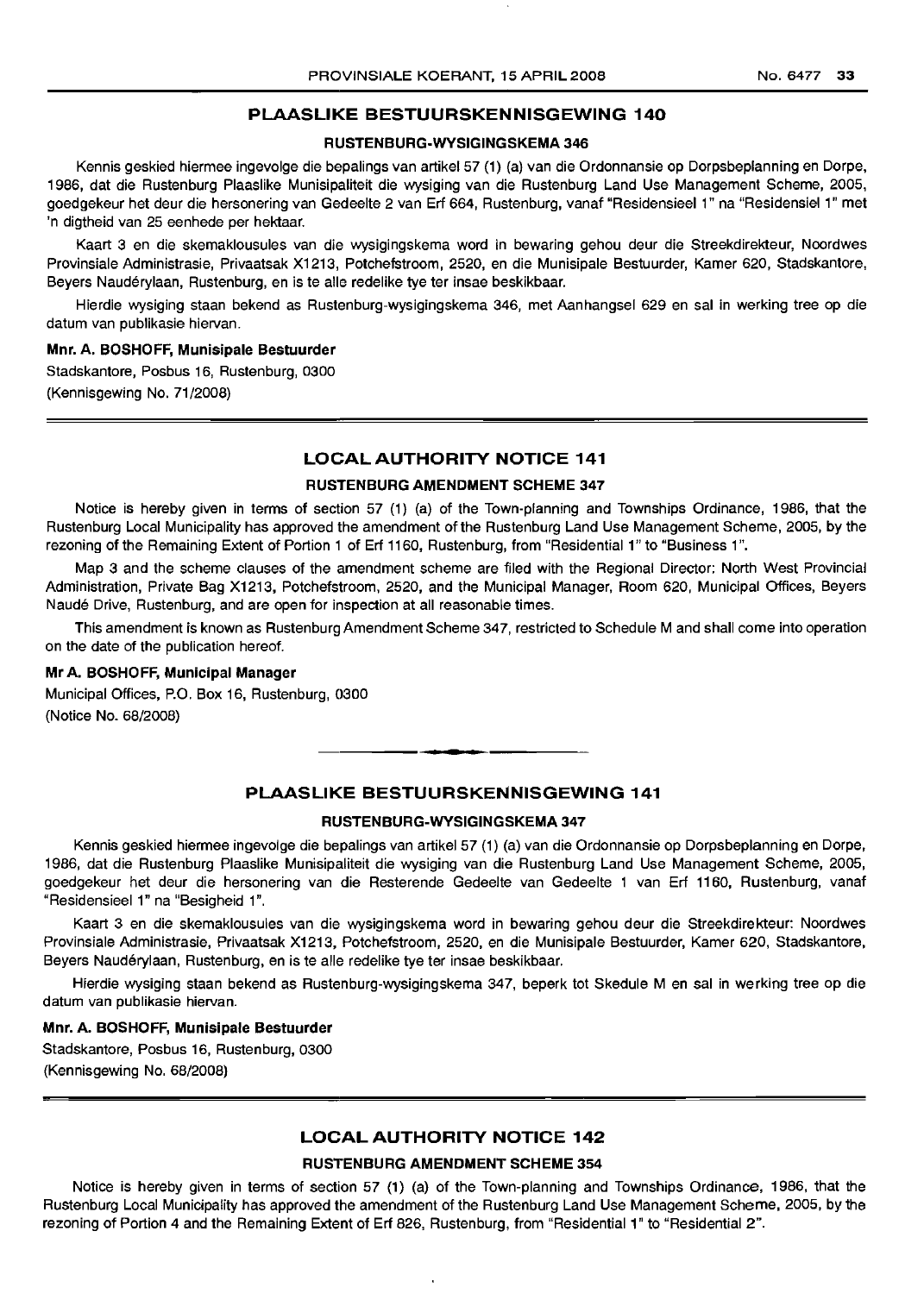## PLAASLIKE BESTUURSKENNISGEWING 140

### RUSTENBURG-WYSIGINGSKEMA 346

Kennis geskied hiermee ingevolge die bepalings van artikel 57 (1) (a) van die Ordonnansie op Dorpsbeplanning en Dorpe, 1986, dat die Rustenburg Plaaslike Munisipaliteit die wysiging van die Rustenburg Land Use Management Scheme, 2005, goedgekeur het deur die hersonering van Gedeelte 2 van Erf 664, Rustenburg, vanaf "Residensieel 1" na "Residensiel 1" met 'n digtheid van 25 eenhede per hektaar.

Kaart 3 en die skemaklousules van die wysigingskema word in bewaring gehou deur die Streekdirekteur, Noordwes Provinsiale Administrasie, Privaatsak X1213, Potchefstroom, 2520, en die Munisipale Bestuurder, Kamer 620, Stadskantore, Beyers Naudérylaan, Rustenburg, en is te aile redelike tye ter insae beskikbaar.

Hierdie wysiging staan bekend as Rustenburg-wysigingskema 346, met Aanhangsel 629 en sal in werking tree op die datum van publikasie hiervan.

**Mnr. A. BOSHOFF, Munisipale Bestuurder**

Stadskantore, Posbus 16, Rustenburg, 0300

(Kennisgewing No. 71/2008)

---

## LOCAL AUTHORITY NOTICE 141

### RUSTENBURG AMENDMENT SCHEME 347

Notice is hereby given in terms of section 57 (1) (a) of the Town-planning and Townships Ordinance, 1986, that the Rustenburg Local Municipality has approved the amendment of the Rustenburg Land Use Management Scheme, 2005, by the rezoning of the Remaining Extent of Portion 1 of Erf 1160, Rustenburg, from "Residential 1" to "Business 1".

Map 3 and the scheme clauses of the amendment scheme are filed with the Regional Director: North West Provincial Administration, Private Bag X1213, Potchefstroom, 2520, and the Municipal Manager, Room 620, Municipal Offices, Beyers Naudé Drive, Rustenburg, and are open for inspection at all reasonable times.

This amendment is known as Rustenburg Amendment Scheme 347, restricted to Schedule M and shall come into operation on the date of the publication hereof.

**Mr A. BOSHOFF, Municipal Manager**

Municipal Offices, P.O. Box 16, Rustenburg, 0300

(Notice No. 68/2008)

---

## PLAASLIKE BESTUURSKENNISGEWING 141

### RUSTENBURG-WYSIGINGSKEMA 347

Kennis geskied hiermee ingevolge die bepalings van artikel 57 (1) (a) van die Ordonnansie op Dorpsbeplanning en Dorpe, 1986, dat die Rustenburg Plaaslike Munisipaliteit die wysiging van die Rustenburg Land Use Management Scheme, 2005, goedgekeur het deur die hersonering van die Resterende Gedeelte van Gedeelte 1 van Erf 1160, Rustenburg, vanaf "Residensieel 1" na "Besigheid 1".

Kaart 3 en die skemaklousules van die wysigingskema word in bewaring gehou deur die Streekdirekteur: Noordwes Provinsiale Administrasie, Privaatsak X1213, Potchefstroom, 2520, en die Munisipale Bestuurder, Kamer 620, Stadskantore, Beyers Naudérylaan, Rustenburg, en is te alle redelike tye ter insae beskikbaar.

Hierdie wysiging staan bekend as Rustenburg-wysigingskema 347, beperk tot Skedule M en sal in werking tree op die datum van publikasie hiervan.

**Mnr. A. BOSHOFF, Munisipale Bestuurder**

Stadskantore, Posbus 16, Rustenburg, 0300

(Kennisgewing No. 68/2008)

---

## LOCAL AUTHORITY NOTICE 142

### RUSTENBURG AMENDMENT SCHEME 354

Notice is hereby given in terms of section 57 (1) (a) of the Town-planning and Townships Ordinance, 1986, that the Rustenburg Local Municipality has approved the amendment of the Rustenburg Land Use Management Scheme, 2005, by the rezoning of Portion 4 and the Remaining Extent of Erf 826, Rustenburg, from "Residential 1" to "Residential 2".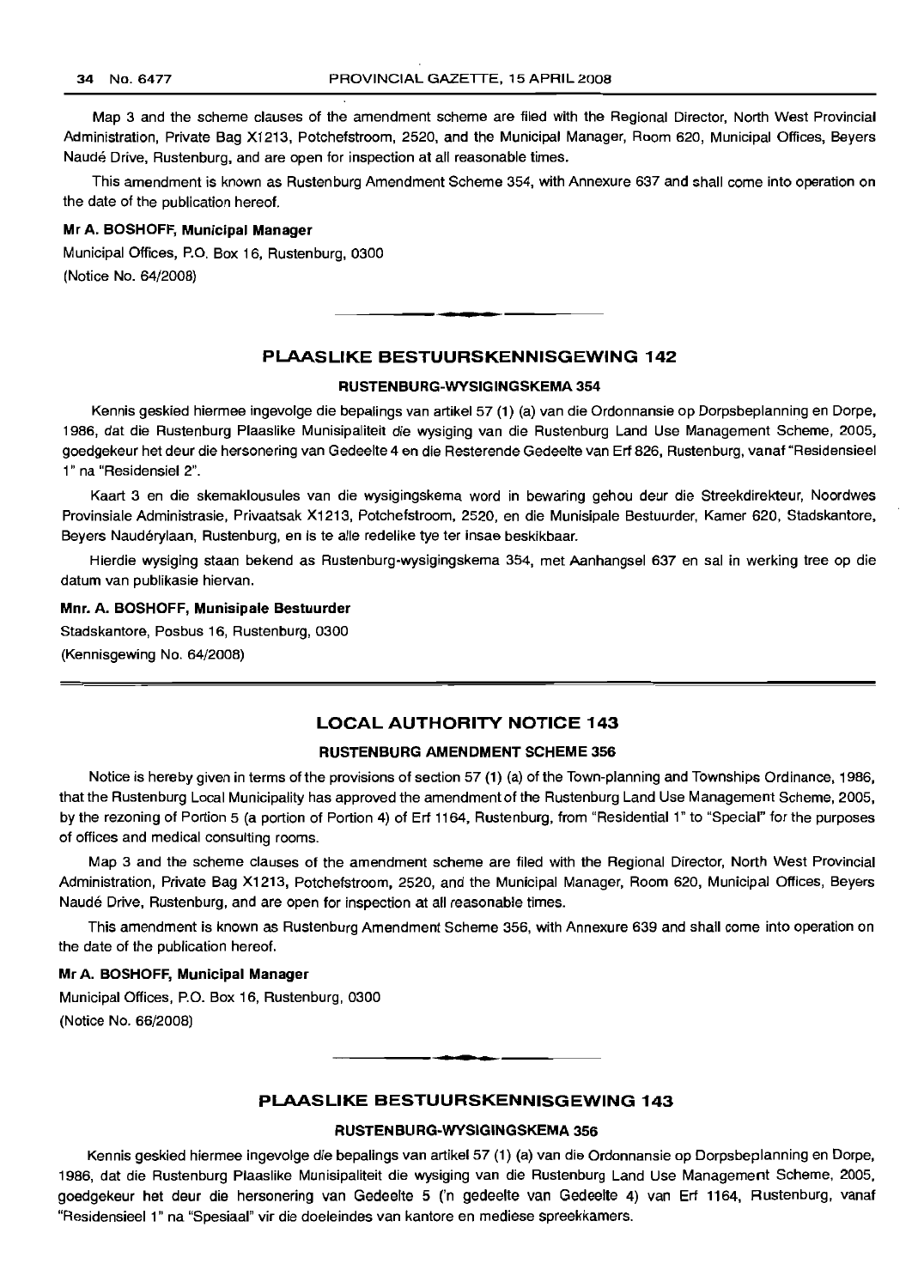Map 3 and the scheme clauses of the amendment scheme are filed with the Regional Director, North West Provincial Administration, Private Bag X1213, Potchefstroom, 2520, and the Municipal Manager, Room 620, Municipal Offices, Beyers Naudé Drive, Rustenburg, and are open for inspection at all reasonable times.

This amendment is known as Rustenburg Amendment Scheme 354, with Annexure 637 and shall come into operation on the date of the publication hereof.

**Mr A. BOSHOFF, Municipal Manager**

Municipal Offices, P.O. Box 16, Rustenburg, 0300

(Notice No. 64/2008)

## PLAASLIKE BESTUURSKENNISGEWING 142

### RUSTENBURG-WYSIGINGSKEMA 354

Kennis geskied hiermee ingevolge die bepalings van artikel 57 (1) (a) van die Ordonnansie op Dorpsbeplanning en Dorpe, 1986, dat die Rustenburg Plaaslike Munisipaliteit die wysiging van die Rustenburg Land Use Management Scheme, 2005, goedgekeur het deur die hersonering van Gedeelte 4 en die Resterende Gedeelte van Erf 826, Rustenburg, vanaf "Residensieel 1" na "Residensiel 2".

Kaart 3 en die skemaklousules van die wysigingskema word in bewaring gehou deur die Streekdirekteur, Noordwes Provinsiale Administrasie, Privaatsak X1213, Potchefstroom, 2520, en die Munisipale Bestuurder, Kamer 620, Stadskantore, Beyers Nauderylaan, Rustenburg, en is te alle redelike tye ter insae beskikbaar.

Hierdie wysiging staan bekend as Rustenburg-wysigingskema 354, met Aanhangsel 637 en sal in werking tree op die datum van publikasie hiervan.

**Mnr. A. BOSHOFF, Munisipale Bestuurder**

Stadskantore, Posbus 16, Rustenburg, 0300

(Kennisgewing No. 64/2008)

## LOCAL AUTHORITY NOTICE 143

### RUSTENBURG AMENDMENT SCHEME 356

Notice is hereby given in terms of the provisions of section 57 (1) (a) of the Town-planning and Townships Ordinance, 1986, that the Rustenburg Local Municipality has approved the amendment of the Rustenburg Land Use Management Scheme, 2005, by the rezoning of Portion 5 (a portion of Portion 4) of Erf 1164, Rustenburg, from "Residential 1" to "Special" for the purposes of offices and medical consulting rooms.

Map 3 and the scheme clauses of the amendment scheme are filed with the Regional Director, North West Provincial Administration, Private Bag X1213, Potchefstroom, 2520, and the Municipal Manager, Room 620, Municipal Offices, Beyers Naudé Drive, Rustenburg, and are open for inspection at all reasonable times.

This amendment is known as Rustenburg Amendment Scheme 356, with Annexure 639 and shall come into operation on the date of the publication hereof.

**Mr A. BOSHOFF, Municipal Manager**

Municipal Offices, P.O. Box 16, Rustenburg, 0300

(Notice No. 66/2008)

## PLAASLIKE BESTUURSKENNISGEWING 143

### RUSTENBURG-WYSIGINGSKEMA 356

Kennis geskied hiermee ingevolge die bepalings van artikel 57 (1) (a) van die Ordonnansie op Dorpsbeplanning en Dorpe, 1986, dat die Rustenburg Plaaslike Munisipaliteit die wysiging van die Rustenburg Land Use Management Scheme, 2005, goedgekeur het deur die hersonering van Gedeelte 5 ('n gedeelte van Gedeelte 4) van Erf 1164, Rustenburg, vanaf "Residensieel 1" na "Spesiaal" vir die doeleindes van kantore en mediese spreekkamers.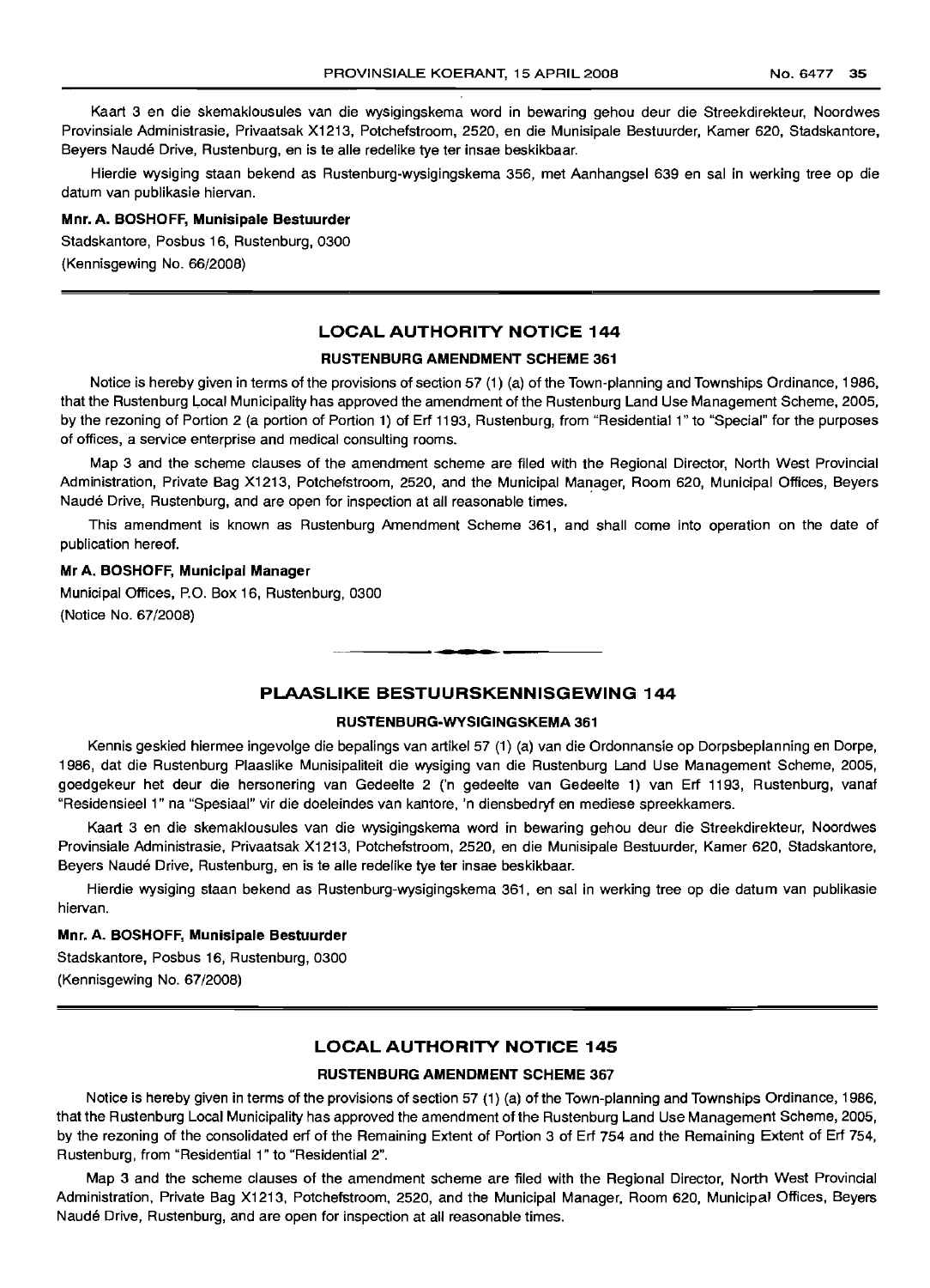Kaart 3 en die skemaklousules van die wysigingskema word in bewaring gehou deur die Streekdirekteur, Noordwes Provinsiale Administrasie, Privaatsak X1213, Potchefstroom, 2520, en die Munisipale Bestuurder, Kamer 620, Stadskantore, Beyers Naudé Drive, Rustenburg, en is te alle redelike tye ter insae beskikbaar.

Hierdie wysiging staan bekend as Rustenburg-wysigingskema 356, met Aanhangsel 639 en sal in werking tree op die datum van publikasie hiervan.

**Mnr. A. BOSHOFF, Munisipale Bestuurder**

Stadskantore, Posbus 16, Rustenburg, 0300

(Kennisgewing No. 66/2008)

## LOCAL AUTHORITY NOTICE 144

### RUSTENBURG AMENDMENT SCHEME 361

Notice is hereby given in terms of the provisions of section 57 (1) (a) of the Town-planning and Townships Ordinance, 1986, that the Rustenburg Local Municipality has approved the amendment of the Rustenburg Land Use Management Scheme, 2005, by the rezoning of Portion 2 (a portion of Portion 1) of Erf 1193, Rustenburg, from "Residential 1" to "Special" for the purposes of offices, a service enterprise and medical consulting rooms.

Map 3 and the scheme clauses of the amendment scheme are filed with the Regional Director, North West Provincial Administration, Private Bag X1213, Potchefstroom, 2520, and the Municipal Manager, Room 620, Municipal Offices, Beyers Naudé Drive, Rustenburg, and are open for inspection at all reasonable times.

This amendment is known as Rustenburg Amendment Scheme 361, and shall come into operation on the date of publication hereof.

**Mr A. BOSHOFF, Municipal Manager**

Municipal Offices, P.O. Box 16, Rustenburg, 0300

(Notice No. 67/2008)

## PLAASLIKE BESTUURSKENNISGEWING 144

### RUSTENBURG-WYSIGINGSKEMA 361

Kennis geskied hiermee ingevolge die bepalings van artikel 57 (1) (a) van die Ordonnansie op Dorpsbeplanning en Dorpe, 1986, dat die Rustenburg Plaaslike Munisipaliteit die wysiging van die Rustenburg Land Use Management Scheme, 2005, goedgekeur het deur die hersonering van Gedeelte 2 ('n gedeelte van Gedeelte 1) van Erf 1193, Rustenburg, vanaf "Residensieel 1" na "Spesiaal" vir die doeleindes van kantore, 'n diensbedryf en mediese spreekkamers.

Kaart 3 en die skemaklousules van die wysigingskema word in bewaring gehou deur die Streekdirekteur, Noordwes Provinsiale Administrasie, Privaatsak X1213, Potchefstroom, 2520, en die Munisipale Bestuurder, Kamer 620, Stadskantore, Beyers Naudé Drive, Rustenburg, en is te alle redelike tye ter insae beskikbaar.

Hierdie wysiging staan bekend as Rustenburg-wysigingskema 361, en sal in werking tree op die datum van publikasie hiervan.

**Mnr. A. BOSHOFF, Munisipale Bestuurder**

Stadskantore, Posbus 16, Rustenburg, 0300

(Kennisgewing No. 67/2008)

## LOCAL AUTHORITY NOTICE 145

### RUSTENBURG AMENDMENT SCHEME 367

Notice is hereby given in terms of the provisions of section 57 (1) (a) of the Town-planning and Townships Ordinance, 1986, that the Rustenburg Local Municipality has approved the amendment of the Rustenburg Land Use Management Scheme, 2005, by the rezoning of the consolidated erf of the Remaining Extent of Portion 3 of Erf 754 and the Remaining Extent of Erf 754, Rustenburg, from "Residential 1" to "Residential 2".

Map 3 and the scheme clauses of the amendment scheme are filed with the Regional Director, North West Provincial Administration, Private Bag X1213, Potchefstroom, 2520, and the Municipal Manager, Room 620, Municipal Offices, Beyers Naudé Drive, Rustenburg, and are open for inspection at all reasonable times.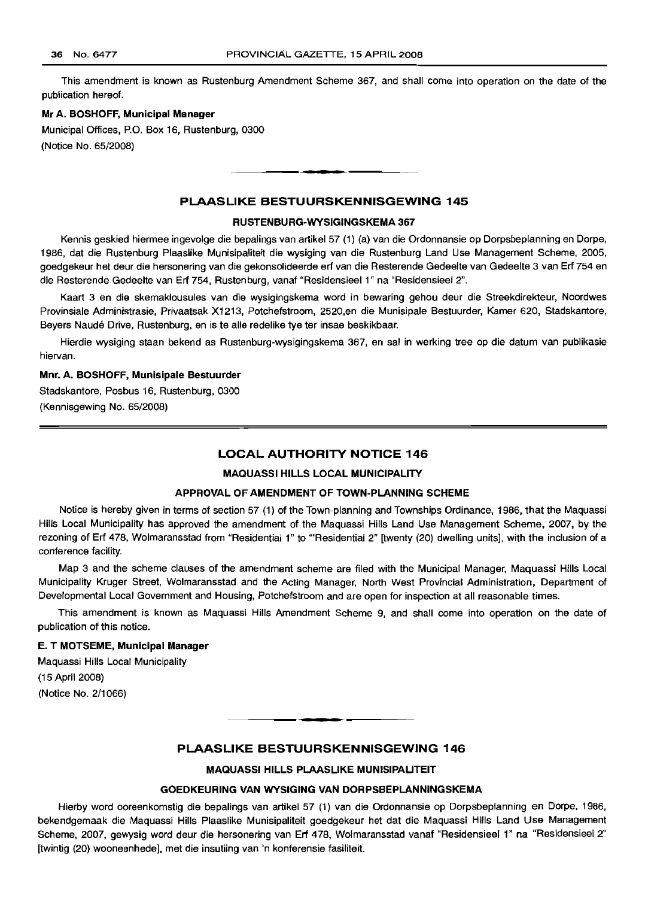This amendment is known as Rustenburg Amendment Scheme 367, and shall come into operation on the date of the publication hereof.

**Mr A. BOSHOFF, Municipal Manager**

Municipal Offices, P.O. Box 16, Rustenburg, 0300

(Notice No. 65/2008)

## PLAASLIKE BESTUURSKENNISGEWING 145

### RUSTENBURG-WYSIGINGSKEMA 367

Kennis geskied hiermee ingevolge die bepalings van artikel 57 (1) (a) van die Ordonnansie op Dorpsbeplanning en Dorpe, 1986, dat die Rustenburg Plaaslike Munisipaliteit die wysiging van die Rustenburg Land Use Management Scheme, 2005, goedgekeur het deur die hersonering van die gekonsolideerde erf van die Resterende Gedeelte van Gedeelte 3 van Erf 754 en die Resterende Gedeelte van Erf 754, Rustenburg, vanaf "Residensieel 1" na "Residensieel 2".

Kaart 3 en die skemaklousules van die wysigingskema word in bewaring gehou deur die Streekdirekteur, Noordwes Provinsiale Administrasie, Privaatsak X1213, Potchefstroom, 2520,en die Munisipale Bestuurder, Kamer 620, Stadskantore, Beyers Naudé Drive, Rustenburg, en is te alle redelike tye ter insae beskikbaar.

Hierdie wysiging staan bekend as Rustenburg-wysigingskema 367, en sal in werking tree op die datum van publikasie hiervan.

**Mnr. A. BOSHOFF, Munisipale Bestuurder**

Stadskantore, Posbus 16, Rustenburg, 0300

(Kennisgewing No. 65/2008)

## LOCAL AUTHORITY NOTICE 146

### MAQUASSI HILLS LOCAL MUNICIPALITY

### APPROVAL OF AMENDMENT OF TOWN-PLANNING SCHEME

Notice is hereby given in terms of section 57 (1) of the Town-planning and Townships Ordinance, 1986, that the Maquassi Hills Local Municipality has approved the amendment of the Maquassi Hills Land Use Management Scheme, 2007, by the rezoning of Erf 478, Wolmaransstad from "Residential 1" to "'Residential 2" [twenty (20) dwelling units], with the inclusion of a conference facility.

Map 3 and the scheme clauses of the amendment scheme are filed with the Municipal Manager, Maquassi Hills Local Municipality Kruger Street, Wolmaransstad and the Acting Manager, North West Provincial Administration, Department of Developmental Local Government and Housing, Potchefstroom and are open for inspection at all reasonable times.

This amendment is known as Maquassi Hills Amendment Scheme 9, and shall come into operation on the date of publication of this notice.

**E. T MOTSEME, Municipal Manager**

Maquassi Hills Local Municipality

(15 April 2008)

(Notice No. 2/1066)

## PLAASLIKE BESTUURSKENNISGEWING 146

### MAQUASSI HILLS PLAASLIKE MUNISIPALITEIT

### GOEDKEURING VAN WYSIGING VAN DORPSBEPLANNINGSKEMA

Hierby word ooreenkomstig die bepalings van artikel 57 (1) van die Ordonnansie op Dorpsbeplanning en Dorpe, 1986, bekendgemaak die Maquassi Hills Plaaslike Munisipaliteit goedgekeur het dat die Maquassi Hills Land Use Management Scheme, 2007, gewysig word deur die hersonering van Erf 478, Wolmaransstad vanaf "Residensieel 1" na "Residensieel 2" [twintig (20) wooneenhede], met die insluiting van 'n konferensie fasiliteit.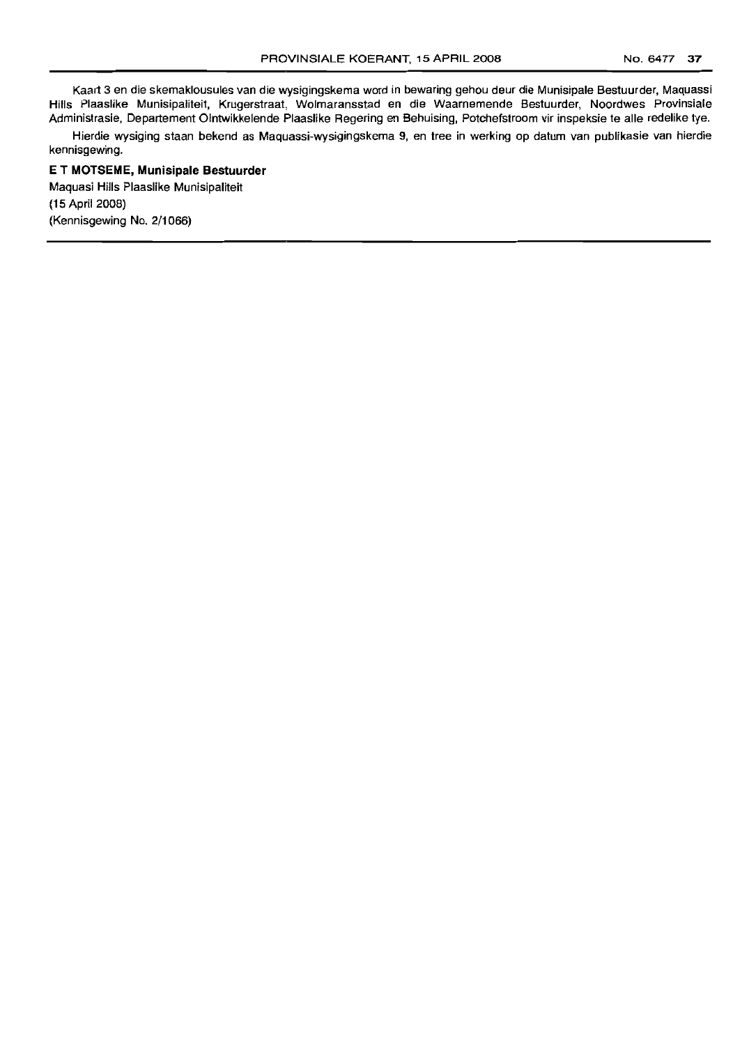Kaart 3 en die skemaklousules van die wysigingskema word in bewaring gehou deur die Munisipale Bestuurder, Maquassi Hills Plaaslike Munisipaliteit, Krugerstraat, Wolmaransstad en die Waarnemende Bestuurder, Noordwes Provinsiale Administrasie, Departement Ontwikkelende Plaaslike Regering en Behuising, Potchefstroom vir inspeksie te alle redelike tye.

Hierdie wysiging staan bekend as Maquassi-wysigingskema 9, en tree in werking op datum van publikasie van hierdie kennisgewing.

**E T MOTSEME, Munisipale Bestuurder**

Maquasi Hills Plaaslike Munisipaliteit

(15 April 2008)

(Kennisgewing No. 2/1066)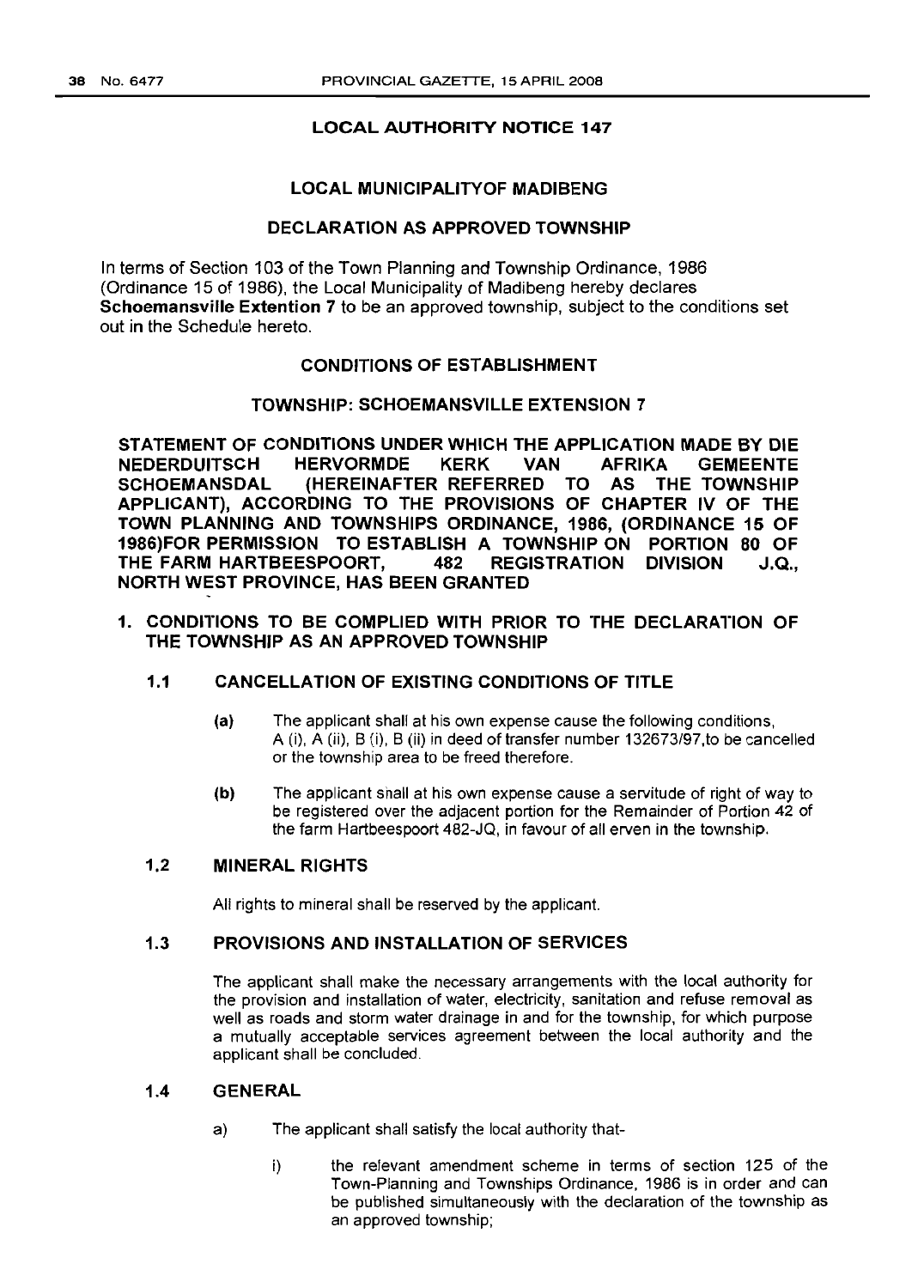## LOCAL AUTHORITY NOTICE 147

### LOCAL MUNICIPALITYOF MADIBENG

### DECLARATION AS APPROVED TOWNSHIP

In terms of Section 103 of the Town Planning and Township Ordinance, 1986 (Ordinance 15 of 1986), the Local Municipality of Madibeng hereby declares **Schoemansville Extention 7** to be an approved township, subject to the conditions set out in the Schedule hereto.

### CONDITIONS OF ESTABLISHMENT

### TOWNSHIP: SCHOEMANSVILLE EXTENSION 7

**STATEMENT OF CONDITIONS UNDER WHICH THE APPLICATION MADE BY DIE NEDERDUITSCH HERVORMDE KERK VAN AFRIKA GEMEENTE SCHOEMANSDAL (HEREINAFTER REFERRED TO AS THE TOWNSHIP APPLICANT), ACCORDING TO THE PROVISIONS OF CHAPTER IV OF THE TOWN PLANNING AND TOWNSHIPS ORDINANCE, 1986, (ORDINANCE 15 OF 1986)FOR PERMISSION TO ESTABLISH A TOWNSHIP ON PORTION 80 OF THE FARM HARTBEESPOORT, 482 REGISTRATION DIVISION J.Q., NORTH WEST PROVINCE, HAS BEEN GRANTED**

**1. CONDITIONS TO BE COMPLIED WITH PRIOR TO THE DECLARATION OF THE TOWNSHIP AS AN APPROVED TOWNSHIP**

**1.1 CANCELLATION OF EXISTING CONDITIONS OF TITLE**

**(a)** The applicant shall at his own expense cause the following conditions, A (i), A (ii), B (i), B (ii) in deed of transfer number 132673/97,to be cancelled or the township area to be freed therefore.

**(b)** The applicant shall at his own expense cause a servitude of right of way to be registered over the adjacent portion for the Remainder of Portion 42 of the farm Hartbeespoort 482-JQ, in favour of all erven in the township.

**1.2 MINERAL RIGHTS**

All rights to mineral shall be reserved by the applicant.

**1.3 PROVISIONS AND INSTALLATION OF SERVICES**

The applicant shall make the necessary arrangements with the local authority for the provision and installation of water, electricity, sanitation and refuse removal as well as roads and storm water drainage in and for the township, for which purpose a mutually acceptable services agreement between the local authority and the applicant shall be concluded.

**1.4 GENERAL**

a) The applicant shall satisfy the local authority that-

i) the relevant amendment scheme in terms of section 125 of the Town-Planning and Townships Ordinance, 1986 is in order and can be published simultaneously with the declaration of the township as an approved township;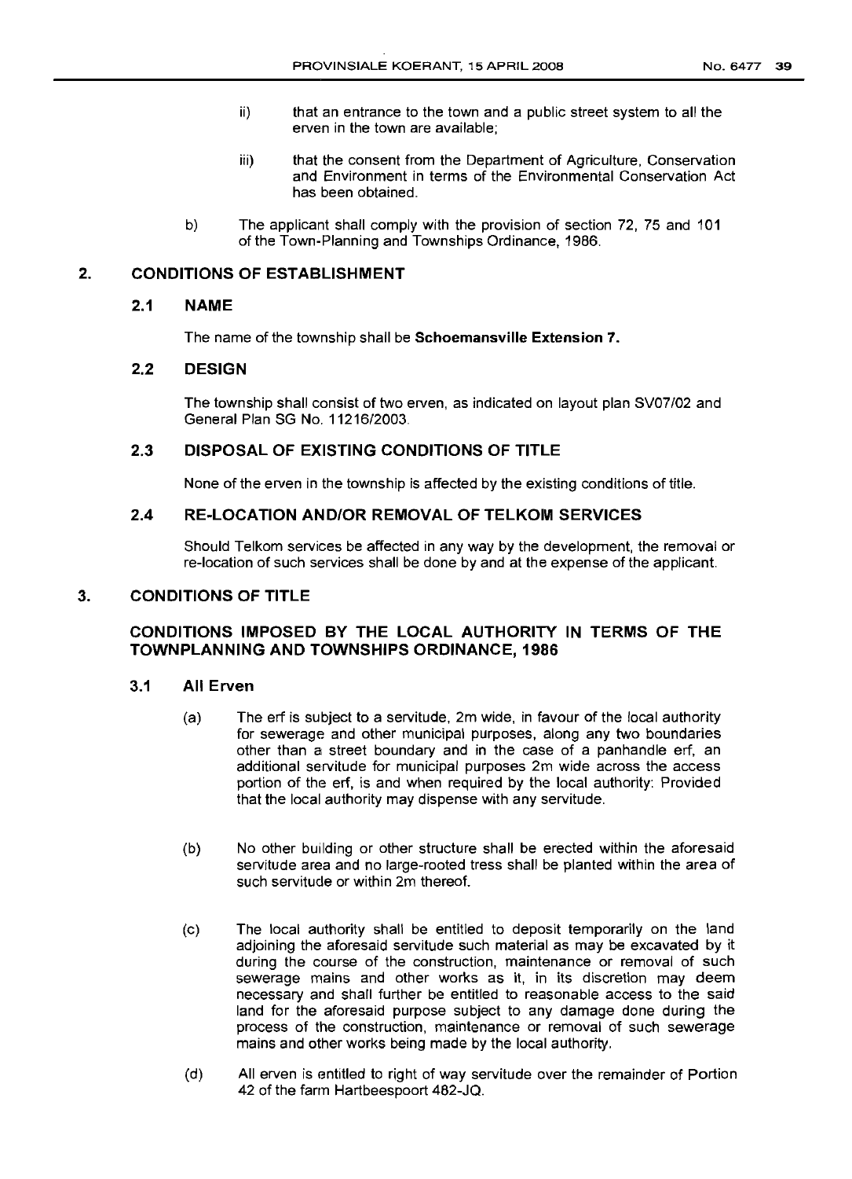ii) that an entrance to the town and a public street system to all the erven in the town are available;

iii) that the consent from the Department of Agriculture, Conservation and Environment in terms of the Environmental Conservation Act has been obtained.

b) The applicant shall comply with the provision of section 72, 75 and 101 of the Town-Planning and Townships Ordinance, 1986.

## 2. CONDITIONS OF ESTABLISHMENT

### 2.1 NAME

The name of the township shall be **Schoemansville Extension 7.**

### 2.2 DESIGN

The township shall consist of two erven, as indicated on layout plan SV07/02 and General Plan SG No. 11216/2003.

### 2.3 DISPOSAL OF EXISTING CONDITIONS OF TITLE

None of the erven in the township is affected by the existing conditions of title.

### 2.4 RE-LOCATION AND/OR REMOVAL OF TELKOM SERVICES

Should Telkom services be affected in any way by the development, the removal or re-location of such services shall be done by and at the expense of the applicant.

## 3. CONDITIONS OF TITLE

### CONDITIONS IMPOSED BY THE LOCAL AUTHORITY IN TERMS OF THE TOWNPLANNING AND TOWNSHIPS ORDINANCE, 1986

### 3.1 All Erven

(a) The erf is subject to a servitude, 2m wide, in favour of the local authority for sewerage and other municipal purposes, along any two boundaries other than a street boundary and in the case of a panhandle erf, an additional servitude for municipal purposes 2m wide across the access portion of the erf, is and when required by the local authority: Provided that the local authority may dispense with any servitude.

(b) No other building or other structure shall be erected within the aforesaid servitude area and no large-rooted tress shall be planted within the area of such servitude or within 2m thereof.

(c) The local authority shall be entitled to deposit temporarily on the land adjoining the aforesaid servitude such material as may be excavated by it during the course of the construction, maintenance or removal of such sewerage mains and other works as it, in its discretion may deem necessary and shall further be entitled to reasonable access to the said land for the aforesaid purpose subject to any damage done during the process of the construction, maintenance or removal of such sewerage mains and other works being made by the local authority.

(d) All erven is entitled to right of way servitude over the remainder of Portion 42 of the farm Hartbeespoort 482-JQ.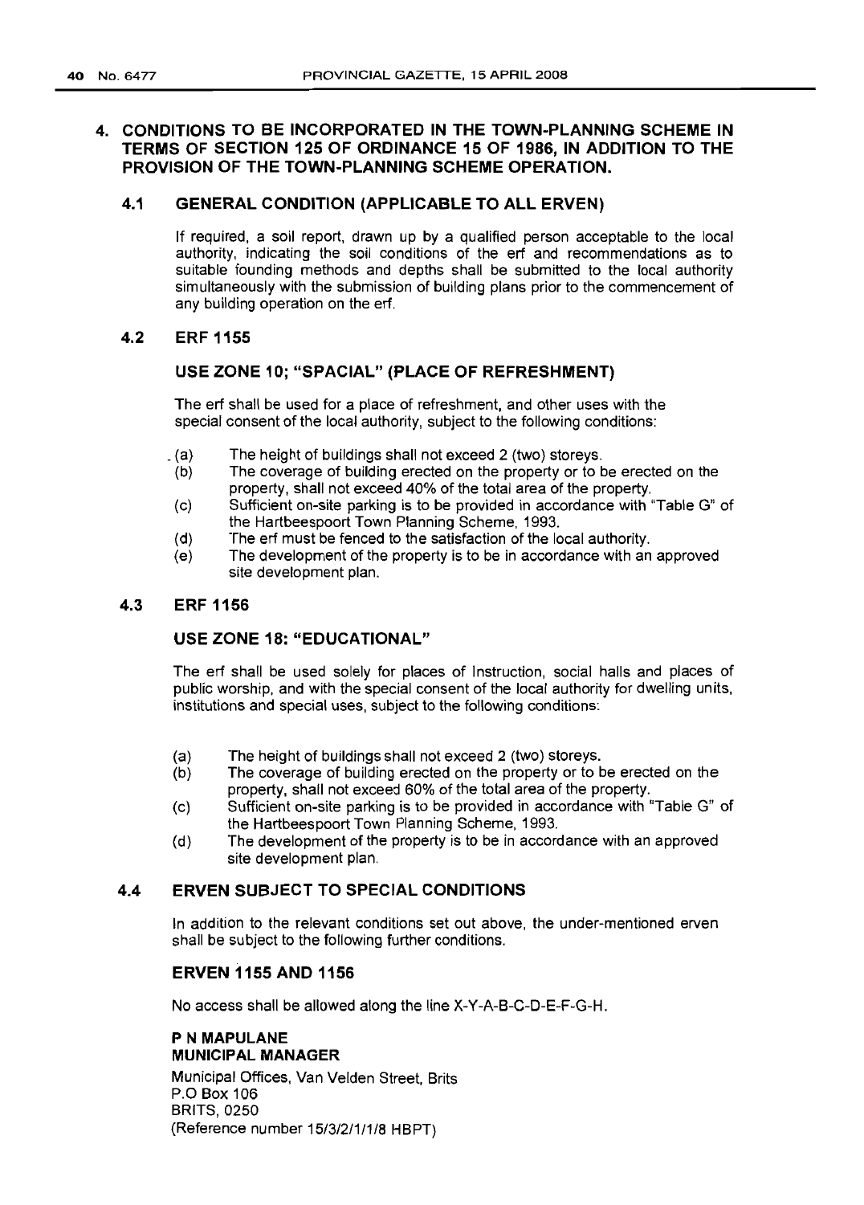## 4. CONDITIONS TO BE INCORPORATED IN THE TOWN-PLANNING SCHEME IN TERMS OF SECTION 125 OF ORDINANCE 15 OF 1986, IN ADDITION TO THE PROVISION OF THE TOWN-PLANNING SCHEME OPERATION.

### 4.1 GENERAL CONDITION (APPLICABLE TO ALL ERVEN)

If required, a soil report, drawn up by a qualified person acceptable to the local authority, indicating the soil conditions of the erf and recommendations as to suitable founding methods and depths shall be submitted to the local authority simultaneously with the submission of building plans prior to the commencement of any building operation on the erf.

### 4.2 ERF 1155

#### USE ZONE 10; "SPACIAL" (PLACE OF REFRESHMENT)

The erf shall be used for a place of refreshment, and other uses with the special consent of the local authority, subject to the following conditions:

(a) The height of buildings shall not exceed 2 (two) storeys.
(b) The coverage of building erected on the property or to be erected on the property, shall not exceed 40% of the total area of the property.
(c) Sufficient on-site parking is to be provided in accordance with "Table G" of the Hartbeespoort Town Planning Scheme, 1993.
(d) The erf must be fenced to the satisfaction of the local authority.
(e) The development of the property is to be in accordance with an approved site development plan.

### 4.3 ERF 1156

#### USE ZONE 18: "EDUCATIONAL"

The erf shall be used solely for places of Instruction, social halls and places of public worship, and with the special consent of the local authority for dwelling units, institutions and special uses, subject to the following conditions:

(a) The height of buildings shall not exceed 2 (two) storeys.
(b) The coverage of building erected on the property or to be erected on the property, shall not exceed 60% of the total area of the property.
(c) Sufficient on-site parking is to be provided in accordance with "Table G" of the Hartbeespoort Town Planning Scheme, 1993.
(d) The development of the property is to be in accordance with an approved site development plan.

### 4.4 ERVEN SUBJECT TO SPECIAL CONDITIONS

In addition to the relevant conditions set out above, the under-mentioned erven shall be subject to the following further conditions.

#### ERVEN 1155 AND 1156

No access shall be allowed along the line X-Y-A-B-C-D-E-F-G-H.

**P N MAPULANE**
**MUNICIPAL MANAGER**

Municipal Offices, Van Velden Street, Brits
P.O Box 106
BRITS, 0250
(Reference number 15/3/2/1/1/8 HBPT)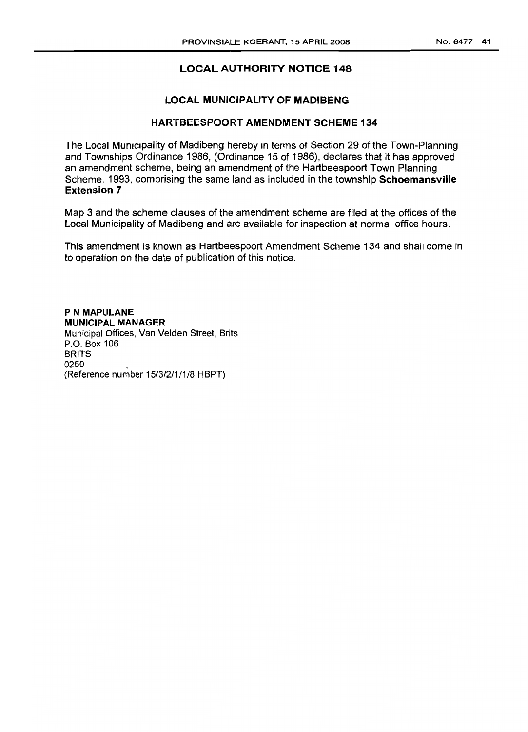## LOCAL AUTHORITY NOTICE 148

## LOCAL MUNICIPALITY OF MADIBENG

## HARTBEESPOORT AMENDMENT SCHEME 134

The Local Municipality of Madibeng hereby in terms of Section 29 of the Town-Planning and Townships Ordinance 1986, (Ordinance 15 of 1986), declares that it has approved an amendment scheme, being an amendment of the Hartbeespoort Town Planning Scheme, 1993, comprising the same land as included in the township **Schoemansville Extension 7**

Map 3 and the scheme clauses of the amendment scheme are filed at the offices of the Local Municipality of Madibeng and are available for inspection at normal office hours.

This amendment is known as Hartbeespoort Amendment Scheme 134 and shall come in to operation on the date of publication of this notice.

**P N MAPULANE**
**MUNICIPAL MANAGER**
Municipal Offices, Van Velden Street, Brits
P.O. Box 106
BRITS
0250
(Reference number 15/3/2/1/1/8 HBPT)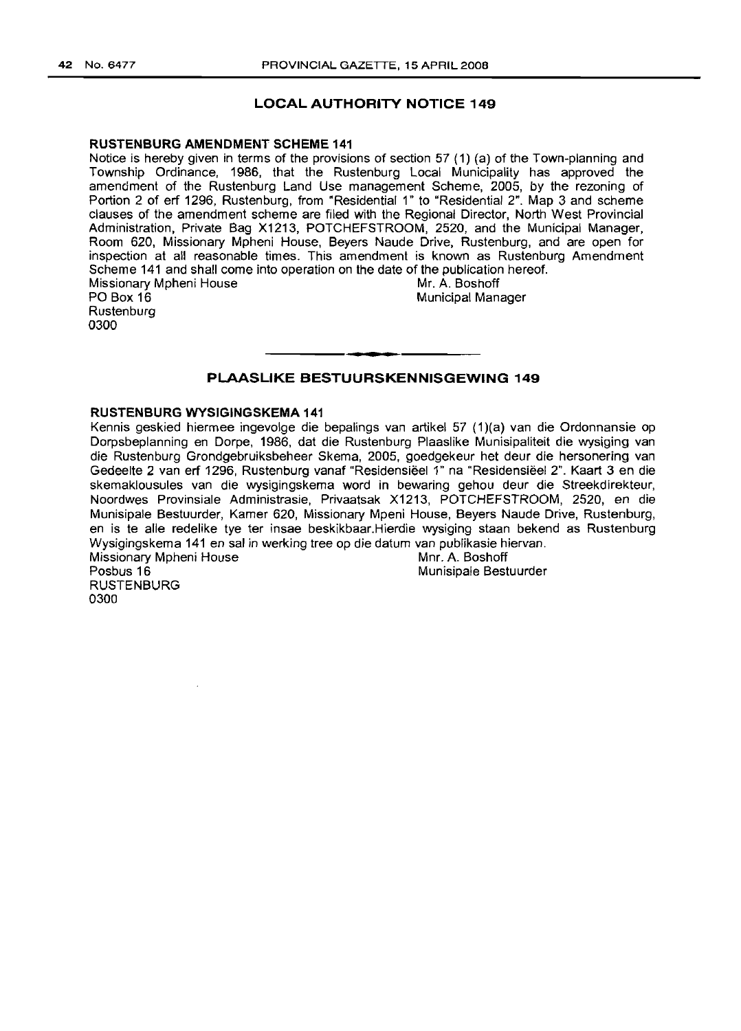## LOCAL AUTHORITY NOTICE 149

**RUSTENBURG AMENDMENT SCHEME 141**

Notice is hereby given in terms of the provisions of section 57 (1) (a) of the Town-planning and Township Ordinance, 1986, that the Rustenburg Local Municipality has approved the amendment of the Rustenburg Land Use management Scheme, 2005, by the rezoning of Portion 2 of erf 1296, Rustenburg, from "Residential 1" to "Residential 2". Map 3 and scheme clauses of the amendment scheme are filed with the Regional Director, North West Provincial Administration, Private Bag X1213, POTCHEFSTROOM, 2520, and the Municipal Manager, Room 620, Missionary Mpheni House, Beyers Naude Drive, Rustenburg, and are open for inspection at all reasonable times. This amendment is known as Rustenburg Amendment Scheme 141 and shall come into operation on the date of the publication hereof.

Missionary Mpheni House
PO Box 16
Rustenburg
0300

Mr. A. Boshoff
Municipal Manager

## PLAASLIKE BESTUURSKENNISGEWING 149

**RUSTENBURG WYSIGINGSKEMA 141**

Kennis geskied hiermee ingevolge die bepalings van artikel 57 (1)(a) van die Ordonnansie op Dorpsbeplanning en Dorpe, 1986, dat die Rustenburg Plaaslike Munisipaliteit die wysiging van die Rustenburg Grondgebruiksbeheer Skema, 2005, goedgekeur het deur die hersonering van Gedeelte 2 van erf 1296, Rustenburg vanaf "Residensiëel 1" na "Residensiëel 2". Kaart 3 en die skemaklousules van die wysigingskema word in bewaring gehou deur die Streekdirekteur, Noordwes Provinsiale Administrasie, Privaatsak X1213, POTCHEFSTROOM, 2520, en die Munisipale Bestuurder, Kamer 620, Missionary Mpeni House, Beyers Naude Drive, Rustenburg, en is te alle redelike tye ter insae beskikbaar.Hierdie wysiging staan bekend as Rustenburg Wysigingskema 141 en sal in werking tree op die datum van publikasie hiervan.

Missionary Mpheni House
Posbus 16
RUSTENBURG
0300

Mnr. A. Boshoff
Munisipale Bestuurder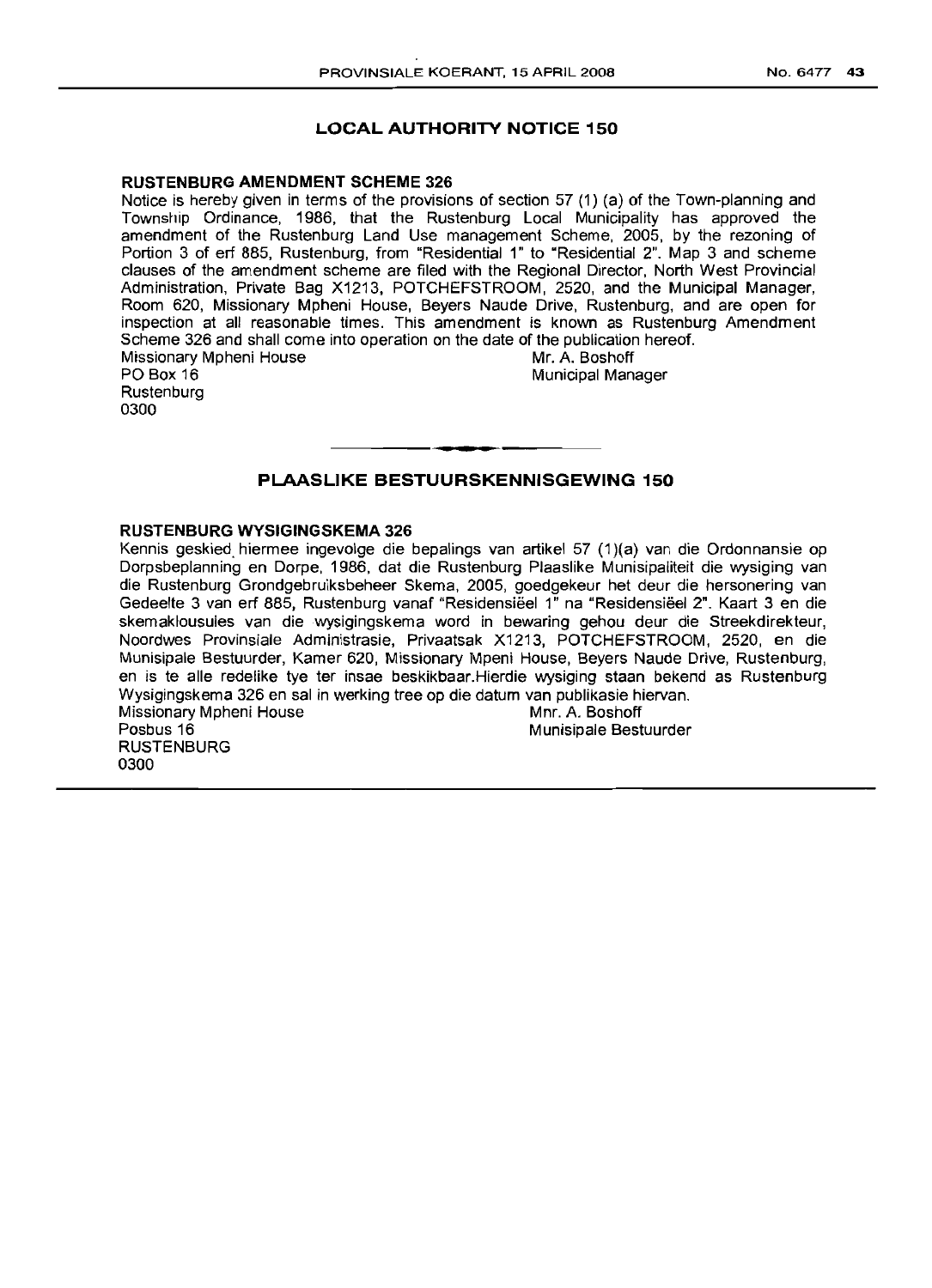## LOCAL AUTHORITY NOTICE 150

### RUSTENBURG AMENDMENT SCHEME 326

Notice is hereby given in terms of the provisions of section 57 (1) (a) of the Town-planning and Township Ordinance, 1986, that the Rustenburg Local Municipality has approved the amendment of the Rustenburg Land Use management Scheme, 2005, by the rezoning of Portion 3 of erf 885, Rustenburg, from "Residential 1" to "Residential 2". Map 3 and scheme clauses of the amendment scheme are filed with the Regional Director, North West Provincial Administration, Private Bag X1213, POTCHEFSTROOM, 2520, and the Municipal Manager, Room 620, Missionary Mpheni House, Beyers Naude Drive, Rustenburg, and are open for inspection at all reasonable times. This amendment is known as Rustenburg Amendment Scheme 326 and shall come into operation on the date of the publication hereof.

Missionary Mpheni House
PO Box 16
Rustenburg
0300

Mr. A. Boshoff
Municipal Manager

---

## PLAASLIKE BESTUURSKENNISGEWING 150

### RUSTENBURG WYSIGINGSKEMA 326

Kennis geskied hiermee ingevolge die bepalings van artikel 57 (1)(a) van die Ordonnansie op Dorpsbeplanning en Dorpe, 1986, dat die Rustenburg Plaaslike Munisipaliteit die wysiging van die Rustenburg Grondgebruiksbeheer Skema, 2005, goedgekeur het deur die hersonering van Gedeelte 3 van erf 885, Rustenburg vanaf "Residensiëel 1" na "Residensiëel 2". Kaart 3 en die skemaklousules van die wysigingskema word in bewaring gehou deur die Streekdirekteur, Noordwes Provinsiale Administrasie, Privaatsak X1213, POTCHEFSTROOM, 2520, en die Munisipale Bestuurder, Kamer 620, Missionary Mpeni House, Beyers Naude Drive, Rustenburg, en is te alle redelike tye ter insae beskikbaar.Hierdie wysiging staan bekend as Rustenburg Wysigingskema 326 en sal in werking tree op die datum van publikasie hiervan.

Missionary Mpheni House
Posbus 16
RUSTENBURG
0300

Mnr. A. Boshoff
Munisipale Bestuurder